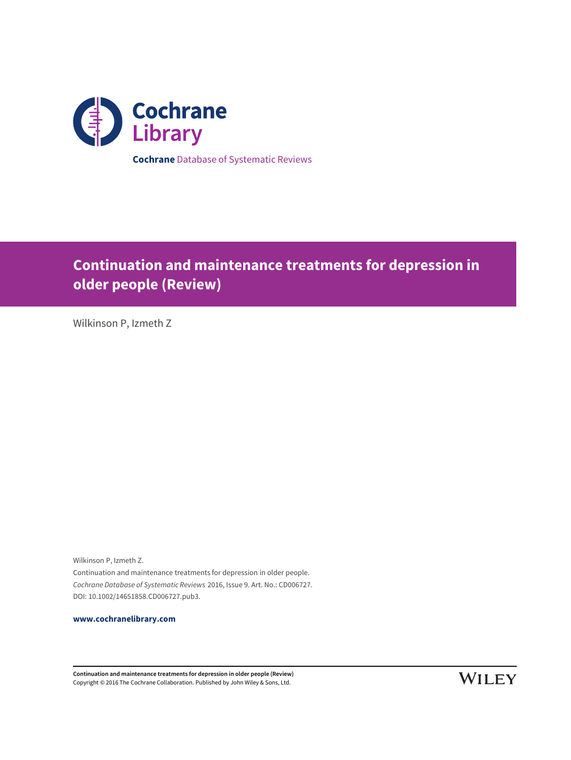Cochrane Library

**Cochrane** Database of Systematic Reviews

# Continuation and maintenance treatments for depression in older people (Review)

Wilkinson P, Izmeth Z

Wilkinson P, Izmeth Z.
Continuation and maintenance treatments for depression in older people.
*Cochrane Database of Systematic Reviews* 2016, Issue 9. Art. No.: CD006727.
DOI: 10.1002/14651858.CD006727.pub3.

**www.cochranelibrary.com**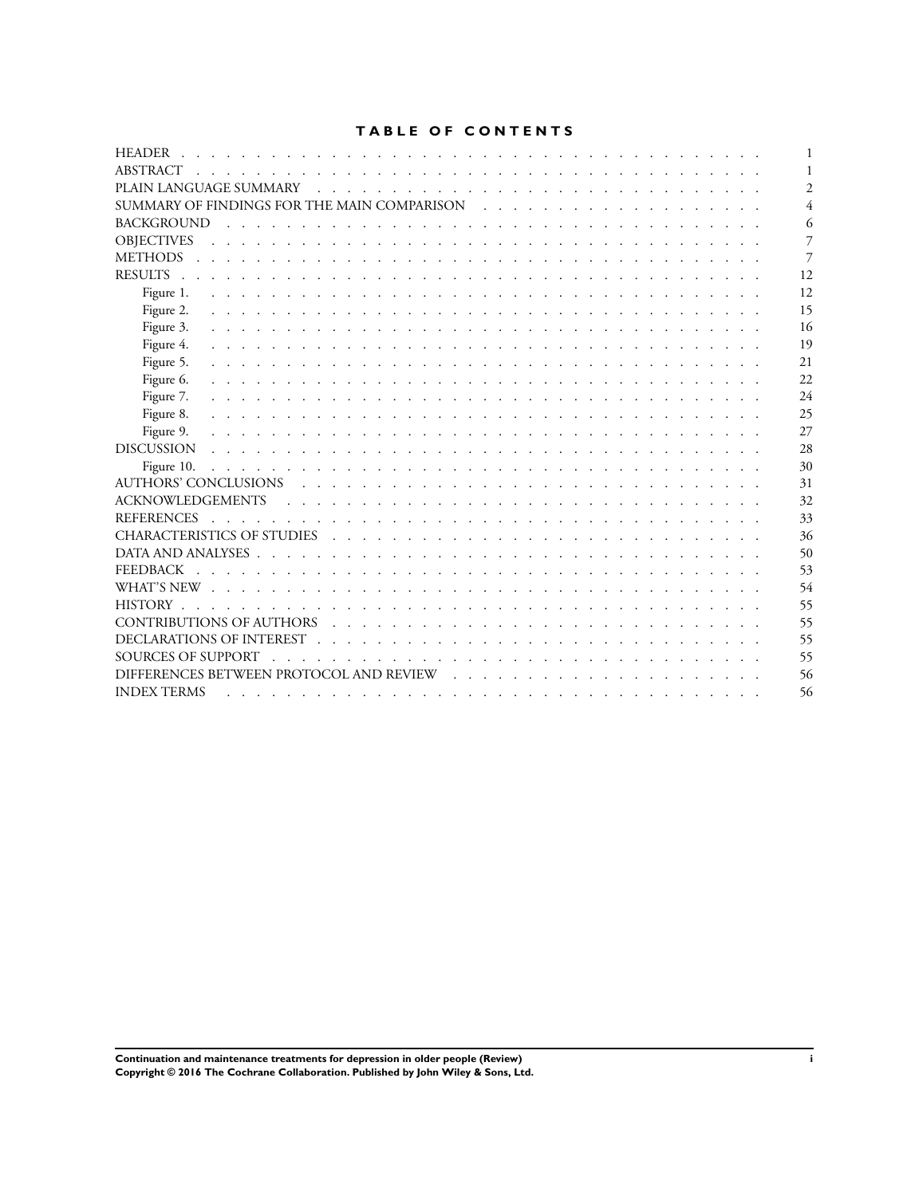# TABLE OF CONTENTS

| | |
|---|---|
| HEADER | 1 |
| ABSTRACT | 1 |
| PLAIN LANGUAGE SUMMARY | 2 |
| SUMMARY OF FINDINGS FOR THE MAIN COMPARISON | 4 |
| BACKGROUND | 6 |
| OBJECTIVES | 7 |
| METHODS | 7 |
| RESULTS | 12 |
| Figure 1. | 12 |
| Figure 2. | 15 |
| Figure 3. | 16 |
| Figure 4. | 19 |
| Figure 5. | 21 |
| Figure 6. | 22 |
| Figure 7. | 24 |
| Figure 8. | 25 |
| Figure 9. | 27 |
| DISCUSSION | 28 |
| Figure 10. | 30 |
| AUTHORS' CONCLUSIONS | 31 |
| ACKNOWLEDGEMENTS | 32 |
| REFERENCES | 33 |
| CHARACTERISTICS OF STUDIES | 36 |
| DATA AND ANALYSES | 50 |
| FEEDBACK | 53 |
| WHAT'S NEW | 54 |
| HISTORY | 55 |
| CONTRIBUTIONS OF AUTHORS | 55 |
| DECLARATIONS OF INTEREST | 55 |
| SOURCES OF SUPPORT | 55 |
| DIFFERENCES BETWEEN PROTOCOL AND REVIEW | 56 |
| INDEX TERMS | 56 |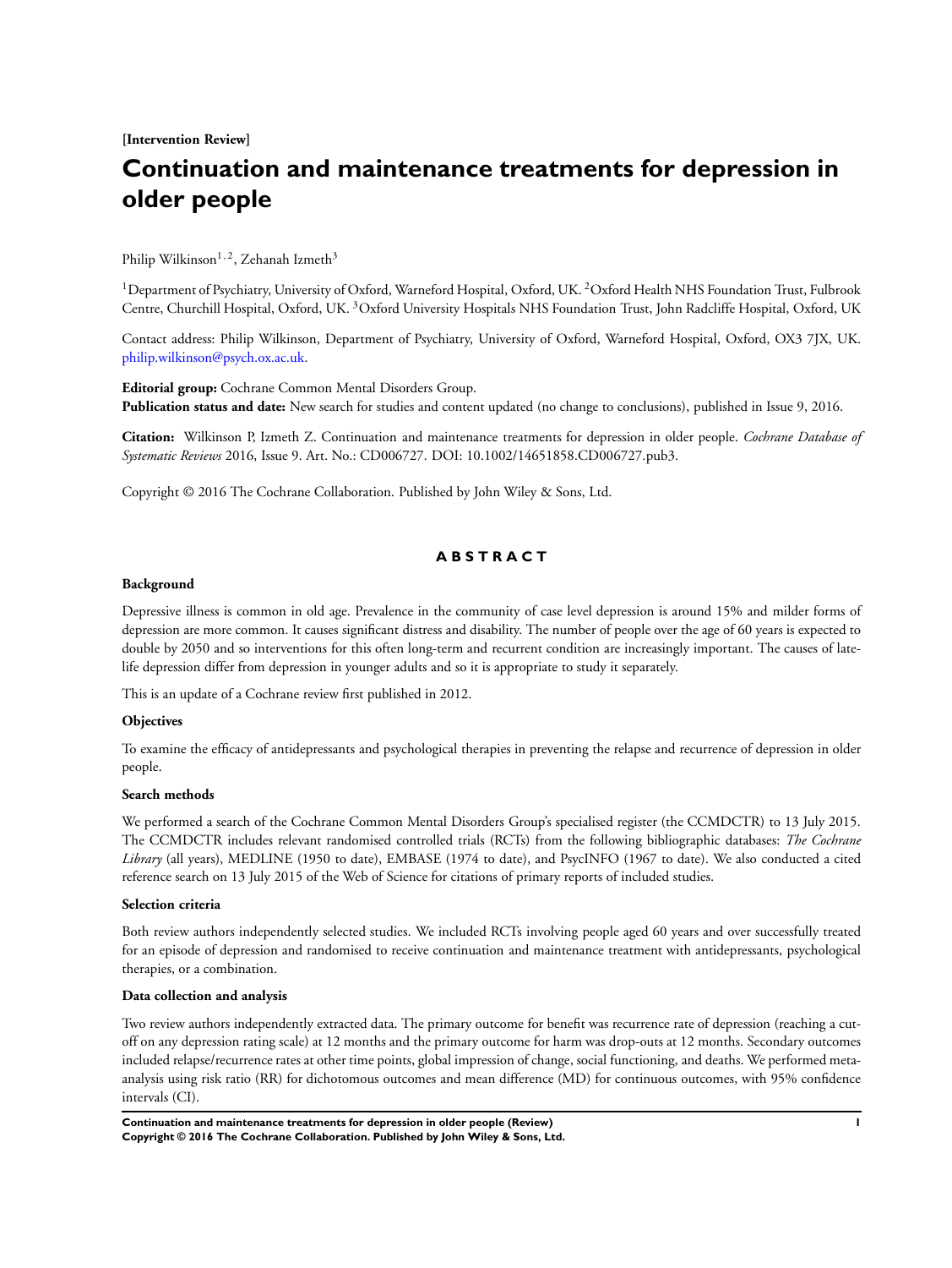**[Intervention Review]**

# Continuation and maintenance treatments for depression in older people

Philip Wilkinson[1,2], Zehanah Izmeth[3]

[1]Department of Psychiatry, University of Oxford, Warneford Hospital, Oxford, UK. [2]Oxford Health NHS Foundation Trust, Fulbrook Centre, Churchill Hospital, Oxford, UK. [3]Oxford University Hospitals NHS Foundation Trust, John Radcliffe Hospital, Oxford, UK

Contact address: Philip Wilkinson, Department of Psychiatry, University of Oxford, Warneford Hospital, Oxford, OX3 7JX, UK. philip.wilkinson@psych.ox.ac.uk.

**Editorial group:** Cochrane Common Mental Disorders Group.
**Publication status and date:** New search for studies and content updated (no change to conclusions), published in Issue 9, 2016.

**Citation:** Wilkinson P, Izmeth Z. Continuation and maintenance treatments for depression in older people. *Cochrane Database of Systematic Reviews* 2016, Issue 9. Art. No.: CD006727. DOI: 10.1002/14651858.CD006727.pub3.

Copyright © 2016 The Cochrane Collaboration. Published by John Wiley & Sons, Ltd.

## ABSTRACT

### Background

Depressive illness is common in old age. Prevalence in the community of case level depression is around 15% and milder forms of depression are more common. It causes significant distress and disability. The number of people over the age of 60 years is expected to double by 2050 and so interventions for this often long-term and recurrent condition are increasingly important. The causes of late-life depression differ from depression in younger adults and so it is appropriate to study it separately.

This is an update of a Cochrane review first published in 2012.

### Objectives

To examine the efficacy of antidepressants and psychological therapies in preventing the relapse and recurrence of depression in older people.

### Search methods

We performed a search of the Cochrane Common Mental Disorders Group's specialised register (the CCMDCTR) to 13 July 2015. The CCMDCTR includes relevant randomised controlled trials (RCTs) from the following bibliographic databases: *The Cochrane Library* (all years), MEDLINE (1950 to date), EMBASE (1974 to date), and PsycINFO (1967 to date). We also conducted a cited reference search on 13 July 2015 of the Web of Science for citations of primary reports of included studies.

### Selection criteria

Both review authors independently selected studies. We included RCTs involving people aged 60 years and over successfully treated for an episode of depression and randomised to receive continuation and maintenance treatment with antidepressants, psychological therapies, or a combination.

### Data collection and analysis

Two review authors independently extracted data. The primary outcome for benefit was recurrence rate of depression (reaching a cut-off on any depression rating scale) at 12 months and the primary outcome for harm was drop-outs at 12 months. Secondary outcomes included relapse/recurrence rates at other time points, global impression of change, social functioning, and deaths. We performed meta-analysis using risk ratio (RR) for dichotomous outcomes and mean difference (MD) for continuous outcomes, with 95% confidence intervals (CI).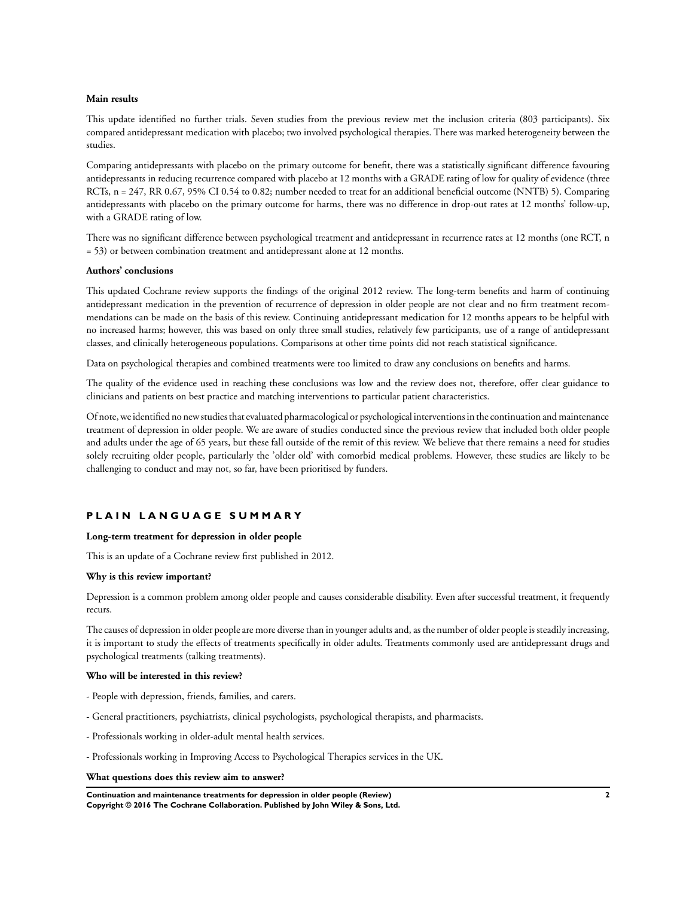#### Main results

This update identified no further trials. Seven studies from the previous review met the inclusion criteria (803 participants). Six compared antidepressant medication with placebo; two involved psychological therapies. There was marked heterogeneity between the studies.

Comparing antidepressants with placebo on the primary outcome for benefit, there was a statistically significant difference favouring antidepressants in reducing recurrence compared with placebo at 12 months with a GRADE rating of low for quality of evidence (three RCTs, n = 247, RR 0.67, 95% CI 0.54 to 0.82; number needed to treat for an additional beneficial outcome (NNTB) 5). Comparing antidepressants with placebo on the primary outcome for harms, there was no difference in drop-out rates at 12 months' follow-up, with a GRADE rating of low.

There was no significant difference between psychological treatment and antidepressant in recurrence rates at 12 months (one RCT, n = 53) or between combination treatment and antidepressant alone at 12 months.

#### Authors' conclusions

This updated Cochrane review supports the findings of the original 2012 review. The long-term benefits and harm of continuing antidepressant medication in the prevention of recurrence of depression in older people are not clear and no firm treatment recommendations can be made on the basis of this review. Continuing antidepressant medication for 12 months appears to be helpful with no increased harms; however, this was based on only three small studies, relatively few participants, use of a range of antidepressant classes, and clinically heterogeneous populations. Comparisons at other time points did not reach statistical significance.

Data on psychological therapies and combined treatments were too limited to draw any conclusions on benefits and harms.

The quality of the evidence used in reaching these conclusions was low and the review does not, therefore, offer clear guidance to clinicians and patients on best practice and matching interventions to particular patient characteristics.

Of note, we identified no new studies that evaluated pharmacological or psychological interventions in the continuation and maintenance treatment of depression in older people. We are aware of studies conducted since the previous review that included both older people and adults under the age of 65 years, but these fall outside of the remit of this review. We believe that there remains a need for studies solely recruiting older people, particularly the 'older old' with comorbid medical problems. However, these studies are likely to be challenging to conduct and may not, so far, have been prioritised by funders.

## PLAIN LANGUAGE SUMMARY

#### Long-term treatment for depression in older people

This is an update of a Cochrane review first published in 2012.

#### Why is this review important?

Depression is a common problem among older people and causes considerable disability. Even after successful treatment, it frequently recurs.

The causes of depression in older people are more diverse than in younger adults and, as the number of older people is steadily increasing, it is important to study the effects of treatments specifically in older adults. Treatments commonly used are antidepressant drugs and psychological treatments (talking treatments).

#### Who will be interested in this review?

- People with depression, friends, families, and carers.
- General practitioners, psychiatrists, clinical psychologists, psychological therapists, and pharmacists.
- Professionals working in older-adult mental health services.
- Professionals working in Improving Access to Psychological Therapies services in the UK.

#### What questions does this review aim to answer?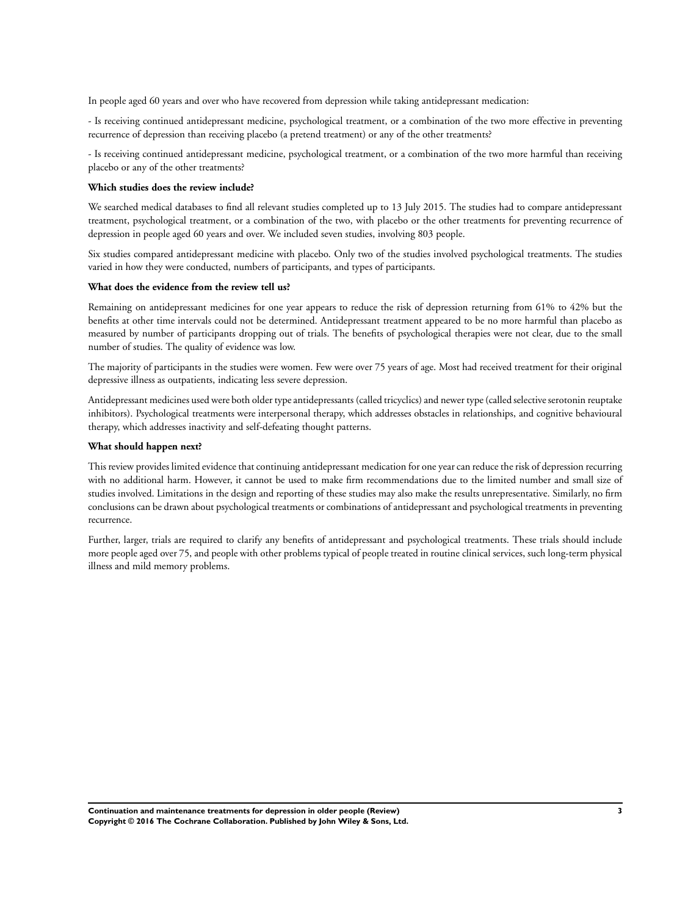In people aged 60 years and over who have recovered from depression while taking antidepressant medication:

- Is receiving continued antidepressant medicine, psychological treatment, or a combination of the two more effective in preventing recurrence of depression than receiving placebo (a pretend treatment) or any of the other treatments?

- Is receiving continued antidepressant medicine, psychological treatment, or a combination of the two more harmful than receiving placebo or any of the other treatments?

**Which studies does the review include?**

We searched medical databases to find all relevant studies completed up to 13 July 2015. The studies had to compare antidepressant treatment, psychological treatment, or a combination of the two, with placebo or the other treatments for preventing recurrence of depression in people aged 60 years and over. We included seven studies, involving 803 people.

Six studies compared antidepressant medicine with placebo. Only two of the studies involved psychological treatments. The studies varied in how they were conducted, numbers of participants, and types of participants.

**What does the evidence from the review tell us?**

Remaining on antidepressant medicines for one year appears to reduce the risk of depression returning from 61% to 42% but the benefits at other time intervals could not be determined. Antidepressant treatment appeared to be no more harmful than placebo as measured by number of participants dropping out of trials. The benefits of psychological therapies were not clear, due to the small number of studies. The quality of evidence was low.

The majority of participants in the studies were women. Few were over 75 years of age. Most had received treatment for their original depressive illness as outpatients, indicating less severe depression.

Antidepressant medicines used were both older type antidepressants (called tricyclics) and newer type (called selective serotonin reuptake inhibitors). Psychological treatments were interpersonal therapy, which addresses obstacles in relationships, and cognitive behavioural therapy, which addresses inactivity and self-defeating thought patterns.

**What should happen next?**

This review provides limited evidence that continuing antidepressant medication for one year can reduce the risk of depression recurring with no additional harm. However, it cannot be used to make firm recommendations due to the limited number and small size of studies involved. Limitations in the design and reporting of these studies may also make the results unrepresentative. Similarly, no firm conclusions can be drawn about psychological treatments or combinations of antidepressant and psychological treatments in preventing recurrence.

Further, larger, trials are required to clarify any benefits of antidepressant and psychological treatments. These trials should include more people aged over 75, and people with other problems typical of people treated in routine clinical services, such long-term physical illness and mild memory problems.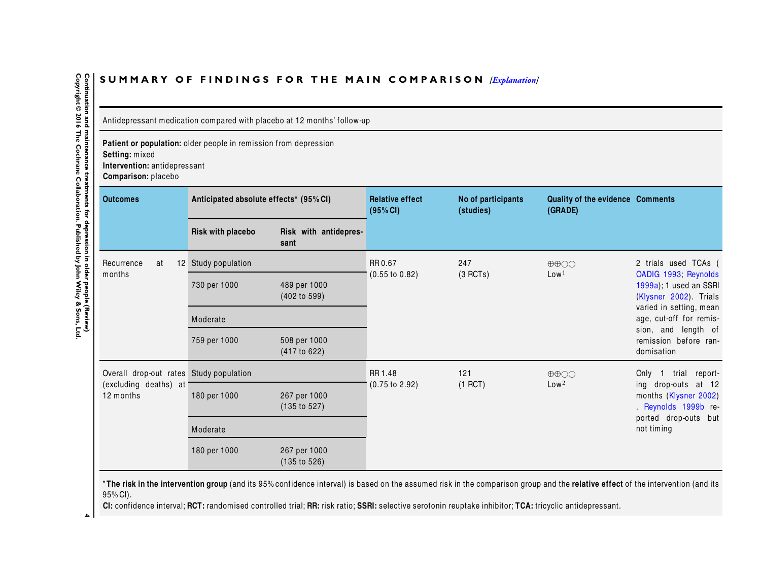## SUMMARY OF FINDINGS FOR THE MAIN COMPARISON *[Explanation]*

Antidepressant medication compared with placebo at 12 months' follow-up

**Patient or population:** older people in remission from depression
**Setting:** mixed
**Intervention:** antidepressant
**Comparison:** placebo

| Outcomes | Anticipated absolute effects* (95% CI) | | Relative effect (95% CI) | No of participants (studies) | Quality of the evidence (GRADE) | Comments |
|---|---|---|---|---|---|---|
| | Risk with placebo | Risk with antidepressant | | | | |
| Recurrence at 12 months | Study population | | RR 0.67 (0.55 to 0.82) | 247 (3 RCTs) | ⊕⊕○○ Low[1] | 2 trials used TCAs (OADIG 1993; Reynolds 1999a); 1 used an SSRI (Klysner 2002). Trials varied in setting, mean age, cut-off for remission, and length of remission before randomisation |
| | 730 per 1000 | 489 per 1000 (402 to 599) | | | | |
| | Moderate | | | | | |
| | 759 per 1000 | 508 per 1000 (417 to 622) | | | | |
| Overall drop-out rates (excluding deaths) at 12 months | Study population | | RR 1.48 (0.75 to 2.92) | 121 (1 RCT) | ⊕⊕○○ Low[2] | Only 1 trial reporting drop-outs at 12 months (Klysner 2002). Reynolds 1999b reported drop-outs but not timing |
| | 180 per 1000 | 267 per 1000 (135 to 527) | | | | |
| | Moderate | | | | | |
| | 180 per 1000 | 267 per 1000 (135 to 526) | | | | |

***The risk in the intervention group** (and its 95% confidence interval) is based on the assumed risk in the comparison group and the **relative effect** of the intervention (and its 95% CI).

**CI:** confidence interval; **RCT:** randomised controlled trial; **RR:** risk ratio; **SSRI:** selective serotonin reuptake inhibitor; **TCA:** tricyclic antidepressant.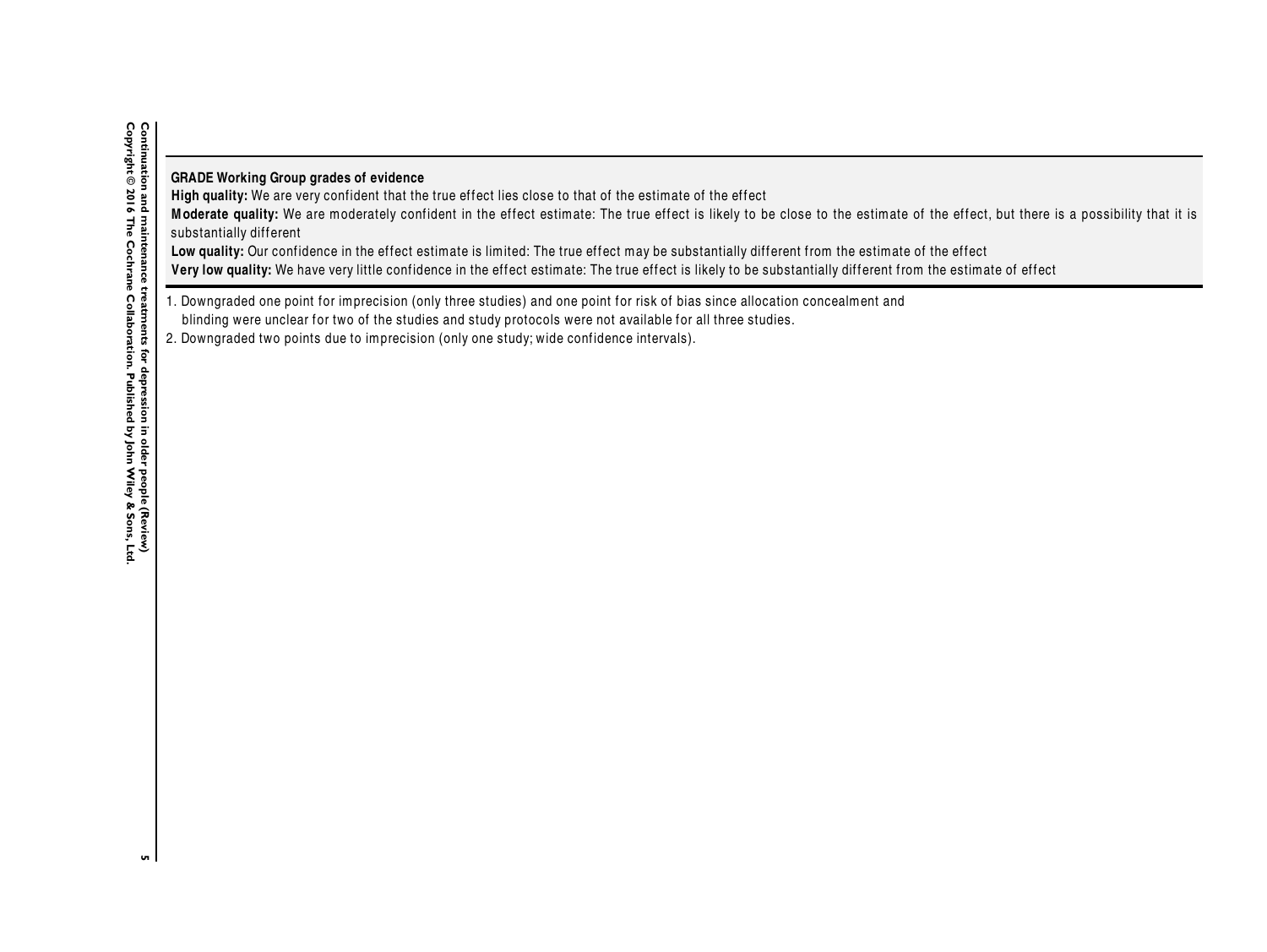**GRADE Working Group grades of evidence**
**High quality:** We are very confident that the true effect lies close to that of the estimate of the effect
**Moderate quality:** We are moderately confident in the effect estimate: The true effect is likely to be close to the estimate of the effect, but there is a possibility that it is substantially different
**Low quality:** Our confidence in the effect estimate is limited: The true effect may be substantially different from the estimate of the effect
**Very low quality:** We have very little confidence in the effect estimate: The true effect is likely to be substantially different from the estimate of effect

1. Downgraded one point for imprecision (only three studies) and one point for risk of bias since allocation concealment and blinding were unclear for two of the studies and study protocols were not available for all three studies.
2. Downgraded two points due to imprecision (only one study; wide confidence intervals).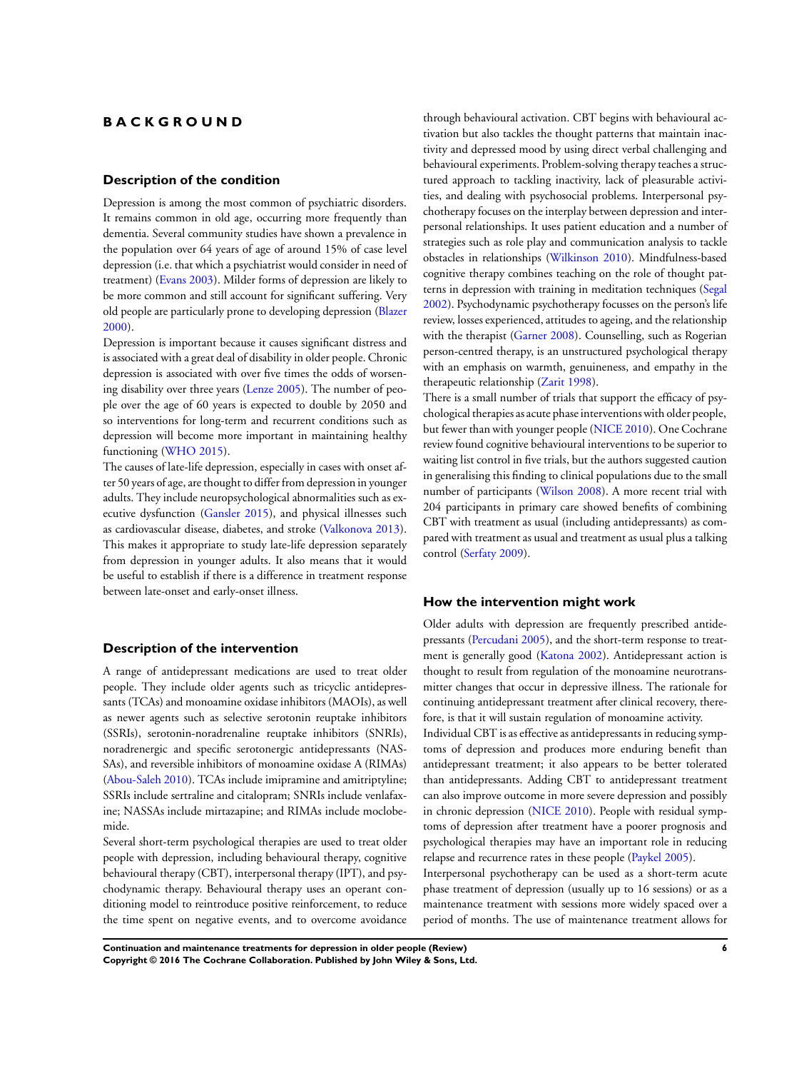# BACKGROUND

## Description of the condition

Depression is among the most common of psychiatric disorders. It remains common in old age, occurring more frequently than dementia. Several community studies have shown a prevalence in the population over 64 years of age of around 15% of case level depression (i.e. that which a psychiatrist would consider in need of treatment) (Evans 2003). Milder forms of depression are likely to be more common and still account for significant suffering. Very old people are particularly prone to developing depression (Blazer 2000).

Depression is important because it causes significant distress and is associated with a great deal of disability in older people. Chronic depression is associated with over five times the odds of worsening disability over three years (Lenze 2005). The number of people over the age of 60 years is expected to double by 2050 and so interventions for long-term and recurrent conditions such as depression will become more important in maintaining healthy functioning (WHO 2015).

The causes of late-life depression, especially in cases with onset after 50 years of age, are thought to differ from depression in younger adults. They include neuropsychological abnormalities such as executive dysfunction (Gansler 2015), and physical illnesses such as cardiovascular disease, diabetes, and stroke (Valkonova 2013). This makes it appropriate to study late-life depression separately from depression in younger adults. It also means that it would be useful to establish if there is a difference in treatment response between late-onset and early-onset illness.

## Description of the intervention

A range of antidepressant medications are used to treat older people. They include older agents such as tricyclic antidepressants (TCAs) and monoamine oxidase inhibitors (MAOIs), as well as newer agents such as selective serotonin reuptake inhibitors (SSRIs), serotonin-noradrenaline reuptake inhibitors (SNRIs), noradrenergic and specific serotonergic antidepressants (NASSAs), and reversible inhibitors of monoamine oxidase A (RIMAs) (Abou-Saleh 2010). TCAs include imipramine and amitriptyline; SSRIs include sertraline and citalopram; SNRIs include venlafaxine; NASSAs include mirtazapine; and RIMAs include moclobemide.

Several short-term psychological therapies are used to treat older people with depression, including behavioural therapy, cognitive behavioural therapy (CBT), interpersonal therapy (IPT), and psychodynamic therapy. Behavioural therapy uses an operant conditioning model to reintroduce positive reinforcement, to reduce the time spent on negative events, and to overcome avoidance through behavioural activation. CBT begins with behavioural activation but also tackles the thought patterns that maintain inactivity and depressed mood by using direct verbal challenging and behavioural experiments. Problem-solving therapy teaches a structured approach to tackling inactivity, lack of pleasurable activities, and dealing with psychosocial problems. Interpersonal psychotherapy focuses on the interplay between depression and interpersonal relationships. It uses patient education and a number of strategies such as role play and communication analysis to tackle obstacles in relationships (Wilkinson 2010). Mindfulness-based cognitive therapy combines teaching on the role of thought patterns in depression with training in meditation techniques (Segal 2002). Psychodynamic psychotherapy focusses on the person's life review, losses experienced, attitudes to ageing, and the relationship with the therapist (Garner 2008). Counselling, such as Rogerian person-centred therapy, is an unstructured psychological therapy with an emphasis on warmth, genuineness, and empathy in the therapeutic relationship (Zarit 1998).

There is a small number of trials that support the efficacy of psychological therapies as acute phase interventions with older people, but fewer than with younger people (NICE 2010). One Cochrane review found cognitive behavioural interventions to be superior to waiting list control in five trials, but the authors suggested caution in generalising this finding to clinical populations due to the small number of participants (Wilson 2008). A more recent trial with 204 participants in primary care showed benefits of combining CBT with treatment as usual (including antidepressants) as compared with treatment as usual and treatment as usual plus a talking control (Serfaty 2009).

## How the intervention might work

Older adults with depression are frequently prescribed antidepressants (Percudani 2005), and the short-term response to treatment is generally good (Katona 2002). Antidepressant action is thought to result from regulation of the monoamine neurotransmitter changes that occur in depressive illness. The rationale for continuing antidepressant treatment after clinical recovery, therefore, is that it will sustain regulation of monoamine activity.

Individual CBT is as effective as antidepressants in reducing symptoms of depression and produces more enduring benefit than antidepressant treatment; it also appears to be better tolerated than antidepressants. Adding CBT to antidepressant treatment can also improve outcome in more severe depression and possibly in chronic depression (NICE 2010). People with residual symptoms of depression after treatment have a poorer prognosis and psychological therapies may have an important role in reducing relapse and recurrence rates in these people (Paykel 2005).

Interpersonal psychotherapy can be used as a short-term acute phase treatment of depression (usually up to 16 sessions) or as a maintenance treatment with sessions more widely spaced over a period of months. The use of maintenance treatment allows for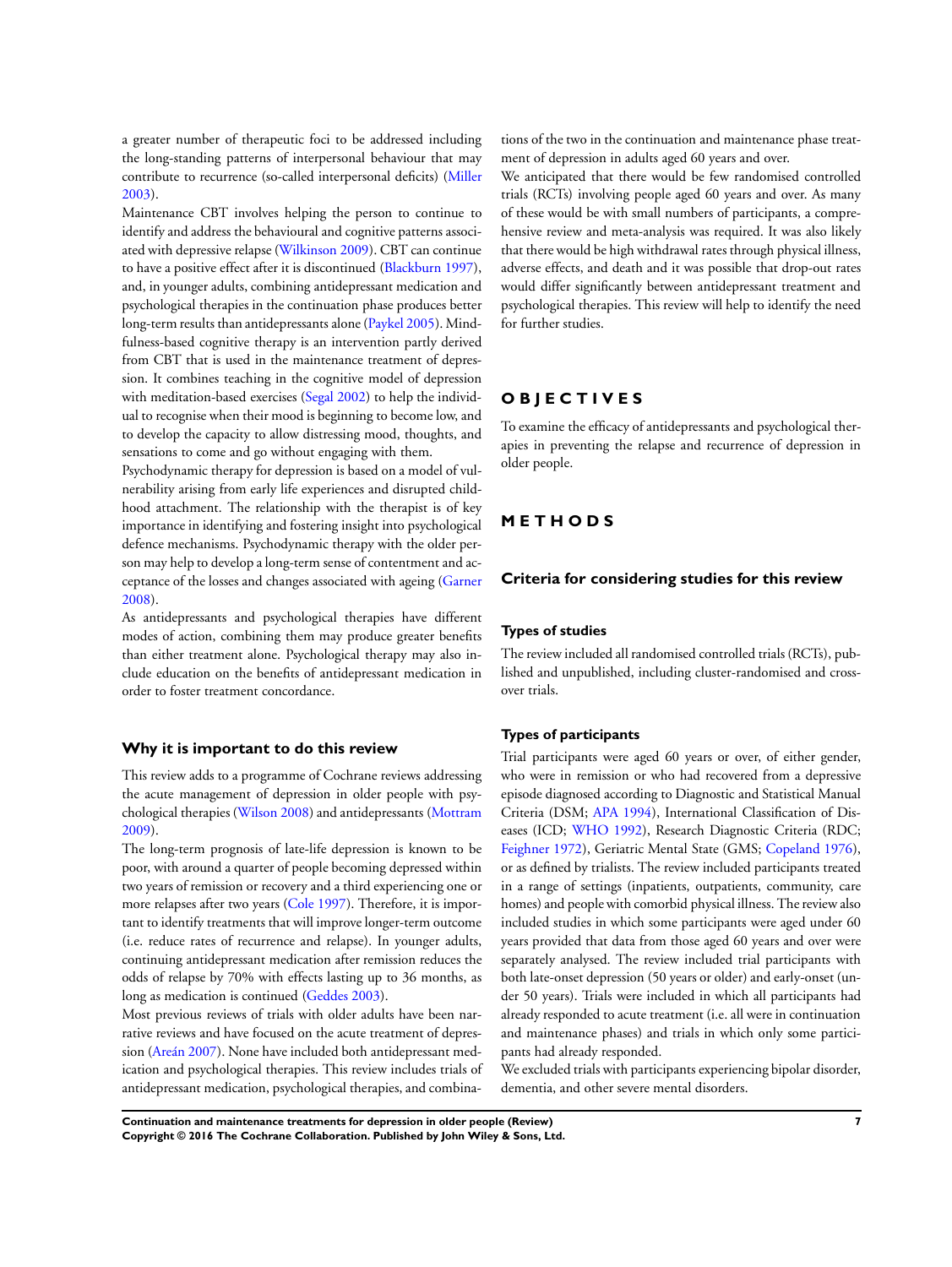a greater number of therapeutic foci to be addressed including the long-standing patterns of interpersonal behaviour that may contribute to recurrence (so-called interpersonal deficits) (Miller 2003).

Maintenance CBT involves helping the person to continue to identify and address the behavioural and cognitive patterns associated with depressive relapse (Wilkinson 2009). CBT can continue to have a positive effect after it is discontinued (Blackburn 1997), and, in younger adults, combining antidepressant medication and psychological therapies in the continuation phase produces better long-term results than antidepressants alone (Paykel 2005). Mindfulness-based cognitive therapy is an intervention partly derived from CBT that is used in the maintenance treatment of depression. It combines teaching in the cognitive model of depression with meditation-based exercises (Segal 2002) to help the individual to recognise when their mood is beginning to become low, and to develop the capacity to allow distressing mood, thoughts, and sensations to come and go without engaging with them.

Psychodynamic therapy for depression is based on a model of vulnerability arising from early life experiences and disrupted childhood attachment. The relationship with the therapist is of key importance in identifying and fostering insight into psychological defence mechanisms. Psychodynamic therapy with the older person may help to develop a long-term sense of contentment and acceptance of the losses and changes associated with ageing (Garner 2008).

As antidepressants and psychological therapies have different modes of action, combining them may produce greater benefits than either treatment alone. Psychological therapy may also include education on the benefits of antidepressant medication in order to foster treatment concordance.

### Why it is important to do this review

This review adds to a programme of Cochrane reviews addressing the acute management of depression in older people with psychological therapies (Wilson 2008) and antidepressants (Mottram 2009).

The long-term prognosis of late-life depression is known to be poor, with around a quarter of people becoming depressed within two years of remission or recovery and a third experiencing one or more relapses after two years (Cole 1997). Therefore, it is important to identify treatments that will improve longer-term outcome (i.e. reduce rates of recurrence and relapse). In younger adults, continuing antidepressant medication after remission reduces the odds of relapse by 70% with effects lasting up to 36 months, as long as medication is continued (Geddes 2003).

Most previous reviews of trials with older adults have been narrative reviews and have focused on the acute treatment of depression (Areán 2007). None have included both antidepressant medication and psychological therapies. This review includes trials of antidepressant medication, psychological therapies, and combinations of the two in the continuation and maintenance phase treatment of depression in adults aged 60 years and over.

We anticipated that there would be few randomised controlled trials (RCTs) involving people aged 60 years and over. As many of these would be with small numbers of participants, a comprehensive review and meta-analysis was required. It was also likely that there would be high withdrawal rates through physical illness, adverse effects, and death and it was possible that drop-out rates would differ significantly between antidepressant treatment and psychological therapies. This review will help to identify the need for further studies.

# OBJECTIVES

To examine the efficacy of antidepressants and psychological therapies in preventing the relapse and recurrence of depression in older people.

# METHODS

## Criteria for considering studies for this review

### Types of studies

The review included all randomised controlled trials (RCTs), published and unpublished, including cluster-randomised and cross-over trials.

### Types of participants

Trial participants were aged 60 years or over, of either gender, who were in remission or who had recovered from a depressive episode diagnosed according to Diagnostic and Statistical Manual Criteria (DSM; APA 1994), International Classification of Diseases (ICD; WHO 1992), Research Diagnostic Criteria (RDC; Feighner 1972), Geriatric Mental State (GMS; Copeland 1976), or as defined by trialists. The review included participants treated in a range of settings (inpatients, outpatients, community, care homes) and people with comorbid physical illness. The review also included studies in which some participants were aged under 60 years provided that data from those aged 60 years and over were separately analysed. The review included trial participants with both late-onset depression (50 years or older) and early-onset (under 50 years). Trials were included in which all participants had already responded to acute treatment (i.e. all were in continuation and maintenance phases) and trials in which only some participants had already responded.

We excluded trials with participants experiencing bipolar disorder, dementia, and other severe mental disorders.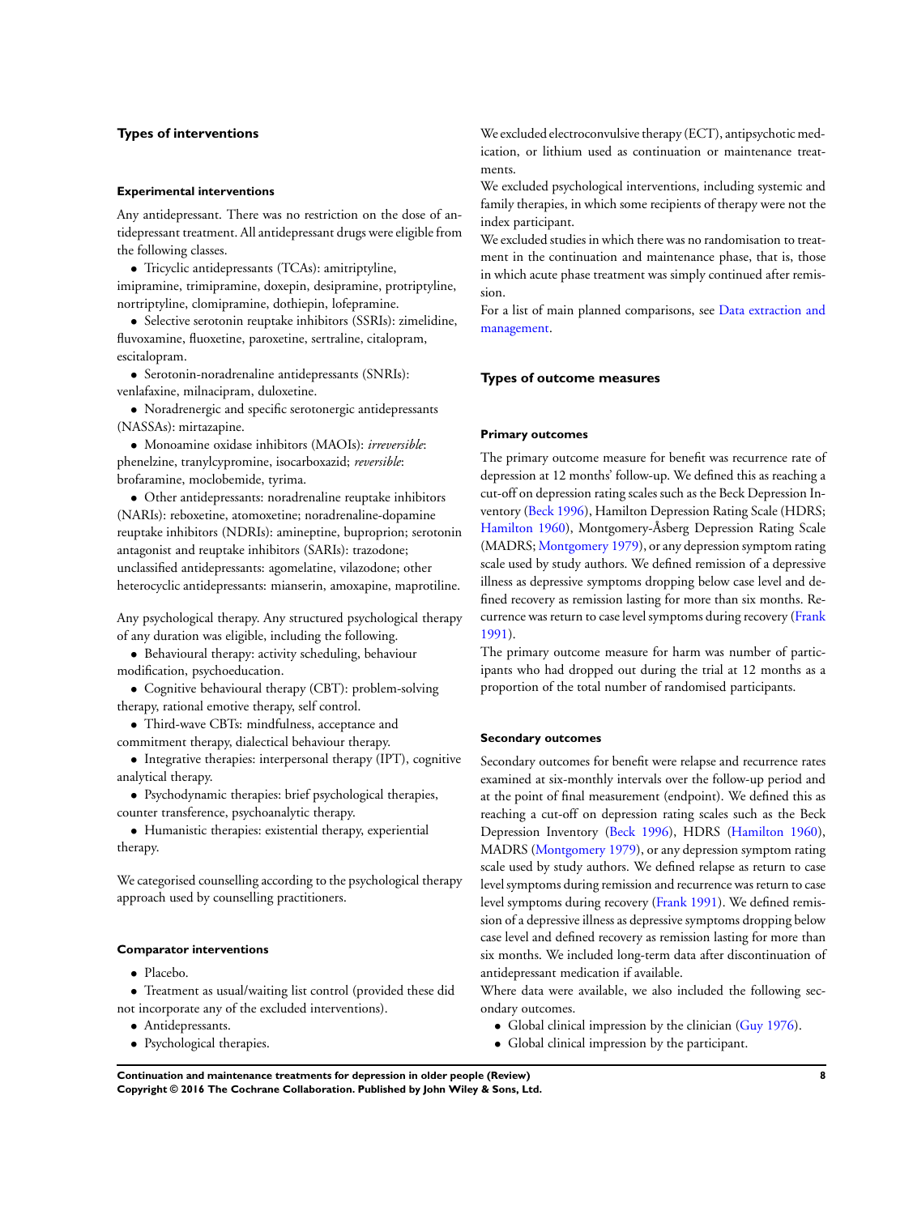### Types of interventions

#### Experimental interventions

Any antidepressant. There was no restriction on the dose of antidepressant treatment. All antidepressant drugs were eligible from the following classes.

- Tricyclic antidepressants (TCAs): amitriptyline, imipramine, trimipramine, doxepin, desipramine, protriptyline, nortriptyline, clomipramine, dothiepin, lofepramine.
- Selective serotonin reuptake inhibitors (SSRIs): zimelidine, fluvoxamine, fluoxetine, paroxetine, sertraline, citalopram, escitalopram.
- Serotonin-noradrenaline antidepressants (SNRIs): venlafaxine, milnacipram, duloxetine.
- Noradrenergic and specific serotonergic antidepressants (NASSAs): mirtazapine.
- Monoamine oxidase inhibitors (MAOIs): *irreversible*: phenelzine, tranylcypromine, isocarboxazid; *reversible*: brofaramine, moclobemide, tyrima.
- Other antidepressants: noradrenaline reuptake inhibitors (NARIs): reboxetine, atomoxetine; noradrenaline-dopamine reuptake inhibitors (NDRIs): amineptine, buproprion; serotonin antagonist and reuptake inhibitors (SARIs): trazodone; unclassified antidepressants: agomelatine, vilazodone; other heterocyclic antidepressants: mianserin, amoxapine, maprotiline.

Any psychological therapy. Any structured psychological therapy of any duration was eligible, including the following.

- Behavioural therapy: activity scheduling, behaviour modification, psychoeducation.
- Cognitive behavioural therapy (CBT): problem-solving therapy, rational emotive therapy, self control.
- Third-wave CBTs: mindfulness, acceptance and commitment therapy, dialectical behaviour therapy.
- Integrative therapies: interpersonal therapy (IPT), cognitive analytical therapy.
- Psychodynamic therapies: brief psychological therapies, counter transference, psychoanalytic therapy.
- Humanistic therapies: existential therapy, experiential therapy.

We categorised counselling according to the psychological therapy approach used by counselling practitioners.

#### Comparator interventions

- Placebo.
- Treatment as usual/waiting list control (provided these did not incorporate any of the excluded interventions).
- Antidepressants.
- Psychological therapies.

We excluded electroconvulsive therapy (ECT), antipsychotic medication, or lithium used as continuation or maintenance treatments.

We excluded psychological interventions, including systemic and family therapies, in which some recipients of therapy were not the index participant.

We excluded studies in which there was no randomisation to treatment in the continuation and maintenance phase, that is, those in which acute phase treatment was simply continued after remission.

For a list of main planned comparisons, see Data extraction and management.

### Types of outcome measures

#### Primary outcomes

The primary outcome measure for benefit was recurrence rate of depression at 12 months' follow-up. We defined this as reaching a cut-off on depression rating scales such as the Beck Depression Inventory (Beck 1996), Hamilton Depression Rating Scale (HDRS; Hamilton 1960), Montgomery-Åsberg Depression Rating Scale (MADRS; Montgomery 1979), or any depression symptom rating scale used by study authors. We defined remission of a depressive illness as depressive symptoms dropping below case level and defined recovery as remission lasting for more than six months. Recurrence was return to case level symptoms during recovery (Frank 1991).

The primary outcome measure for harm was number of participants who had dropped out during the trial at 12 months as a proportion of the total number of randomised participants.

#### Secondary outcomes

Secondary outcomes for benefit were relapse and recurrence rates examined at six-monthly intervals over the follow-up period and at the point of final measurement (endpoint). We defined this as reaching a cut-off on depression rating scales such as the Beck Depression Inventory (Beck 1996), HDRS (Hamilton 1960), MADRS (Montgomery 1979), or any depression symptom rating scale used by study authors. We defined relapse as return to case level symptoms during remission and recurrence was return to case level symptoms during recovery (Frank 1991). We defined remission of a depressive illness as depressive symptoms dropping below case level and defined recovery as remission lasting for more than six months. We included long-term data after discontinuation of antidepressant medication if available.

Where data were available, we also included the following secondary outcomes.

- Global clinical impression by the clinician (Guy 1976).
- Global clinical impression by the participant.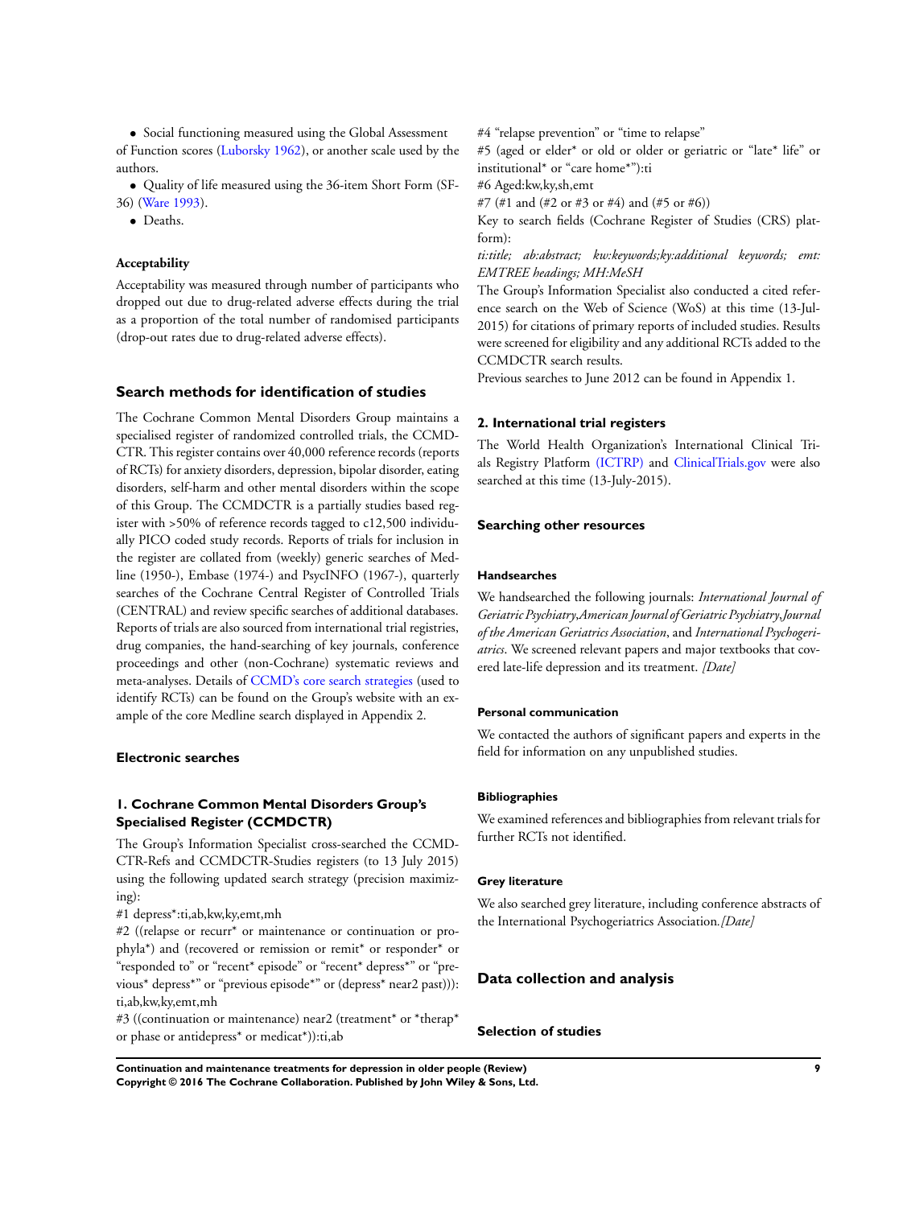- Social functioning measured using the Global Assessment of Function scores (Luborsky 1962), or another scale used by the authors.
- Quality of life measured using the 36-item Short Form (SF-36) (Ware 1993).
- Deaths.

#### Acceptability

Acceptability was measured through number of participants who dropped out due to drug-related adverse effects during the trial as a proportion of the total number of randomised participants (drop-out rates due to drug-related adverse effects).

## Search methods for identification of studies

The Cochrane Common Mental Disorders Group maintains a specialised register of randomized controlled trials, the CCMDCTR. This register contains over 40,000 reference records (reports of RCTs) for anxiety disorders, depression, bipolar disorder, eating disorders, self-harm and other mental disorders within the scope of this Group. The CCMDCTR is a partially studies based register with >50% of reference records tagged to c12,500 individually PICO coded study records. Reports of trials for inclusion in the register are collated from (weekly) generic searches of Medline (1950-), Embase (1974-) and PsycINFO (1967-), quarterly searches of the Cochrane Central Register of Controlled Trials (CENTRAL) and review specific searches of additional databases. Reports of trials are also sourced from international trial registries, drug companies, the hand-searching of key journals, conference proceedings and other (non-Cochrane) systematic reviews and meta-analyses. Details of CCMD's core search strategies (used to identify RCTs) can be found on the Group's website with an example of the core Medline search displayed in Appendix 2.

### Electronic searches

#### 1. Cochrane Common Mental Disorders Group's Specialised Register (CCMDCTR)

The Group's Information Specialist cross-searched the CCMDCTR-Refs and CCMDCTR-Studies registers (to 13 July 2015) using the following updated search strategy (precision maximizing):

#1 depress*:ti,ab,kw,ky,emt,mh

#2 ((relapse or recurr* or maintenance or continuation or prophyla*) and (recovered or remission or remit* or responder* or "responded to" or "recent* episode" or "recent* depress*" or "previous* depress*" or "previous episode*" or (depress* near2 past))):ti,ab,kw,ky,emt,mh

#3 ((continuation or maintenance) near2 (treatment* or *therap* or phase or antidepress* or medicat*)):ti,ab

#4 "relapse prevention" or "time to relapse"

#5 (aged or elder* or old or older or geriatric or "late* life" or institutional* or "care home*"):ti

#6 Aged:kw,ky,sh,emt

#7 (#1 and (#2 or #3 or #4) and (#5 or #6))

Key to search fields (Cochrane Register of Studies (CRS) platform):

*ti:title; ab:abstract; kw:keywords;ky:additional keywords; emt: EMTREE headings; MH:MeSH*

The Group's Information Specialist also conducted a cited reference search on the Web of Science (WoS) at this time (13-Jul-2015) for citations of primary reports of included studies. Results were screened for eligibility and any additional RCTs added to the CCMDCTR search results.

Previous searches to June 2012 can be found in Appendix 1.

#### 2. International trial registers

The World Health Organization's International Clinical Trials Registry Platform (ICTRP) and ClinicalTrials.gov were also searched at this time (13-July-2015).

### Searching other resources

#### Handsearches

We handsearched the following journals: *International Journal of Geriatric Psychiatry*,*American Journal of Geriatric Psychiatry*,*Journal of the American Geriatrics Association*, and *International Psychogeriatrics*. We screened relevant papers and major textbooks that covered late-life depression and its treatment. *[Date]*

#### Personal communication

We contacted the authors of significant papers and experts in the field for information on any unpublished studies.

#### Bibliographies

We examined references and bibliographies from relevant trials for further RCTs not identified.

#### Grey literature

We also searched grey literature, including conference abstracts of the International Psychogeriatrics Association.*[Date]*

## Data collection and analysis

### Selection of studies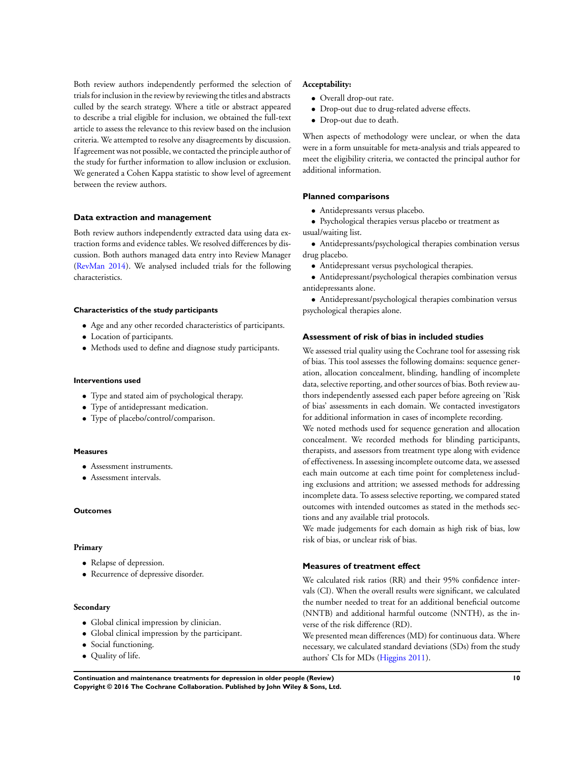Both review authors independently performed the selection of trials for inclusion in the review by reviewing the titles and abstracts culled by the search strategy. Where a title or abstract appeared to describe a trial eligible for inclusion, we obtained the full-text article to assess the relevance to this review based on the inclusion criteria. We attempted to resolve any disagreements by discussion. If agreement was not possible, we contacted the principle author of the study for further information to allow inclusion or exclusion. We generated a Cohen Kappa statistic to show level of agreement between the review authors.

### Data extraction and management

Both review authors independently extracted data using data extraction forms and evidence tables. We resolved differences by discussion. Both authors managed data entry into Review Manager (RevMan 2014). We analysed included trials for the following characteristics.

#### Characteristics of the study participants

- Age and any other recorded characteristics of participants.
- Location of participants.
- Methods used to define and diagnose study participants.

#### Interventions used

- Type and stated aim of psychological therapy.
- Type of antidepressant medication.
- Type of placebo/control/comparison.

#### Measures

- Assessment instruments.
- Assessment intervals.

#### Outcomes

#### Primary

- Relapse of depression.
- Recurrence of depressive disorder.

#### Secondary

- Global clinical impression by clinician.
- Global clinical impression by the participant.
- Social functioning.
- Quality of life.

#### Acceptability:

- Overall drop-out rate.
- Drop-out due to drug-related adverse effects.
- Drop-out due to death.

When aspects of methodology were unclear, or when the data were in a form unsuitable for meta-analysis and trials appeared to meet the eligibility criteria, we contacted the principal author for additional information.

### Planned comparisons

- Antidepressants versus placebo.
- Psychological therapies versus placebo or treatment as usual/waiting list.
- Antidepressants/psychological therapies combination versus drug placebo.
- Antidepressant versus psychological therapies.
- Antidepressant/psychological therapies combination versus antidepressants alone.
- Antidepressant/psychological therapies combination versus psychological therapies alone.

### Assessment of risk of bias in included studies

We assessed trial quality using the Cochrane tool for assessing risk of bias. This tool assesses the following domains: sequence generation, allocation concealment, blinding, handling of incomplete data, selective reporting, and other sources of bias. Both review authors independently assessed each paper before agreeing on 'Risk of bias' assessments in each domain. We contacted investigators for additional information in cases of incomplete recording.

We noted methods used for sequence generation and allocation concealment. We recorded methods for blinding participants, therapists, and assessors from treatment type along with evidence of effectiveness. In assessing incomplete outcome data, we assessed each main outcome at each time point for completeness including exclusions and attrition; we assessed methods for addressing incomplete data. To assess selective reporting, we compared stated outcomes with intended outcomes as stated in the methods sections and any available trial protocols.

We made judgements for each domain as high risk of bias, low risk of bias, or unclear risk of bias.

### Measures of treatment effect

We calculated risk ratios (RR) and their 95% confidence intervals (CI). When the overall results were significant, we calculated the number needed to treat for an additional beneficial outcome (NNTB) and additional harmful outcome (NNTH), as the inverse of the risk difference (RD).

We presented mean differences (MD) for continuous data. Where necessary, we calculated standard deviations (SDs) from the study authors' CIs for MDs (Higgins 2011).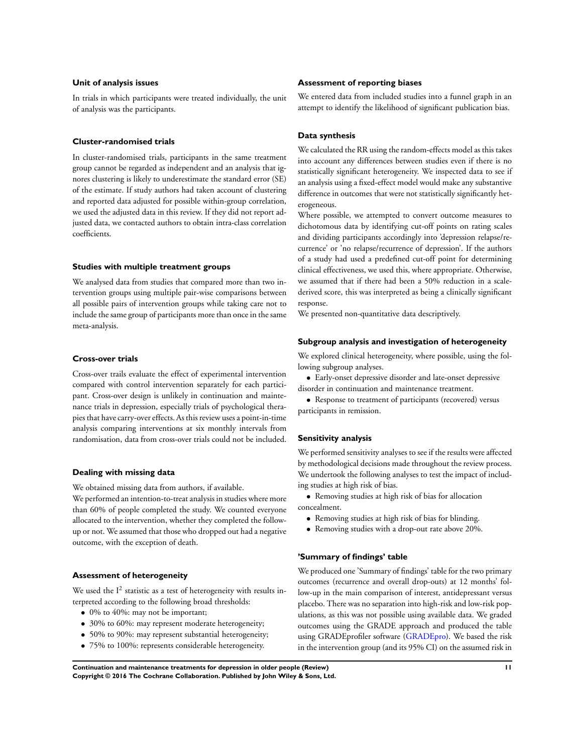### Unit of analysis issues

In trials in which participants were treated individually, the unit of analysis was the participants.

### Cluster-randomised trials

In cluster-randomised trials, participants in the same treatment group cannot be regarded as independent and an analysis that ignores clustering is likely to underestimate the standard error (SE) of the estimate. If study authors had taken account of clustering and reported data adjusted for possible within-group correlation, we used the adjusted data in this review. If they did not report adjusted data, we contacted authors to obtain intra-class correlation coefficients.

### Studies with multiple treatment groups

We analysed data from studies that compared more than two intervention groups using multiple pair-wise comparisons between all possible pairs of intervention groups while taking care not to include the same group of participants more than once in the same meta-analysis.

### Cross-over trials

Cross-over trails evaluate the effect of experimental intervention compared with control intervention separately for each participant. Cross-over design is unlikely in continuation and maintenance trials in depression, especially trials of psychological therapies that have carry-over effects. As this review uses a point-in-time analysis comparing interventions at six monthly intervals from randomisation, data from cross-over trials could not be included.

### Dealing with missing data

We obtained missing data from authors, if available.

We performed an intention-to-treat analysis in studies where more than 60% of people completed the study. We counted everyone allocated to the intervention, whether they completed the follow-up or not. We assumed that those who dropped out had a negative outcome, with the exception of death.

### Assessment of heterogeneity

We used the $I^2$ statistic as a test of heterogeneity with results interpreted according to the following broad thresholds:

- 0% to 40%: may not be important;
- 30% to 60%: may represent moderate heterogeneity;
- 50% to 90%: may represent substantial heterogeneity;
- 75% to 100%: represents considerable heterogeneity.

### Assessment of reporting biases

We entered data from included studies into a funnel graph in an attempt to identify the likelihood of significant publication bias.

### Data synthesis

We calculated the RR using the random-effects model as this takes into account any differences between studies even if there is no statistically significant heterogeneity. We inspected data to see if an analysis using a fixed-effect model would make any substantive difference in outcomes that were not statistically significantly heterogeneous.

Where possible, we attempted to convert outcome measures to dichotomous data by identifying cut-off points on rating scales and dividing participants accordingly into 'depression relapse/recurrence' or 'no relapse/recurrence of depression'. If the authors of a study had used a predefined cut-off point for determining clinical effectiveness, we used this, where appropriate. Otherwise, we assumed that if there had been a 50% reduction in a scale-derived score, this was interpreted as being a clinically significant response.

We presented non-quantitative data descriptively.

### Subgroup analysis and investigation of heterogeneity

We explored clinical heterogeneity, where possible, using the following subgroup analyses.

- Early-onset depressive disorder and late-onset depressive disorder in continuation and maintenance treatment.
- Response to treatment of participants (recovered) versus participants in remission.

### Sensitivity analysis

We performed sensitivity analyses to see if the results were affected by methodological decisions made throughout the review process. We undertook the following analyses to test the impact of including studies at high risk of bias.

- Removing studies at high risk of bias for allocation concealment.
- Removing studies at high risk of bias for blinding.
- Removing studies with a drop-out rate above 20%.

### 'Summary of findings' table

We produced one 'Summary of findings' table for the two primary outcomes (recurrence and overall drop-outs) at 12 months' follow-up in the main comparison of interest, antidepressant versus placebo. There was no separation into high-risk and low-risk populations, as this was not possible using available data. We graded outcomes using the GRADE approach and produced the table using GRADEprofiler software (GRADEpro). We based the risk in the intervention group (and its 95% CI) on the assumed risk in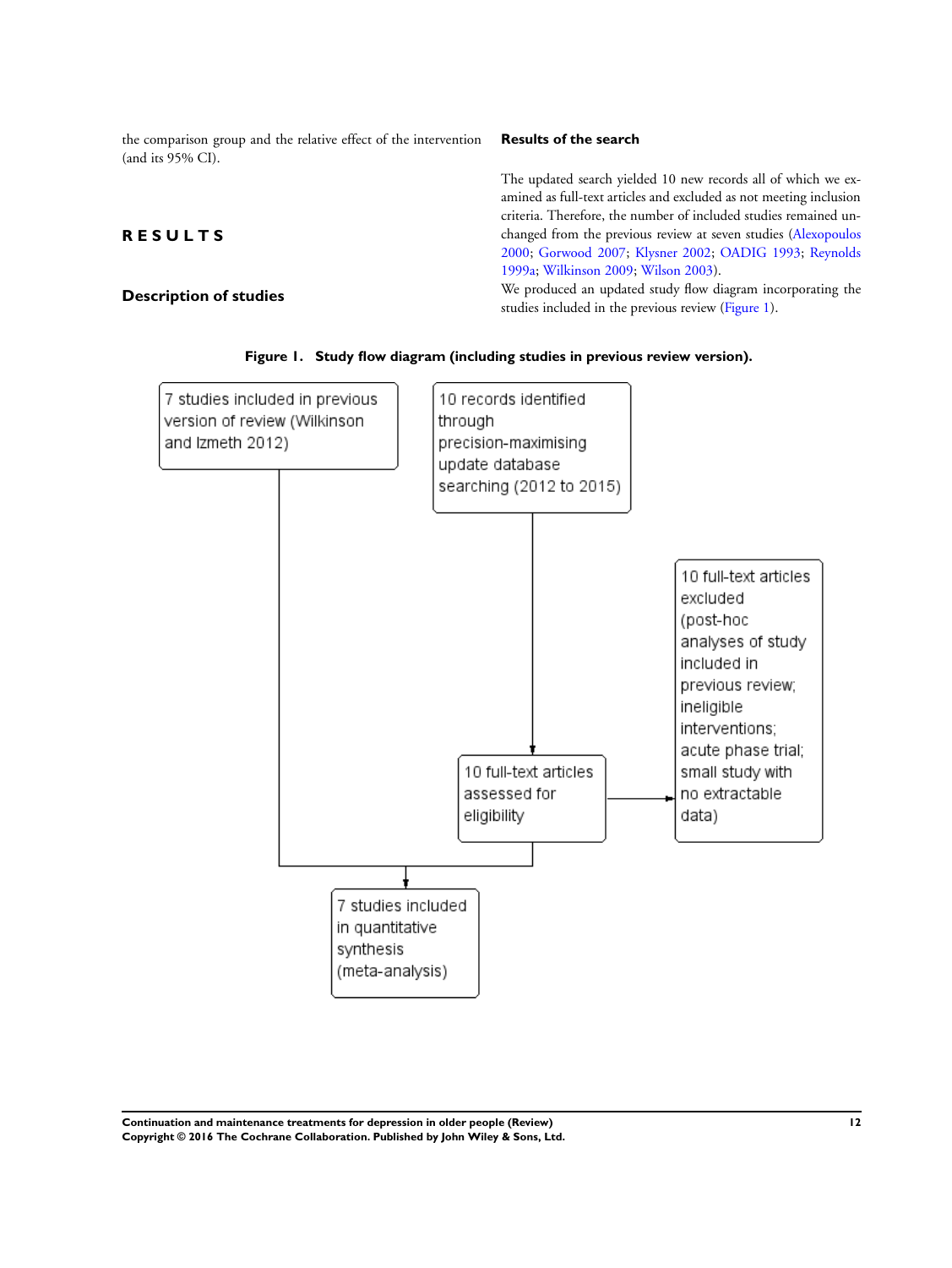the comparison group and the relative effect of the intervention (and its 95% CI).

# RESULTS

## Description of studies

### Results of the search

The updated search yielded 10 new records all of which we examined as full-text articles and excluded as not meeting inclusion criteria. Therefore, the number of included studies remained unchanged from the previous review at seven studies (Alexopoulos 2000; Gorwood 2007; Klysner 2002; OADIG 1993; Reynolds 1999a; Wilkinson 2009; Wilson 2003).

We produced an updated study flow diagram incorporating the studies included in the previous review (Figure 1).

**Figure 1. Study flow diagram (including studies in previous review version).**

7 studies included in previous version of review (Wilkinson and Izmeth 2012)

10 records identified through precision-maximising update database searching (2012 to 2015)

10 full-text articles assessed for eligibility

10 full-text articles excluded (post-hoc analyses of study included in previous review; ineligible interventions; acute phase trial; small study with no extractable data)

7 studies included in quantitative synthesis (meta-analysis)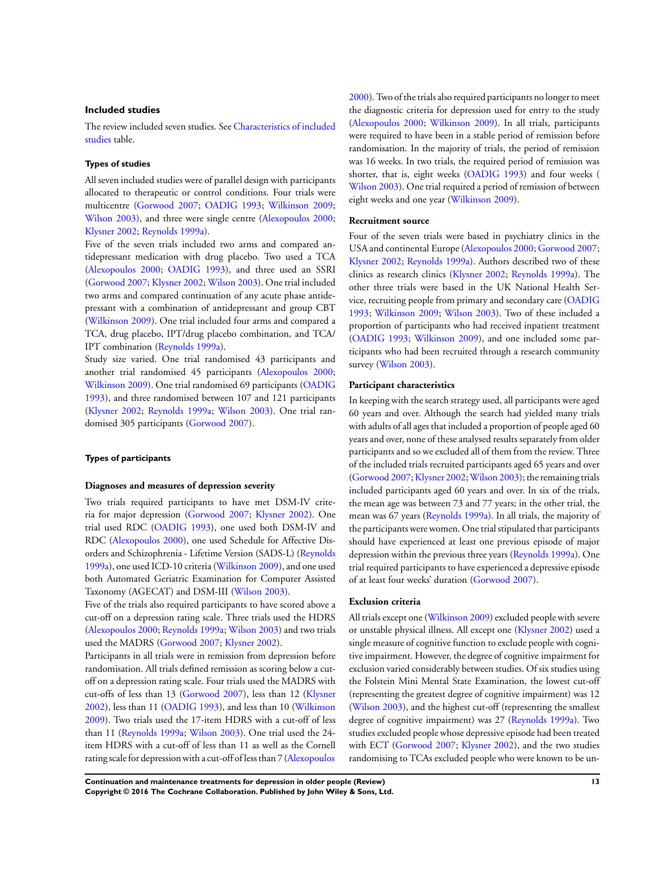### Included studies

The review included seven studies. See Characteristics of included studies table.

#### Types of studies

All seven included studies were of parallel design with participants allocated to therapeutic or control conditions. Four trials were multicentre (Gorwood 2007; OADIG 1993; Wilkinson 2009; Wilson 2003), and three were single centre (Alexopoulos 2000; Klysner 2002; Reynolds 1999a).

Five of the seven trials included two arms and compared antidepressant medication with drug placebo. Two used a TCA (Alexopoulos 2000; OADIG 1993), and three used an SSRI (Gorwood 2007; Klysner 2002; Wilson 2003). One trial included two arms and compared continuation of any acute phase antidepressant with a combination of antidepressant and group CBT (Wilkinson 2009). One trial included four arms and compared a TCA, drug placebo, IPT/drug placebo combination, and TCA/IPT combination (Reynolds 1999a).

Study size varied. One trial randomised 43 participants and another trial randomised 45 participants (Alexopoulos 2000; Wilkinson 2009). One trial randomised 69 participants (OADIG 1993), and three randomised between 107 and 121 participants (Klysner 2002; Reynolds 1999a; Wilson 2003). One trial randomised 305 participants (Gorwood 2007).

#### Types of participants

**Diagnoses and measures of depression severity**

Two trials required participants to have met DSM-IV criteria for major depression (Gorwood 2007; Klysner 2002). One trial used RDC (OADIG 1993), one used both DSM-IV and RDC (Alexopoulos 2000), one used Schedule for Affective Disorders and Schizophrenia - Lifetime Version (SADS-L) (Reynolds 1999a), one used ICD-10 criteria (Wilkinson 2009), and one used both Automated Geriatric Examination for Computer Assisted Taxonomy (AGECAT) and DSM-III (Wilson 2003).

Five of the trials also required participants to have scored above a cut-off on a depression rating scale. Three trials used the HDRS (Alexopoulos 2000; Reynolds 1999a; Wilson 2003) and two trials used the MADRS (Gorwood 2007; Klysner 2002).

Participants in all trials were in remission from depression before randomisation. All trials defined remission as scoring below a cut-off on a depression rating scale. Four trials used the MADRS with cut-offs of less than 13 (Gorwood 2007), less than 12 (Klysner 2002), less than 11 (OADIG 1993), and less than 10 (Wilkinson 2009). Two trials used the 17-item HDRS with a cut-off of less than 11 (Reynolds 1999a; Wilson 2003). One trial used the 24-item HDRS with a cut-off of less than 11 as well as the Cornell rating scale for depression with a cut-off of less than 7 (Alexopoulos 2000). Two of the trials also required participants no longer to meet the diagnostic criteria for depression used for entry to the study (Alexopoulos 2000; Wilkinson 2009). In all trials, participants were required to have been in a stable period of remission before randomisation. In the majority of trials, the period of remission was 16 weeks. In two trials, the required period of remission was shorter, that is, eight weeks (OADIG 1993) and four weeks (Wilson 2003). One trial required a period of remission of between eight weeks and one year (Wilkinson 2009).

**Recruitment source**

Four of the seven trials were based in psychiatry clinics in the USA and continental Europe (Alexopoulos 2000; Gorwood 2007; Klysner 2002; Reynolds 1999a). Authors described two of these clinics as research clinics (Klysner 2002; Reynolds 1999a). The other three trials were based in the UK National Health Service, recruiting people from primary and secondary care (OADIG 1993; Wilkinson 2009; Wilson 2003). Two of these included a proportion of participants who had received inpatient treatment (OADIG 1993; Wilkinson 2009), and one included some participants who had been recruited through a research community survey (Wilson 2003).

**Participant characteristics**

In keeping with the search strategy used, all participants were aged 60 years and over. Although the search had yielded many trials with adults of all ages that included a proportion of people aged 60 years and over, none of these analysed results separately from older participants and so we excluded all of them from the review. Three of the included trials recruited participants aged 65 years and over (Gorwood 2007; Klysner 2002; Wilson 2003); the remaining trials included participants aged 60 years and over. In six of the trials, the mean age was between 73 and 77 years; in the other trial, the mean was 67 years (Reynolds 1999a). In all trials, the majority of the participants were women. One trial stipulated that participants should have experienced at least one previous episode of major depression within the previous three years (Reynolds 1999a). One trial required participants to have experienced a depressive episode of at least four weeks' duration (Gorwood 2007).

**Exclusion criteria**

All trials except one (Wilkinson 2009) excluded people with severe or unstable physical illness. All except one (Klysner 2002) used a single measure of cognitive function to exclude people with cognitive impairment. However, the degree of cognitive impairment for exclusion varied considerably between studies. Of six studies using the Folstein Mini Mental State Examination, the lowest cut-off (representing the greatest degree of cognitive impairment) was 12 (Wilson 2003), and the highest cut-off (representing the smallest degree of cognitive impairment) was 27 (Reynolds 1999a). Two studies excluded people whose depressive episode had been treated with ECT (Gorwood 2007; Klysner 2002), and the two studies randomising to TCAs excluded people who were known to be un-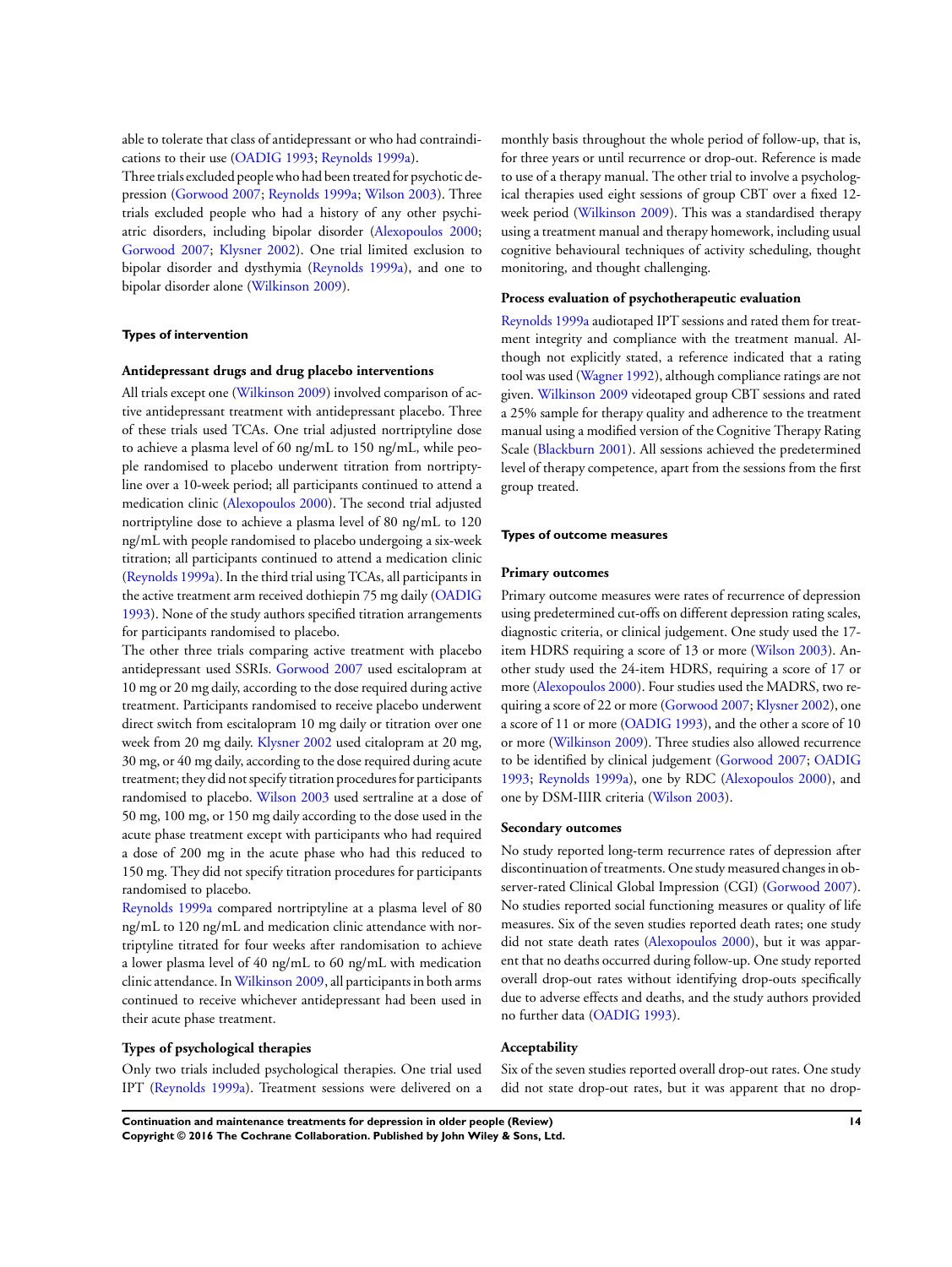able to tolerate that class of antidepressant or who had contraindications to their use (OADIG 1993; Reynolds 1999a).

Three trials excluded people who had been treated for psychotic depression (Gorwood 2007; Reynolds 1999a; Wilson 2003). Three trials excluded people who had a history of any other psychiatric disorders, including bipolar disorder (Alexopoulos 2000; Gorwood 2007; Klysner 2002). One trial limited exclusion to bipolar disorder and dysthymia (Reynolds 1999a), and one to bipolar disorder alone (Wilkinson 2009).

### Types of intervention

#### Antidepressant drugs and drug placebo interventions

All trials except one (Wilkinson 2009) involved comparison of active antidepressant treatment with antidepressant placebo. Three of these trials used TCAs. One trial adjusted nortriptyline dose to achieve a plasma level of 60 ng/mL to 150 ng/mL, while people randomised to placebo underwent titration from nortriptyline over a 10-week period; all participants continued to attend a medication clinic (Alexopoulos 2000). The second trial adjusted nortriptyline dose to achieve a plasma level of 80 ng/mL to 120 ng/mL with people randomised to placebo undergoing a six-week titration; all participants continued to attend a medication clinic (Reynolds 1999a). In the third trial using TCAs, all participants in the active treatment arm received dothiepin 75 mg daily (OADIG 1993). None of the study authors specified titration arrangements for participants randomised to placebo.

The other three trials comparing active treatment with placebo antidepressant used SSRIs. Gorwood 2007 used escitalopram at 10 mg or 20 mg daily, according to the dose required during active treatment. Participants randomised to receive placebo underwent direct switch from escitalopram 10 mg daily or titration over one week from 20 mg daily. Klysner 2002 used citalopram at 20 mg, 30 mg, or 40 mg daily, according to the dose required during acute treatment; they did not specify titration procedures for participants randomised to placebo. Wilson 2003 used sertraline at a dose of 50 mg, 100 mg, or 150 mg daily according to the dose used in the acute phase treatment except with participants who had required a dose of 200 mg in the acute phase who had this reduced to 150 mg. They did not specify titration procedures for participants randomised to placebo.

Reynolds 1999a compared nortriptyline at a plasma level of 80 ng/mL to 120 ng/mL and medication clinic attendance with nortriptyline titrated for four weeks after randomisation to achieve a lower plasma level of 40 ng/mL to 60 ng/mL with medication clinic attendance. In Wilkinson 2009, all participants in both arms continued to receive whichever antidepressant had been used in their acute phase treatment.

#### Types of psychological therapies

Only two trials included psychological therapies. One trial used IPT (Reynolds 1999a). Treatment sessions were delivered on a monthly basis throughout the whole period of follow-up, that is, for three years or until recurrence or drop-out. Reference is made to use of a therapy manual. The other trial to involve a psychological therapies used eight sessions of group CBT over a fixed 12-week period (Wilkinson 2009). This was a standardised therapy using a treatment manual and therapy homework, including usual cognitive behavioural techniques of activity scheduling, thought monitoring, and thought challenging.

#### Process evaluation of psychotherapeutic evaluation

Reynolds 1999a audiotaped IPT sessions and rated them for treatment integrity and compliance with the treatment manual. Although not explicitly stated, a reference indicated that a rating tool was used (Wagner 1992), although compliance ratings are not given. Wilkinson 2009 videotaped group CBT sessions and rated a 25% sample for therapy quality and adherence to the treatment manual using a modified version of the Cognitive Therapy Rating Scale (Blackburn 2001). All sessions achieved the predetermined level of therapy competence, apart from the sessions from the first group treated.

### Types of outcome measures

#### Primary outcomes

Primary outcome measures were rates of recurrence of depression using predetermined cut-offs on different depression rating scales, diagnostic criteria, or clinical judgement. One study used the 17-item HDRS requiring a score of 13 or more (Wilson 2003). Another study used the 24-item HDRS, requiring a score of 17 or more (Alexopoulos 2000). Four studies used the MADRS, two requiring a score of 22 or more (Gorwood 2007; Klysner 2002), one a score of 11 or more (OADIG 1993), and the other a score of 10 or more (Wilkinson 2009). Three studies also allowed recurrence to be identified by clinical judgement (Gorwood 2007; OADIG 1993; Reynolds 1999a), one by RDC (Alexopoulos 2000), and one by DSM-IIIR criteria (Wilson 2003).

#### Secondary outcomes

No study reported long-term recurrence rates of depression after discontinuation of treatments. One study measured changes in observer-rated Clinical Global Impression (CGI) (Gorwood 2007). No studies reported social functioning measures or quality of life measures. Six of the seven studies reported death rates; one study did not state death rates (Alexopoulos 2000), but it was apparent that no deaths occurred during follow-up. One study reported overall drop-out rates without identifying drop-outs specifically due to adverse effects and deaths, and the study authors provided no further data (OADIG 1993).

#### Acceptability

Six of the seven studies reported overall drop-out rates. One study did not state drop-out rates, but it was apparent that no drop-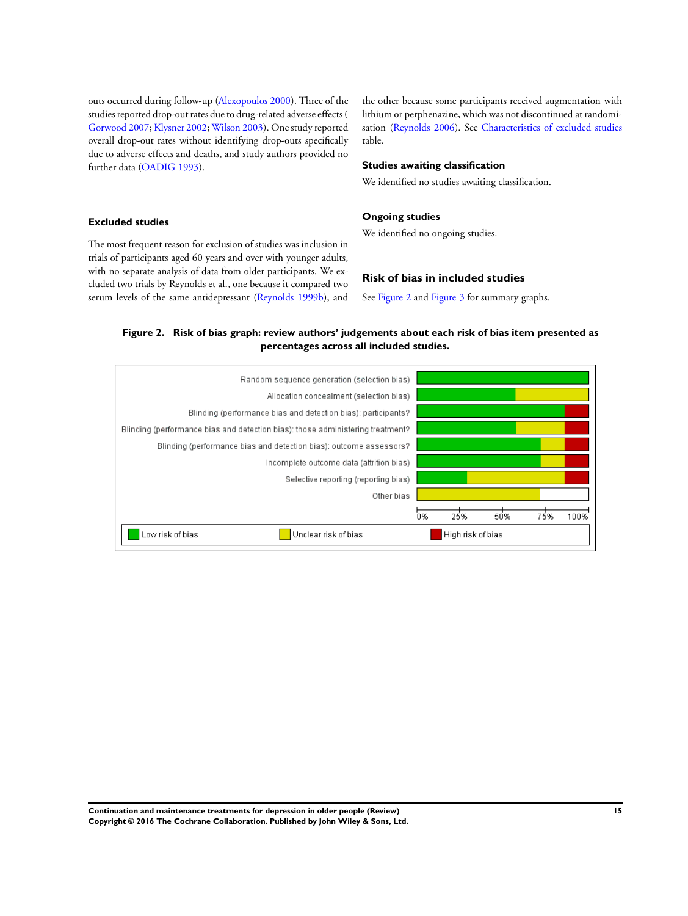outs occurred during follow-up (Alexopoulos 2000). Three of the studies reported drop-out rates due to drug-related adverse effects ( Gorwood 2007; Klysner 2002; Wilson 2003). One study reported overall drop-out rates without identifying drop-outs specifically due to adverse effects and deaths, and study authors provided no further data (OADIG 1993).

### Excluded studies

The most frequent reason for exclusion of studies was inclusion in trials of participants aged 60 years and over with younger adults, with no separate analysis of data from older participants. We excluded two trials by Reynolds et al., one because it compared two serum levels of the same antidepressant (Reynolds 1999b), and the other because some participants received augmentation with lithium or perphenazine, which was not discontinued at randomisation (Reynolds 2006). See Characteristics of excluded studies table.

### Studies awaiting classification

We identified no studies awaiting classification.

### Ongoing studies

We identified no ongoing studies.

## Risk of bias in included studies

See Figure 2 and Figure 3 for summary graphs.

**Figure 2. Risk of bias graph: review authors' judgements about each risk of bias item presented as percentages across all included studies.**

Random sequence generation (selection bias)
Allocation concealment (selection bias)
Blinding (performance bias and detection bias): participants?
Blinding (performance bias and detection bias): those administering treatment?
Blinding (performance bias and detection bias): outcome assessors?
Incomplete outcome data (attrition bias)
Selective reporting (reporting bias)
Other bias

0% 25% 50% 75% 100%

Low risk of bias | Unclear risk of bias | High risk of bias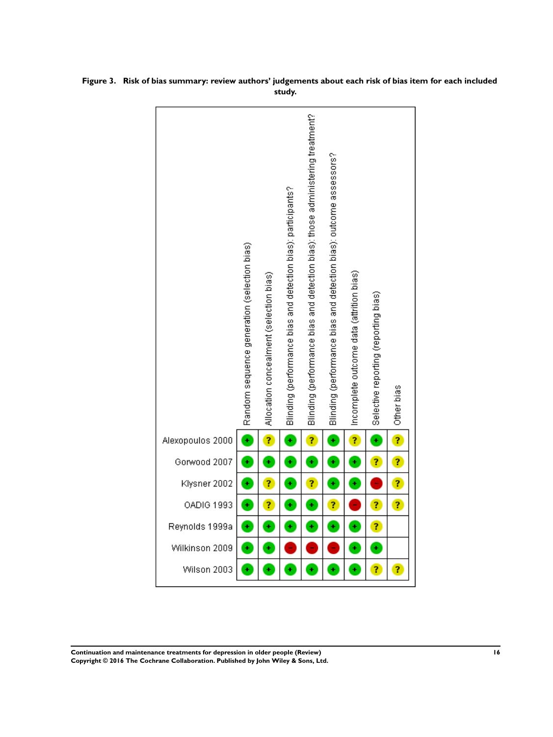**Figure 3. Risk of bias summary: review authors' judgements about each risk of bias item for each included study.**

| | Random sequence generation (selection bias) | Allocation concealment (selection bias) | Blinding (performance bias and detection bias): participants? | Blinding (performance bias and detection bias): those administering treatment? | Blinding (performance bias and detection bias): outcome assessors? | Incomplete outcome data (attrition bias) | Selective reporting (reporting bias) | Other bias |
|---|---|---|---|---|---|---|---|---|
| Alexopoulos 2000 | + | ? | + | ? | + | ? | + | ? |
| Gorwood 2007 | + | + | + | + | + | + | ? | ? |
| Klysner 2002 | + | ? | + | ? | + | + | - | ? |
| OADIG 1993 | + | ? | + | + | ? | - | ? | ? |
| Reynolds 1999a | + | + | + | + | + | + | ? | |
| Wilkinson 2009 | + | + | - | - | - | + | + | |
| Wilson 2003 | + | + | + | + | + | + | ? | ? |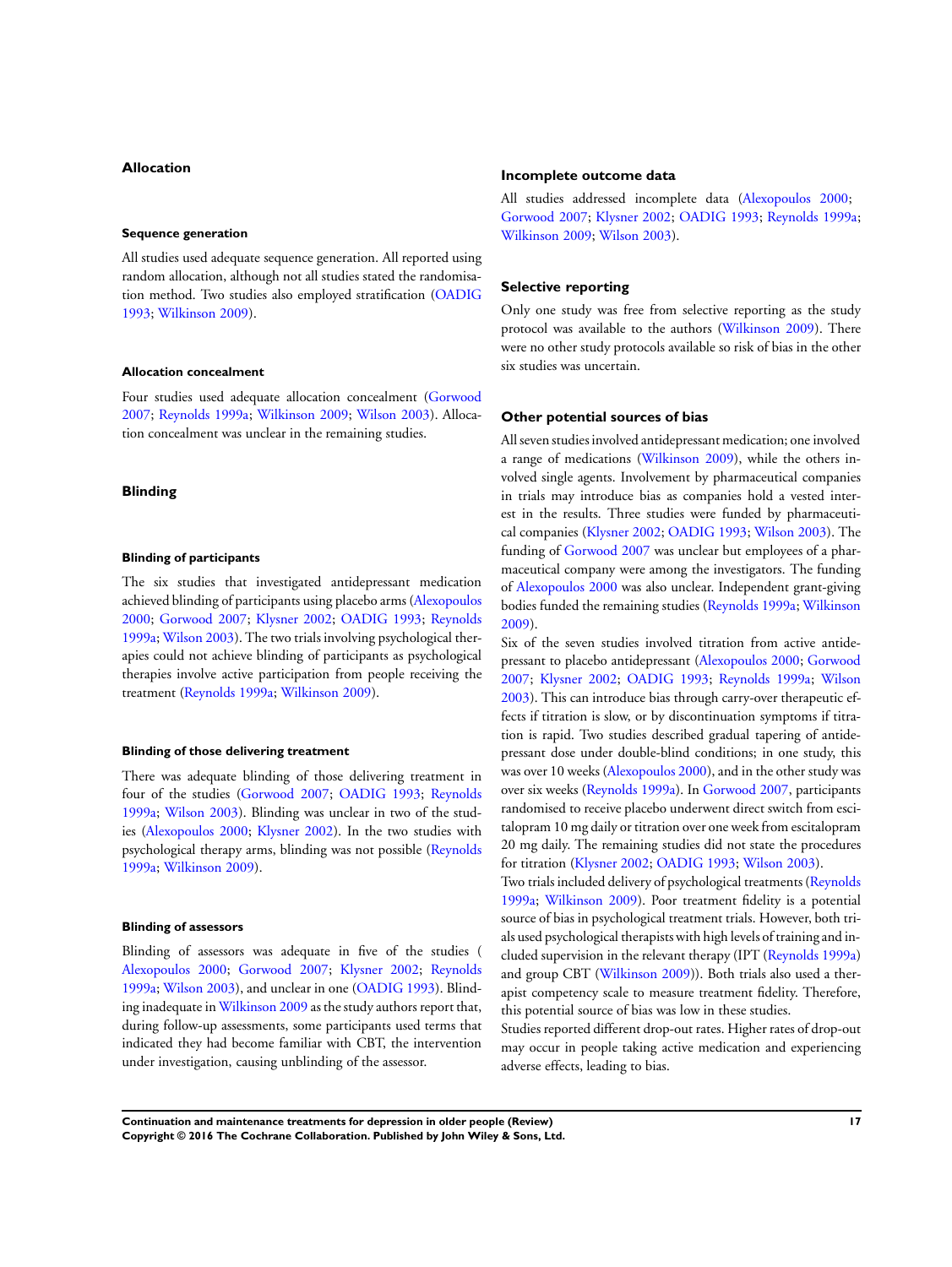### Allocation

#### Sequence generation

All studies used adequate sequence generation. All reported using random allocation, although not all studies stated the randomisation method. Two studies also employed stratification (OADIG 1993; Wilkinson 2009).

#### Allocation concealment

Four studies used adequate allocation concealment (Gorwood 2007; Reynolds 1999a; Wilkinson 2009; Wilson 2003). Allocation concealment was unclear in the remaining studies.

### Blinding

#### Blinding of participants

The six studies that investigated antidepressant medication achieved blinding of participants using placebo arms (Alexopoulos 2000; Gorwood 2007; Klysner 2002; OADIG 1993; Reynolds 1999a; Wilson 2003). The two trials involving psychological therapies could not achieve blinding of participants as psychological therapies involve active participation from people receiving the treatment (Reynolds 1999a; Wilkinson 2009).

#### Blinding of those delivering treatment

There was adequate blinding of those delivering treatment in four of the studies (Gorwood 2007; OADIG 1993; Reynolds 1999a; Wilson 2003). Blinding was unclear in two of the studies (Alexopoulos 2000; Klysner 2002). In the two studies with psychological therapy arms, blinding was not possible (Reynolds 1999a; Wilkinson 2009).

#### Blinding of assessors

Blinding of assessors was adequate in five of the studies ( Alexopoulos 2000; Gorwood 2007; Klysner 2002; Reynolds 1999a; Wilson 2003), and unclear in one (OADIG 1993). Blinding inadequate in Wilkinson 2009 as the study authors report that, during follow-up assessments, some participants used terms that indicated they had become familiar with CBT, the intervention under investigation, causing unblinding of the assessor.

### Incomplete outcome data

All studies addressed incomplete data (Alexopoulos 2000; Gorwood 2007; Klysner 2002; OADIG 1993; Reynolds 1999a; Wilkinson 2009; Wilson 2003).

### Selective reporting

Only one study was free from selective reporting as the study protocol was available to the authors (Wilkinson 2009). There were no other study protocols available so risk of bias in the other six studies was uncertain.

### Other potential sources of bias

All seven studies involved antidepressant medication; one involved a range of medications (Wilkinson 2009), while the others involved single agents. Involvement by pharmaceutical companies in trials may introduce bias as companies hold a vested interest in the results. Three studies were funded by pharmaceutical companies (Klysner 2002; OADIG 1993; Wilson 2003). The funding of Gorwood 2007 was unclear but employees of a pharmaceutical company were among the investigators. The funding of Alexopoulos 2000 was also unclear. Independent grant-giving bodies funded the remaining studies (Reynolds 1999a; Wilkinson 2009).

Six of the seven studies involved titration from active antidepressant to placebo antidepressant (Alexopoulos 2000; Gorwood 2007; Klysner 2002; OADIG 1993; Reynolds 1999a; Wilson 2003). This can introduce bias through carry-over therapeutic effects if titration is slow, or by discontinuation symptoms if titration is rapid. Two studies described gradual tapering of antidepressant dose under double-blind conditions; in one study, this was over 10 weeks (Alexopoulos 2000), and in the other study was over six weeks (Reynolds 1999a). In Gorwood 2007, participants randomised to receive placebo underwent direct switch from escitalopram 10 mg daily or titration over one week from escitalopram 20 mg daily. The remaining studies did not state the procedures for titration (Klysner 2002; OADIG 1993; Wilson 2003).

Two trials included delivery of psychological treatments (Reynolds 1999a; Wilkinson 2009). Poor treatment fidelity is a potential source of bias in psychological treatment trials. However, both trials used psychological therapists with high levels of training and included supervision in the relevant therapy (IPT (Reynolds 1999a) and group CBT (Wilkinson 2009)). Both trials also used a therapist competency scale to measure treatment fidelity. Therefore, this potential source of bias was low in these studies.

Studies reported different drop-out rates. Higher rates of drop-out may occur in people taking active medication and experiencing adverse effects, leading to bias.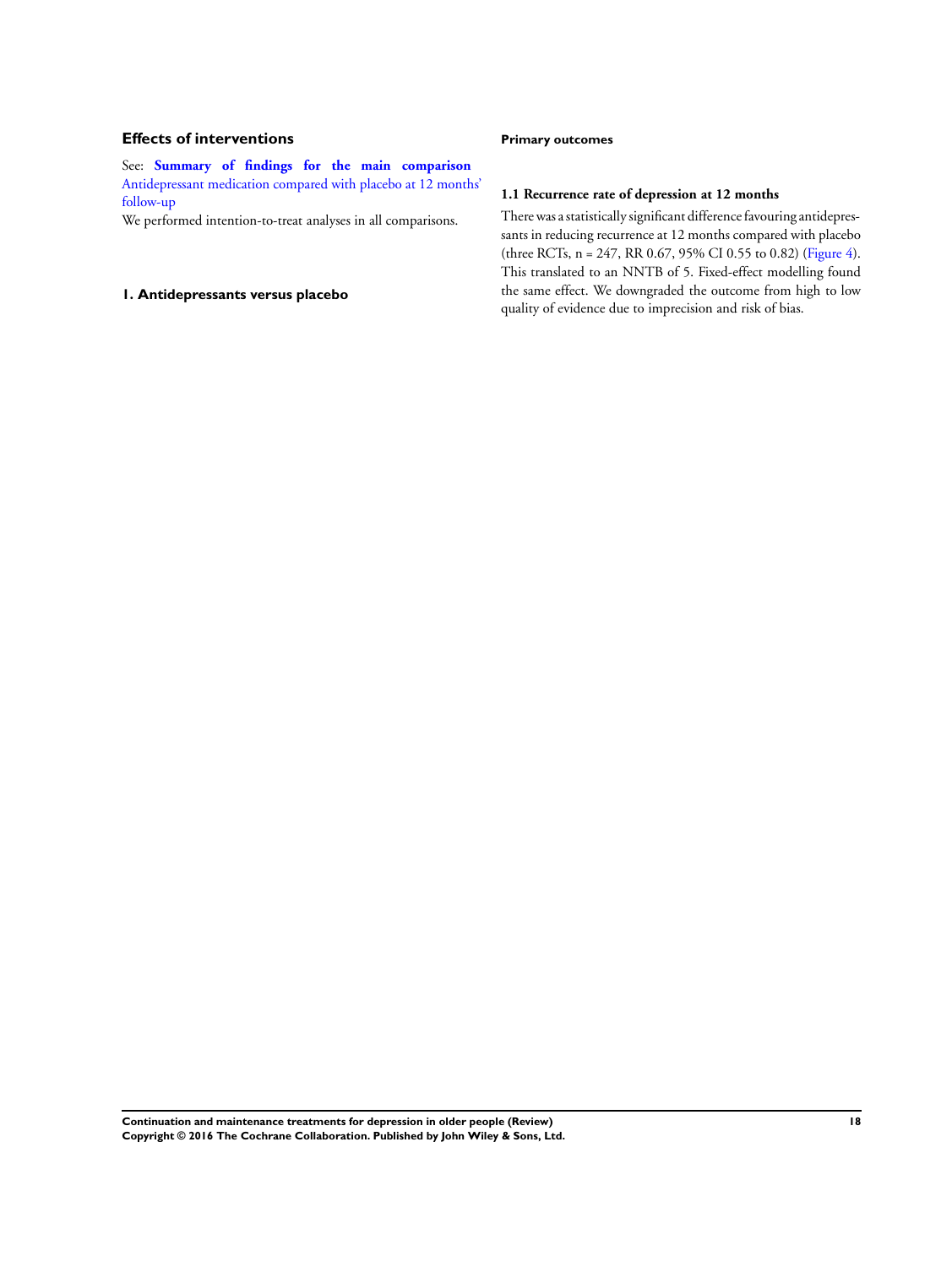## Effects of interventions

See: **Summary of findings for the main comparison** Antidepressant medication compared with placebo at 12 months' follow-up

We performed intention-to-treat analyses in all comparisons.

### 1. Antidepressants versus placebo

#### Primary outcomes

##### 1.1 Recurrence rate of depression at 12 months

There was a statistically significant difference favouring antidepressants in reducing recurrence at 12 months compared with placebo (three RCTs, n = 247, RR 0.67, 95% CI 0.55 to 0.82) (Figure 4). This translated to an NNTB of 5. Fixed-effect modelling found the same effect. We downgraded the outcome from high to low quality of evidence due to imprecision and risk of bias.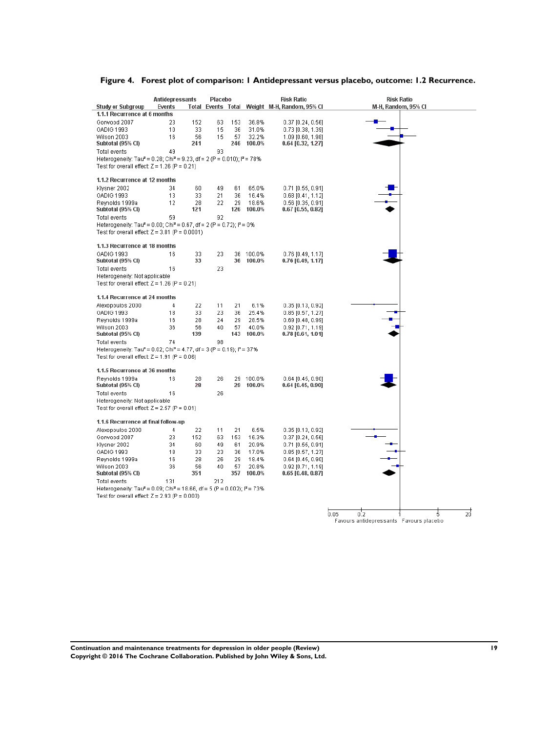**Figure 4. Forest plot of comparison: 1 Antidepressant versus placebo, outcome: 1.2 Recurrence.**

| Study or Subgroup | Antidepressants Events | Antidepressants Total | Placebo Events | Placebo Total | Weight | Risk Ratio M-H, Random, 95% CI |
|---|---|---|---|---|---|---|
| **1.1.1 Recurrence at 6 months** | | | | | | |
| Gorwood 2007 | 23 | 152 | 63 | 153 | 36.8% | 0.37 [0.24, 0.56] |
| OADIG 1993 | 10 | 33 | 15 | 36 | 31.0% | 0.73 [0.38, 1.39] |
| Wilson 2003 | 16 | 56 | 15 | 57 | 32.2% | 1.09 [0.60, 1.98] |
| **Subtotal (95% CI)** | | **241** | | **246** | **100.0%** | **0.64 [0.32, 1.27]** |
| Total events | 49 | | 93 | | | |
| Heterogeneity: $Tau^2 = 0.28$; $Chi^2 = 9.23$, df = 2 (P = 0.010); $I^2 = 78\%$ | | | | | | |
| Test for overall effect: Z = 1.26 (P = 0.21) | | | | | | |
| **1.1.2 Recurrence at 12 months** | | | | | | |
| Klysner 2002 | 34 | 60 | 49 | 61 | 65.0% | 0.71 [0.55, 0.91] |
| OADIG 1993 | 13 | 33 | 21 | 36 | 16.4% | 0.68 [0.41, 1.12] |
| Reynolds 1999a | 12 | 28 | 22 | 29 | 18.6% | 0.56 [0.35, 0.91] |
| **Subtotal (95% CI)** | | **121** | | **126** | **100.0%** | **0.67 [0.55, 0.82]** |
| Total events | 59 | | 92 | | | |
| Heterogeneity: $Tau^2 = 0.00$; $Chi^2 = 0.67$, df = 2 (P = 0.72); $I^2 = 0\%$ | | | | | | |
| Test for overall effect: Z = 3.81 (P = 0.0001) | | | | | | |
| **1.1.3 Recurrence at 18 months** | | | | | | |
| OADIG 1993 | 16 | 33 | 23 | 36 | 100.0% | 0.76 [0.49, 1.17] |
| **Subtotal (95% CI)** | | **33** | | **36** | **100.0%** | **0.76 [0.49, 1.17]** |
| Total events | 16 | | 23 | | | |
| Heterogeneity: Not applicable | | | | | | |
| Test for overall effect: Z = 1.26 (P = 0.21) | | | | | | |
| **1.1.4 Recurrence at 24 months** | | | | | | |
| Alexopoulos 2000 | 4 | 22 | 11 | 21 | 6.1% | 0.35 [0.13, 0.92] |
| OADIG 1993 | 18 | 33 | 23 | 36 | 25.4% | 0.85 [0.57, 1.27] |
| Reynolds 1999a | 16 | 28 | 24 | 29 | 28.5% | 0.69 [0.48, 0.99] |
| Wilson 2003 | 36 | 56 | 40 | 57 | 40.0% | 0.92 [0.71, 1.19] |
| **Subtotal (95% CI)** | | **139** | | **143** | **100.0%** | **0.78 [0.61, 1.01]** |
| Total events | 74 | | 98 | | | |
| Heterogeneity: $Tau^2 = 0.02$; $Chi^2 = 4.77$, df = 3 (P = 0.19); $I^2 = 37\%$ | | | | | | |
| Test for overall effect: Z = 1.91 (P = 0.06) | | | | | | |
| **1.1.5 Recurrence at 36 months** | | | | | | |
| Reynolds 1999a | 16 | 28 | 26 | 29 | 100.0% | 0.64 [0.45, 0.90] |
| **Subtotal (95% CI)** | | **28** | | **29** | **100.0%** | **0.64 [0.45, 0.90]** |
| Total events | 16 | | 26 | | | |
| Heterogeneity: Not applicable | | | | | | |
| Test for overall effect: Z = 2.57 (P = 0.01) | | | | | | |
| **1.1.6 Recurrence at final follow-up** | | | | | | |
| Alexopoulos 2000 | 4 | 22 | 11 | 21 | 6.5% | 0.35 [0.13, 0.92] |
| Gorwood 2007 | 23 | 152 | 63 | 153 | 16.3% | 0.37 [0.24, 0.56] |
| Klysner 2002 | 34 | 60 | 49 | 61 | 20.9% | 0.71 [0.55, 0.91] |
| OADIG 1993 | 18 | 33 | 23 | 36 | 17.0% | 0.85 [0.57, 1.27] |
| Reynolds 1999a | 16 | 28 | 26 | 29 | 18.4% | 0.64 [0.45, 0.90] |
| Wilson 2003 | 36 | 56 | 40 | 57 | 20.8% | 0.92 [0.71, 1.19] |
| **Subtotal (95% CI)** | | **351** | | **357** | **100.0%** | **0.65 [0.48, 0.87]** |
| Total events | 131 | | 212 | | | |
| Heterogeneity: $Tau^2 = 0.09$; $Chi^2 = 18.66$, df = 5 (P = 0.002); $I^2 = 73\%$ | | | | | | |
| Test for overall effect: Z = 2.93 (P = 0.003) | | | | | | |

Risk Ratio M-H, Random, 95% CI — axis: 0.05, 0.2, 1, 5, 20. Favours antidepressants / Favours placebo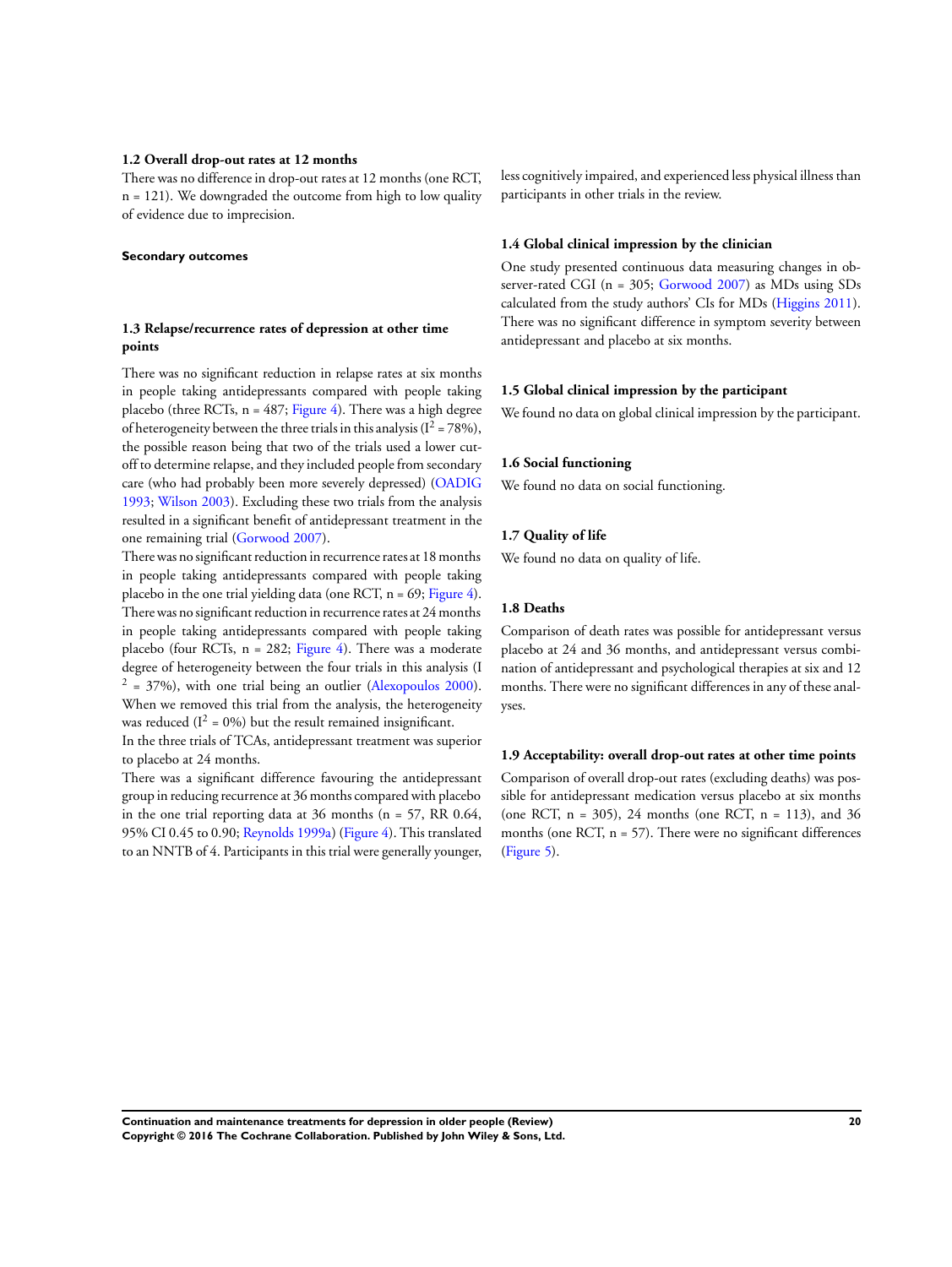### 1.2 Overall drop-out rates at 12 months

There was no difference in drop-out rates at 12 months (one RCT, n = 121). We downgraded the outcome from high to low quality of evidence due to imprecision.

## Secondary outcomes

### 1.3 Relapse/recurrence rates of depression at other time points

There was no significant reduction in relapse rates at six months in people taking antidepressants compared with people taking placebo (three RCTs, n = 487; Figure 4). There was a high degree of heterogeneity between the three trials in this analysis ($I^2 = 78\%$), the possible reason being that two of the trials used a lower cut-off to determine relapse, and they included people from secondary care (who had probably been more severely depressed) (OADIG 1993; Wilson 2003). Excluding these two trials from the analysis resulted in a significant benefit of antidepressant treatment in the one remaining trial (Gorwood 2007).

There was no significant reduction in recurrence rates at 18 months in people taking antidepressants compared with people taking placebo in the one trial yielding data (one RCT, n = 69; Figure 4).

There was no significant reduction in recurrence rates at 24 months in people taking antidepressants compared with people taking placebo (four RCTs, n = 282; Figure 4). There was a moderate degree of heterogeneity between the four trials in this analysis ($I^2 = 37\%$), with one trial being an outlier (Alexopoulos 2000). When we removed this trial from the analysis, the heterogeneity was reduced ($I^2 = 0\%$) but the result remained insignificant.

In the three trials of TCAs, antidepressant treatment was superior to placebo at 24 months.

There was a significant difference favouring the antidepressant group in reducing recurrence at 36 months compared with placebo in the one trial reporting data at 36 months (n = 57, RR 0.64, 95% CI 0.45 to 0.90; Reynolds 1999a) (Figure 4). This translated to an NNTB of 4. Participants in this trial were generally younger, less cognitively impaired, and experienced less physical illness than participants in other trials in the review.

### 1.4 Global clinical impression by the clinician

One study presented continuous data measuring changes in observer-rated CGI (n = 305; Gorwood 2007) as MDs using SDs calculated from the study authors' CIs for MDs (Higgins 2011). There was no significant difference in symptom severity between antidepressant and placebo at six months.

### 1.5 Global clinical impression by the participant

We found no data on global clinical impression by the participant.

### 1.6 Social functioning

We found no data on social functioning.

### 1.7 Quality of life

We found no data on quality of life.

### 1.8 Deaths

Comparison of death rates was possible for antidepressant versus placebo at 24 and 36 months, and antidepressant versus combination of antidepressant and psychological therapies at six and 12 months. There were no significant differences in any of these analyses.

### 1.9 Acceptability: overall drop-out rates at other time points

Comparison of overall drop-out rates (excluding deaths) was possible for antidepressant medication versus placebo at six months (one RCT, n = 305), 24 months (one RCT, n = 113), and 36 months (one RCT, n = 57). There were no significant differences (Figure 5).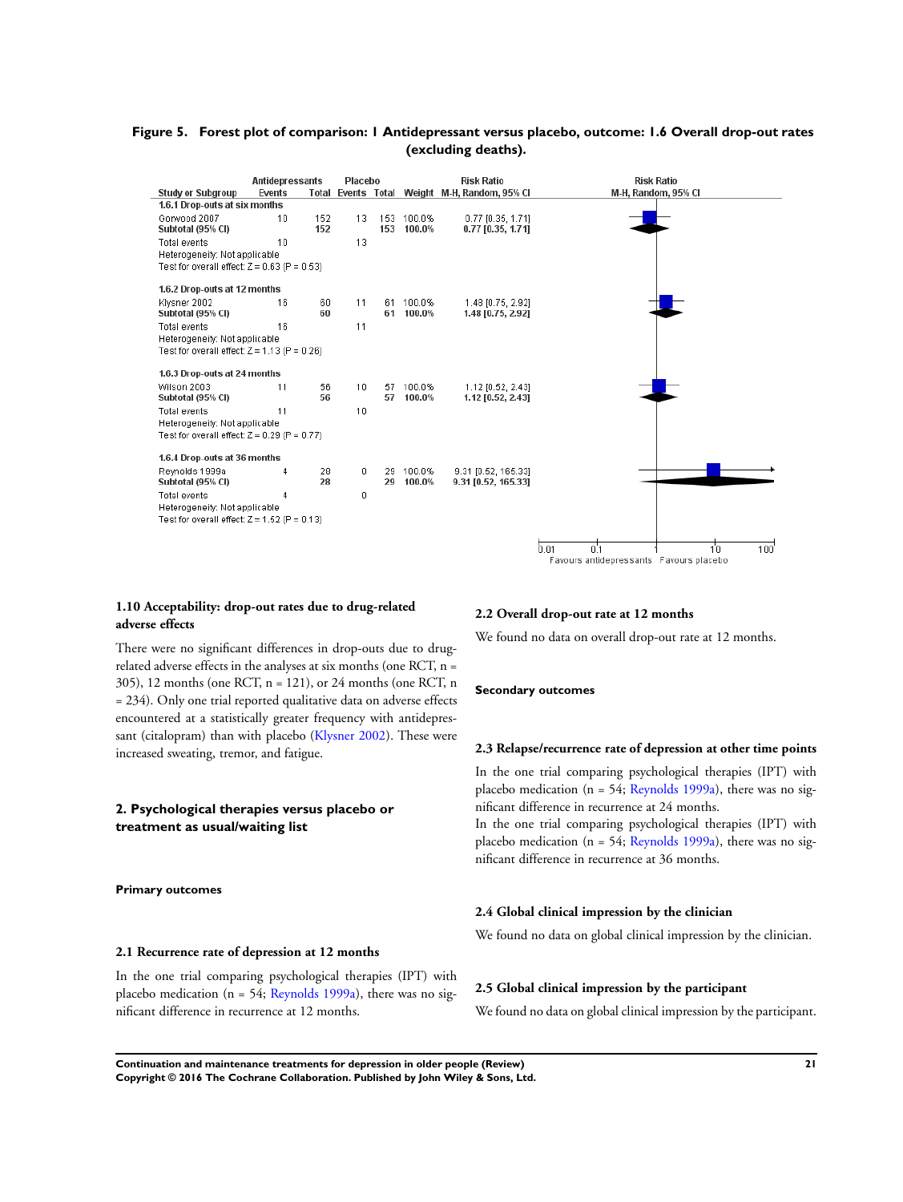**Figure 5. Forest plot of comparison: 1 Antidepressant versus placebo, outcome: 1.6 Overall drop-out rates (excluding deaths).**

| Study or Subgroup | Antidepressants Events | Antidepressants Total | Placebo Events | Placebo Total | Weight | Risk Ratio M-H, Random, 95% CI |
|---|---|---|---|---|---|---|
| **1.6.1 Drop-outs at six months** | | | | | | |
| Gorwood 2007 | 10 | 152 | 13 | 153 | 100.0% | 0.77 [0.35, 1.71] |
| **Subtotal (95% CI)** | | **152** | | **153** | **100.0%** | **0.77 [0.35, 1.71]** |
| Total events | 10 | | 13 | | | |
| Heterogeneity: Not applicable | | | | | | |
| Test for overall effect: Z = 0.63 (P = 0.53) | | | | | | |
| **1.6.2 Drop-outs at 12 months** | | | | | | |
| Klysner 2002 | 16 | 60 | 11 | 61 | 100.0% | 1.48 [0.75, 2.92] |
| **Subtotal (95% CI)** | | **60** | | **61** | **100.0%** | **1.48 [0.75, 2.92]** |
| Total events | 16 | | 11 | | | |
| Heterogeneity: Not applicable | | | | | | |
| Test for overall effect: Z = 1.13 (P = 0.26) | | | | | | |
| **1.6.3 Drop-outs at 24 months** | | | | | | |
| Wilson 2003 | 11 | 56 | 10 | 57 | 100.0% | 1.12 [0.52, 2.43] |
| **Subtotal (95% CI)** | | **56** | | **57** | **100.0%** | **1.12 [0.52, 2.43]** |
| Total events | 11 | | 10 | | | |
| Heterogeneity: Not applicable | | | | | | |
| Test for overall effect: Z = 0.29 (P = 0.77) | | | | | | |
| **1.6.4 Drop-outs at 36 months** | | | | | | |
| Reynolds 1999a | 4 | 28 | 0 | 29 | 100.0% | 9.31 [0.52, 165.33] |
| **Subtotal (95% CI)** | | **28** | | **29** | **100.0%** | **9.31 [0.52, 165.33]** |
| Total events | 4 | | 0 | | | |
| Heterogeneity: Not applicable | | | | | | |
| Test for overall effect: Z = 1.52 (P = 0.13) | | | | | | |

Risk Ratio M-H, Random, 95% CI — axis: 0.01, 0.1, 1, 10, 100. Favours antidepressants | Favours placebo

### 1.10 Acceptability: drop-out rates due to drug-related adverse effects

There were no significant differences in drop-outs due to drug-related adverse effects in the analyses at six months (one RCT, n = 305), 12 months (one RCT, n = 121), or 24 months (one RCT, n = 234). Only one trial reported qualitative data on adverse effects encountered at a statistically greater frequency with antidepressant (citalopram) than with placebo (Klysner 2002). These were increased sweating, tremor, and fatigue.

## 2. Psychological therapies versus placebo or treatment as usual/waiting list

#### Primary outcomes

### 2.1 Recurrence rate of depression at 12 months

In the one trial comparing psychological therapies (IPT) with placebo medication (n = 54; Reynolds 1999a), there was no significant difference in recurrence at 12 months.

### 2.2 Overall drop-out rate at 12 months

We found no data on overall drop-out rate at 12 months.

#### Secondary outcomes

### 2.3 Relapse/recurrence rate of depression at other time points

In the one trial comparing psychological therapies (IPT) with placebo medication (n = 54; Reynolds 1999a), there was no significant difference in recurrence at 24 months.

In the one trial comparing psychological therapies (IPT) with placebo medication (n = 54; Reynolds 1999a), there was no significant difference in recurrence at 36 months.

### 2.4 Global clinical impression by the clinician

We found no data on global clinical impression by the clinician.

### 2.5 Global clinical impression by the participant

We found no data on global clinical impression by the participant.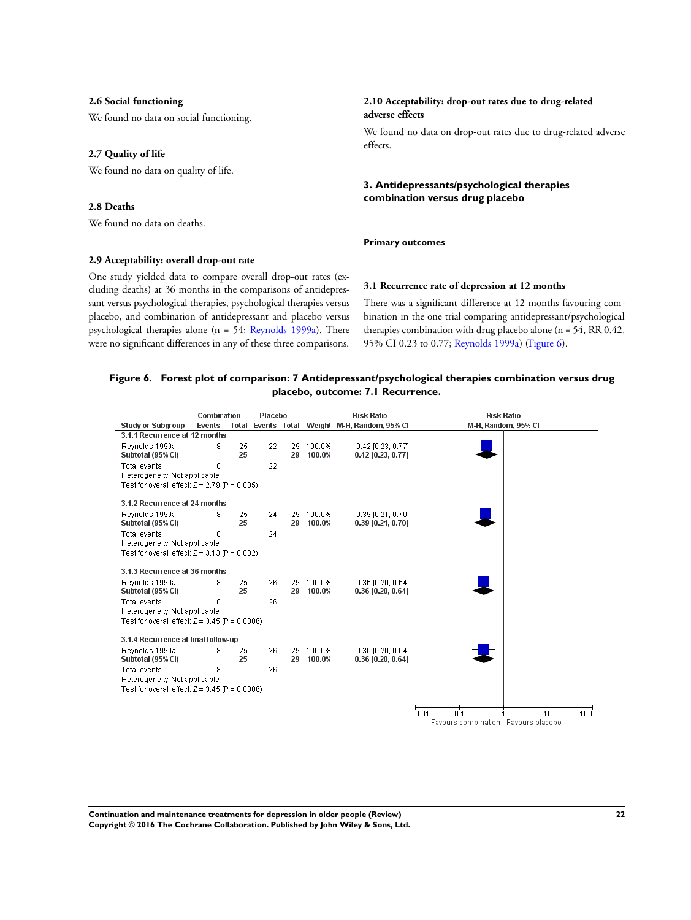### 2.6 Social functioning

We found no data on social functioning.

### 2.7 Quality of life

We found no data on quality of life.

### 2.8 Deaths

We found no data on deaths.

### 2.9 Acceptability: overall drop-out rate

One study yielded data to compare overall drop-out rates (excluding deaths) at 36 months in the comparisons of antidepressant versus psychological therapies, psychological therapies versus placebo, and combination of antidepressant and placebo versus psychological therapies alone (n = 54; Reynolds 1999a). There were no significant differences in any of these three comparisons.

### 2.10 Acceptability: drop-out rates due to drug-related adverse effects

We found no data on drop-out rates due to drug-related adverse effects.

## 3. Antidepressants/psychological therapies combination versus drug placebo

#### Primary outcomes

### 3.1 Recurrence rate of depression at 12 months

There was a significant difference at 12 months favouring combination in the one trial comparing antidepressant/psychological therapies combination with drug placebo alone (n = 54, RR 0.42, 95% CI 0.23 to 0.77; Reynolds 1999a) (Figure 6).

**Figure 6. Forest plot of comparison: 7 Antidepressant/psychological therapies combination versus drug placebo, outcome: 7.1 Recurrence.**

| Study or Subgroup | Combination Events | Combination Total | Placebo Events | Placebo Total | Weight | Risk Ratio M-H, Random, 95% CI |
|---|---|---|---|---|---|---|
| **3.1.1 Recurrence at 12 months** | | | | | | |
| Reynolds 1999a | 8 | 25 | 22 | 29 | 100.0% | 0.42 [0.23, 0.77] |
| **Subtotal (95% CI)** | | **25** | | **29** | **100.0%** | **0.42 [0.23, 0.77]** |
| Total events | 8 | | 22 | | | |
| Heterogeneity: Not applicable | | | | | | |
| Test for overall effect: Z = 2.79 (P = 0.005) | | | | | | |
| **3.1.2 Recurrence at 24 months** | | | | | | |
| Reynolds 1999a | 8 | 25 | 24 | 29 | 100.0% | 0.39 [0.21, 0.70] |
| **Subtotal (95% CI)** | | **25** | | **29** | **100.0%** | **0.39 [0.21, 0.70]** |
| Total events | 8 | | 24 | | | |
| Heterogeneity: Not applicable | | | | | | |
| Test for overall effect: Z = 3.13 (P = 0.002) | | | | | | |
| **3.1.3 Recurrence at 36 months** | | | | | | |
| Reynolds 1999a | 8 | 25 | 26 | 29 | 100.0% | 0.36 [0.20, 0.64] |
| **Subtotal (95% CI)** | | **25** | | **29** | **100.0%** | **0.36 [0.20, 0.64]** |
| Total events | 8 | | 26 | | | |
| Heterogeneity: Not applicable | | | | | | |
| Test for overall effect: Z = 3.45 (P = 0.0006) | | | | | | |
| **3.1.4 Recurrence at final follow-up** | | | | | | |
| Reynolds 1999a | 8 | 25 | 26 | 29 | 100.0% | 0.36 [0.20, 0.64] |
| **Subtotal (95% CI)** | | **25** | | **29** | **100.0%** | **0.36 [0.20, 0.64]** |
| Total events | 8 | | 26 | | | |
| Heterogeneity: Not applicable | | | | | | |
| Test for overall effect: Z = 3.45 (P = 0.0006) | | | | | | |

Risk Ratio M-H, Random, 95% CI: axis 0.01, 0.1, 1, 10, 100 — Favours combination / Favours placebo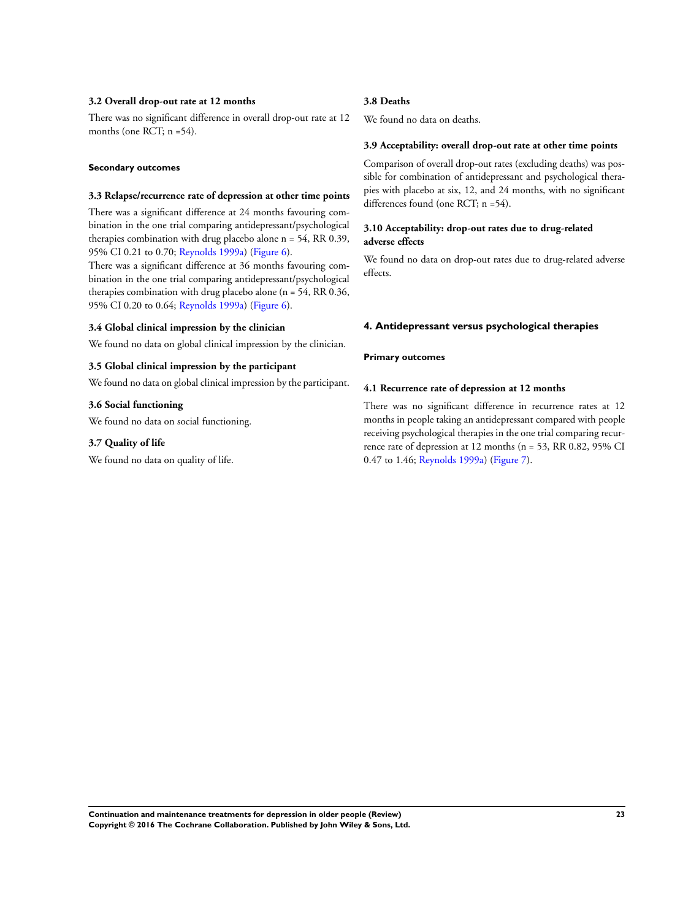#### 3.2 Overall drop-out rate at 12 months

There was no significant difference in overall drop-out rate at 12 months (one RCT; n =54).

##### Secondary outcomes

#### 3.3 Relapse/recurrence rate of depression at other time points

There was a significant difference at 24 months favouring combination in the one trial comparing antidepressant/psychological therapies combination with drug placebo alone n = 54, RR 0.39, 95% CI 0.21 to 0.70; Reynolds 1999a) (Figure 6).

There was a significant difference at 36 months favouring combination in the one trial comparing antidepressant/psychological therapies combination with drug placebo alone (n = 54, RR 0.36, 95% CI 0.20 to 0.64; Reynolds 1999a) (Figure 6).

#### 3.4 Global clinical impression by the clinician

We found no data on global clinical impression by the clinician.

#### 3.5 Global clinical impression by the participant

We found no data on global clinical impression by the participant.

#### 3.6 Social functioning

We found no data on social functioning.

#### 3.7 Quality of life

We found no data on quality of life.

#### 3.8 Deaths

We found no data on deaths.

#### 3.9 Acceptability: overall drop-out rate at other time points

Comparison of overall drop-out rates (excluding deaths) was possible for combination of antidepressant and psychological therapies with placebo at six, 12, and 24 months, with no significant differences found (one RCT; n =54).

#### 3.10 Acceptability: drop-out rates due to drug-related adverse effects

We found no data on drop-out rates due to drug-related adverse effects.

### 4. Antidepressant versus psychological therapies

##### Primary outcomes

#### 4.1 Recurrence rate of depression at 12 months

There was no significant difference in recurrence rates at 12 months in people taking an antidepressant compared with people receiving psychological therapies in the one trial comparing recurrence rate of depression at 12 months (n = 53, RR 0.82, 95% CI 0.47 to 1.46; Reynolds 1999a) (Figure 7).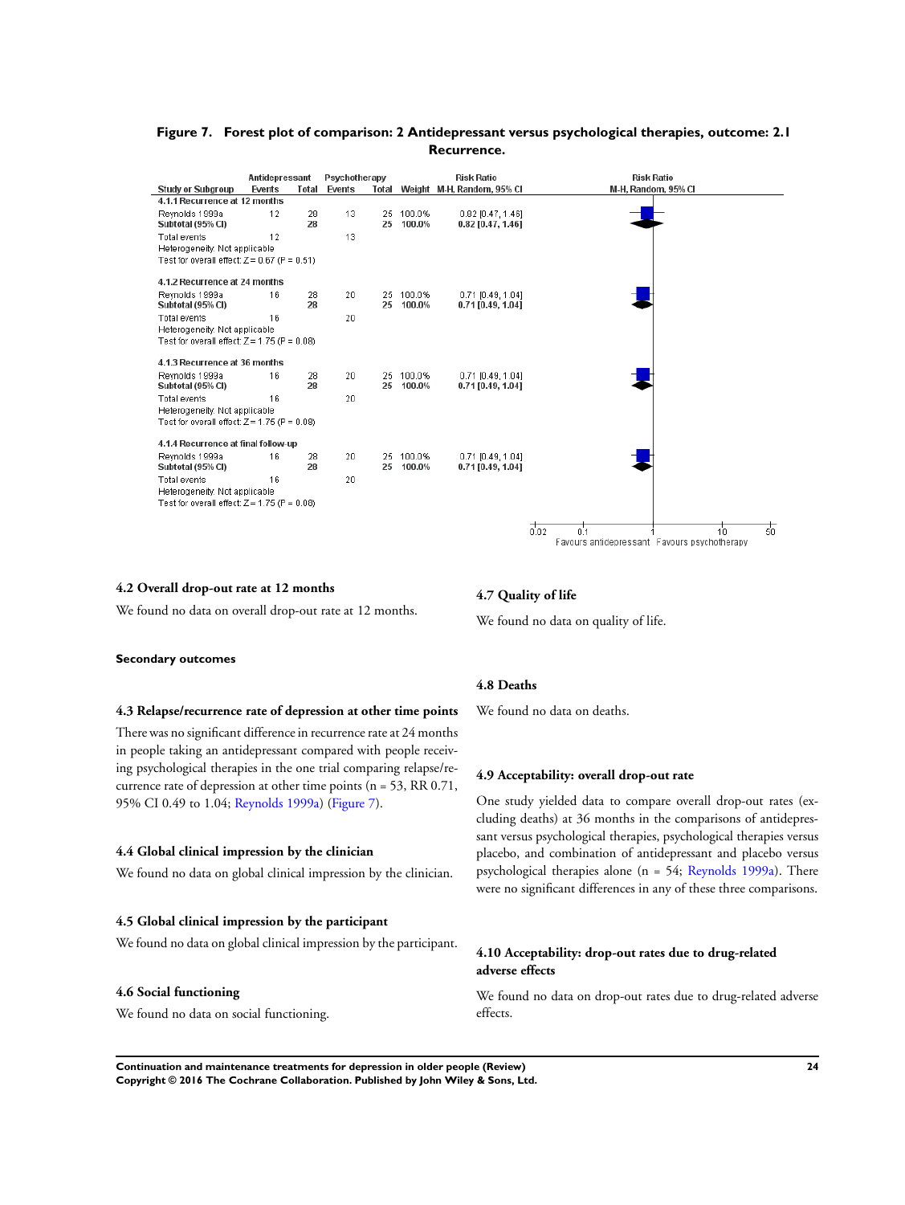**Figure 7. Forest plot of comparison: 2 Antidepressant versus psychological therapies, outcome: 2.1 Recurrence.**

| Study or Subgroup | Antidepressant Events | Antidepressant Total | Psychotherapy Events | Psychotherapy Total | Weight | Risk Ratio M-H, Random, 95% CI |
|---|---|---|---|---|---|---|
| **4.1.1 Recurrence at 12 months** | | | | | | |
| Reynolds 1999a | 12 | 28 | 13 | 25 | 100.0% | 0.82 [0.47, 1.46] |
| **Subtotal (95% CI)** | | **28** | | **25** | **100.0%** | **0.82 [0.47, 1.46]** |
| Total events | 12 | | 13 | | | |
| Heterogeneity: Not applicable | | | | | | |
| Test for overall effect: Z = 0.67 (P = 0.51) | | | | | | |
| **4.1.2 Recurrence at 24 months** | | | | | | |
| Reynolds 1999a | 16 | 28 | 20 | 25 | 100.0% | 0.71 [0.49, 1.04] |
| **Subtotal (95% CI)** | | **28** | | **25** | **100.0%** | **0.71 [0.49, 1.04]** |
| Total events | 16 | | 20 | | | |
| Heterogeneity: Not applicable | | | | | | |
| Test for overall effect: Z = 1.75 (P = 0.08) | | | | | | |
| **4.1.3 Recurrence at 36 months** | | | | | | |
| Reynolds 1999a | 16 | 28 | 20 | 25 | 100.0% | 0.71 [0.49, 1.04] |
| **Subtotal (95% CI)** | | **28** | | **25** | **100.0%** | **0.71 [0.49, 1.04]** |
| Total events | 16 | | 20 | | | |
| Heterogeneity: Not applicable | | | | | | |
| Test for overall effect: Z = 1.75 (P = 0.08) | | | | | | |
| **4.1.4 Recurrence at final follow-up** | | | | | | |
| Reynolds 1999a | 16 | 28 | 20 | 25 | 100.0% | 0.71 [0.49, 1.04] |
| **Subtotal (95% CI)** | | **28** | | **25** | **100.0%** | **0.71 [0.49, 1.04]** |
| Total events | 16 | | 20 | | | |
| Heterogeneity: Not applicable | | | | | | |
| Test for overall effect: Z = 1.75 (P = 0.08) | | | | | | |

Risk Ratio M-H, Random, 95% CI — axis: 0.02, 0.1, 1, 10, 50. Favours antidepressant / Favours psychotherapy

### 4.2 Overall drop-out rate at 12 months

We found no data on overall drop-out rate at 12 months.

#### Secondary outcomes

### 4.3 Relapse/recurrence rate of depression at other time points

There was no significant difference in recurrence rate at 24 months in people taking an antidepressant compared with people receiving psychological therapies in the one trial comparing relapse/recurrence rate of depression at other time points (n = 53, RR 0.71, 95% CI 0.49 to 1.04; Reynolds 1999a) (Figure 7).

### 4.4 Global clinical impression by the clinician

We found no data on global clinical impression by the clinician.

### 4.5 Global clinical impression by the participant

We found no data on global clinical impression by the participant.

### 4.6 Social functioning

We found no data on social functioning.

### 4.7 Quality of life

We found no data on quality of life.

### 4.8 Deaths

We found no data on deaths.

### 4.9 Acceptability: overall drop-out rate

One study yielded data to compare overall drop-out rates (excluding deaths) at 36 months in the comparisons of antidepressant versus psychological therapies, psychological therapies versus placebo, and combination of antidepressant and placebo versus psychological therapies alone (n = 54; Reynolds 1999a). There were no significant differences in any of these three comparisons.

### 4.10 Acceptability: drop-out rates due to drug-related adverse effects

We found no data on drop-out rates due to drug-related adverse effects.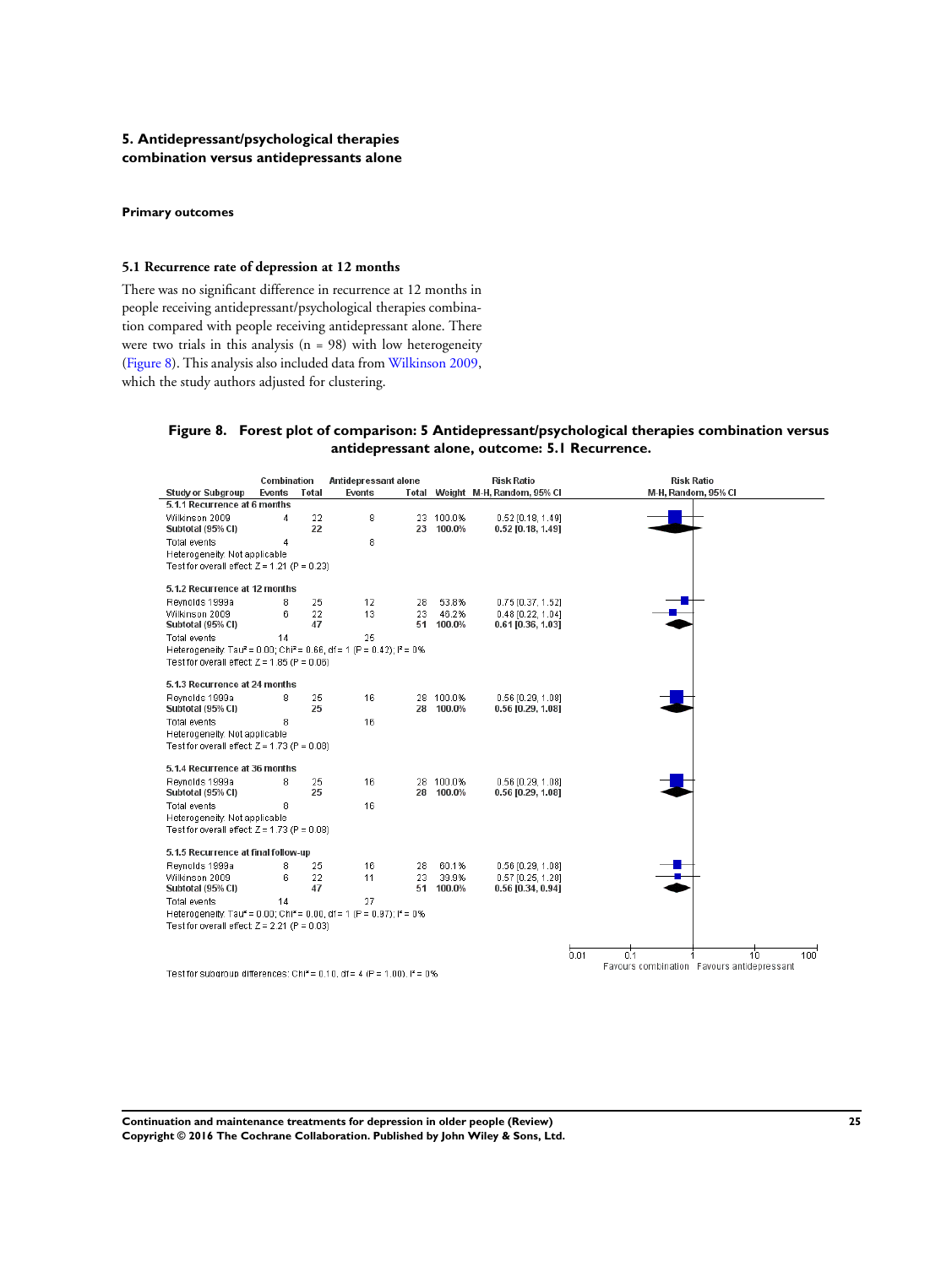### 5. Antidepressant/psychological therapies combination versus antidepressants alone

#### Primary outcomes

#### 5.1 Recurrence rate of depression at 12 months

There was no significant difference in recurrence at 12 months in people receiving antidepressant/psychological therapies combination compared with people receiving antidepressant alone. There were two trials in this analysis (n = 98) with low heterogeneity (Figure 8). This analysis also included data from Wilkinson 2009, which the study authors adjusted for clustering.

**Figure 8. Forest plot of comparison: 5 Antidepressant/psychological therapies combination versus antidepressant alone, outcome: 5.1 Recurrence.**

| Study or Subgroup | Combination Events | Combination Total | Antidepressant alone Events | Antidepressant alone Total | Weight | Risk Ratio M-H, Random, 95% CI |
|---|---|---|---|---|---|---|
| **5.1.1 Recurrence at 6 months** | | | | | | |
| Wilkinson 2009 | 4 | 22 | 8 | 23 | 100.0% | 0.52 [0.18, 1.49] |
| **Subtotal (95% CI)** | | **22** | | **23** | **100.0%** | **0.52 [0.18, 1.49]** |
| Total events | 4 | | 8 | | | |
| Heterogeneity: Not applicable | | | | | | |
| Test for overall effect: Z = 1.21 (P = 0.23) | | | | | | |
| **5.1.2 Recurrence at 12 months** | | | | | | |
| Reynolds 1999a | 8 | 25 | 12 | 28 | 53.8% | 0.75 [0.37, 1.52] |
| Wilkinson 2009 | 6 | 22 | 13 | 23 | 46.2% | 0.48 [0.22, 1.04] |
| **Subtotal (95% CI)** | | **47** | | **51** | **100.0%** | **0.61 [0.36, 1.03]** |
| Total events | 14 | | 25 | | | |
| Heterogeneity: Tau² = 0.00; Chi² = 0.66, df = 1 (P = 0.42); I² = 0% | | | | | | |
| Test for overall effect: Z = 1.85 (P = 0.06) | | | | | | |
| **5.1.3 Recurrence at 24 months** | | | | | | |
| Reynolds 1999a | 8 | 25 | 16 | 28 | 100.0% | 0.56 [0.29, 1.08] |
| **Subtotal (95% CI)** | | **25** | | **28** | **100.0%** | **0.56 [0.29, 1.08]** |
| Total events | 8 | | 16 | | | |
| Heterogeneity: Not applicable | | | | | | |
| Test for overall effect: Z = 1.73 (P = 0.08) | | | | | | |
| **5.1.4 Recurrence at 36 months** | | | | | | |
| Reynolds 1999a | 8 | 25 | 16 | 28 | 100.0% | 0.56 [0.29, 1.08] |
| **Subtotal (95% CI)** | | **25** | | **28** | **100.0%** | **0.56 [0.29, 1.08]** |
| Total events | 8 | | 16 | | | |
| Heterogeneity: Not applicable | | | | | | |
| Test for overall effect: Z = 1.73 (P = 0.08) | | | | | | |
| **5.1.5 Recurrence at final follow-up** | | | | | | |
| Reynolds 1999a | 8 | 25 | 16 | 28 | 60.1% | 0.56 [0.29, 1.08] |
| Wilkinson 2009 | 6 | 22 | 11 | 23 | 39.9% | 0.57 [0.25, 1.29] |
| **Subtotal (95% CI)** | | **47** | | **51** | **100.0%** | **0.56 [0.34, 0.94]** |
| Total events | 14 | | 27 | | | |
| Heterogeneity: Tau² = 0.00; Chi² = 0.00, df = 1 (P = 0.97); I² = 0% | | | | | | |
| Test for overall effect: Z = 2.21 (P = 0.03) | | | | | | |

Test for subgroup differences: Chi² = 0.10, df = 4 (P = 1.00), I² = 0%

Risk Ratio M-H, Random, 95% CI (axis: 0.01, 0.1, 1, 10, 100) — Favours combination / Favours antidepressant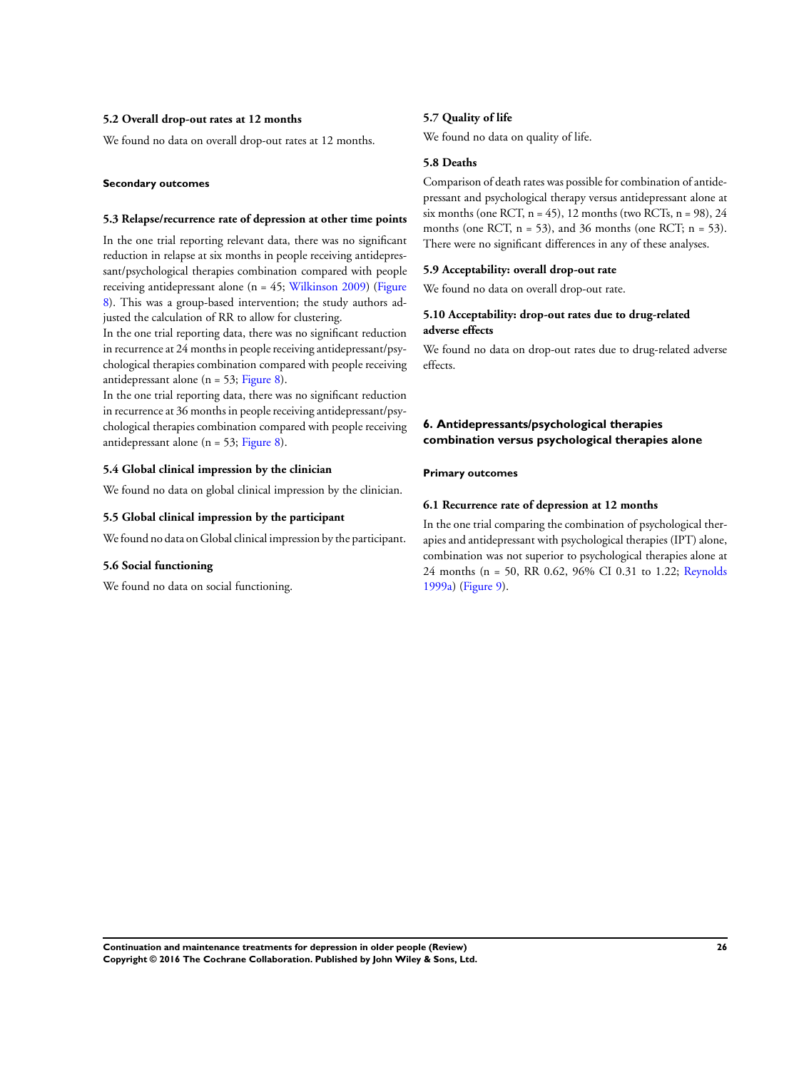### 5.2 Overall drop-out rates at 12 months

We found no data on overall drop-out rates at 12 months.

#### Secondary outcomes

### 5.3 Relapse/recurrence rate of depression at other time points

In the one trial reporting relevant data, there was no significant reduction in relapse at six months in people receiving antidepressant/psychological therapies combination compared with people receiving antidepressant alone (n = 45; Wilkinson 2009) (Figure 8). This was a group-based intervention; the study authors adjusted the calculation of RR to allow for clustering.

In the one trial reporting data, there was no significant reduction in recurrence at 24 months in people receiving antidepressant/psychological therapies combination compared with people receiving antidepressant alone (n = 53; Figure 8).

In the one trial reporting data, there was no significant reduction in recurrence at 36 months in people receiving antidepressant/psychological therapies combination compared with people receiving antidepressant alone (n = 53; Figure 8).

### 5.4 Global clinical impression by the clinician

We found no data on global clinical impression by the clinician.

### 5.5 Global clinical impression by the participant

We found no data on Global clinical impression by the participant.

### 5.6 Social functioning

We found no data on social functioning.

### 5.7 Quality of life

We found no data on quality of life.

### 5.8 Deaths

Comparison of death rates was possible for combination of antidepressant and psychological therapy versus antidepressant alone at six months (one RCT, n = 45), 12 months (two RCTs, n = 98), 24 months (one RCT, n = 53), and 36 months (one RCT; n = 53). There were no significant differences in any of these analyses.

### 5.9 Acceptability: overall drop-out rate

We found no data on overall drop-out rate.

### 5.10 Acceptability: drop-out rates due to drug-related adverse effects

We found no data on drop-out rates due to drug-related adverse effects.

## 6. Antidepressants/psychological therapies combination versus psychological therapies alone

#### Primary outcomes

### 6.1 Recurrence rate of depression at 12 months

In the one trial comparing the combination of psychological therapies and antidepressant with psychological therapies (IPT) alone, combination was not superior to psychological therapies alone at 24 months (n = 50, RR 0.62, 96% CI 0.31 to 1.22; Reynolds 1999a) (Figure 9).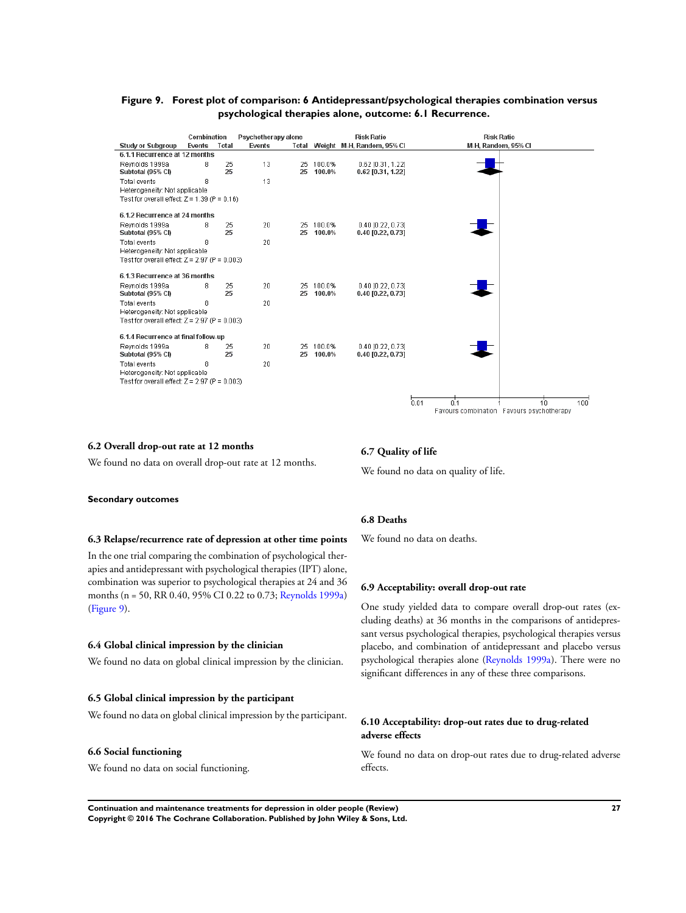**Figure 9. Forest plot of comparison: 6 Antidepressant/psychological therapies combination versus psychological therapies alone, outcome: 6.1 Recurrence.**

| Study or Subgroup | Combination Events | Combination Total | Psychotherapy alone Events | Psychotherapy alone Total | Weight | Risk Ratio M-H, Random, 95% CI |
|---|---|---|---|---|---|---|
| **6.1.1 Recurrence at 12 months** | | | | | | |
| Reynolds 1999a | 8 | 25 | 13 | 25 | 100.0% | 0.62 [0.31, 1.22] |
| **Subtotal (95% CI)** | | **25** | | **25** | **100.0%** | **0.62 [0.31, 1.22]** |
| Total events | 8 | | 13 | | | |
| Heterogeneity: Not applicable | | | | | | |
| Test for overall effect: Z = 1.39 (P = 0.16) | | | | | | |
| **6.1.2 Recurrence at 24 months** | | | | | | |
| Reynolds 1999a | 8 | 25 | 20 | 25 | 100.0% | 0.40 [0.22, 0.73] |
| **Subtotal (95% CI)** | | **25** | | **25** | **100.0%** | **0.40 [0.22, 0.73]** |
| Total events | 8 | | 20 | | | |
| Heterogeneity: Not applicable | | | | | | |
| Test for overall effect: Z = 2.97 (P = 0.003) | | | | | | |
| **6.1.3 Recurrence at 36 months** | | | | | | |
| Reynolds 1999a | 8 | 25 | 20 | 25 | 100.0% | 0.40 [0.22, 0.73] |
| **Subtotal (95% CI)** | | **25** | | **25** | **100.0%** | **0.40 [0.22, 0.73]** |
| Total events | 8 | | 20 | | | |
| Heterogeneity: Not applicable | | | | | | |
| Test for overall effect: Z = 2.97 (P = 0.003) | | | | | | |
| **6.1.4 Recurrence at final follow-up** | | | | | | |
| Reynolds 1999a | 8 | 25 | 20 | 25 | 100.0% | 0.40 [0.22, 0.73] |
| **Subtotal (95% CI)** | | **25** | | **25** | **100.0%** | **0.40 [0.22, 0.73]** |
| Total events | 8 | | 20 | | | |
| Heterogeneity: Not applicable | | | | | | |
| Test for overall effect: Z = 2.97 (P = 0.003) | | | | | | |

Axis: 0.01 0.1 1 10 100 — Favours combination / Favours psychotherapy

### 6.2 Overall drop-out rate at 12 months

We found no data on overall drop-out rate at 12 months.

#### Secondary outcomes

### 6.3 Relapse/recurrence rate of depression at other time points

In the one trial comparing the combination of psychological therapies and antidepressant with psychological therapies (IPT) alone, combination was superior to psychological therapies at 24 and 36 months (n = 50, RR 0.40, 95% CI 0.22 to 0.73; Reynolds 1999a) (Figure 9).

### 6.4 Global clinical impression by the clinician

We found no data on global clinical impression by the clinician.

### 6.5 Global clinical impression by the participant

We found no data on global clinical impression by the participant.

### 6.6 Social functioning

We found no data on social functioning.

### 6.7 Quality of life

We found no data on quality of life.

### 6.8 Deaths

We found no data on deaths.

### 6.9 Acceptability: overall drop-out rate

One study yielded data to compare overall drop-out rates (excluding deaths) at 36 months in the comparisons of antidepressant versus psychological therapies, psychological therapies versus placebo, and combination of antidepressant and placebo versus psychological therapies alone (Reynolds 1999a). There were no significant differences in any of these three comparisons.

### 6.10 Acceptability: drop-out rates due to drug-related adverse effects

We found no data on drop-out rates due to drug-related adverse effects.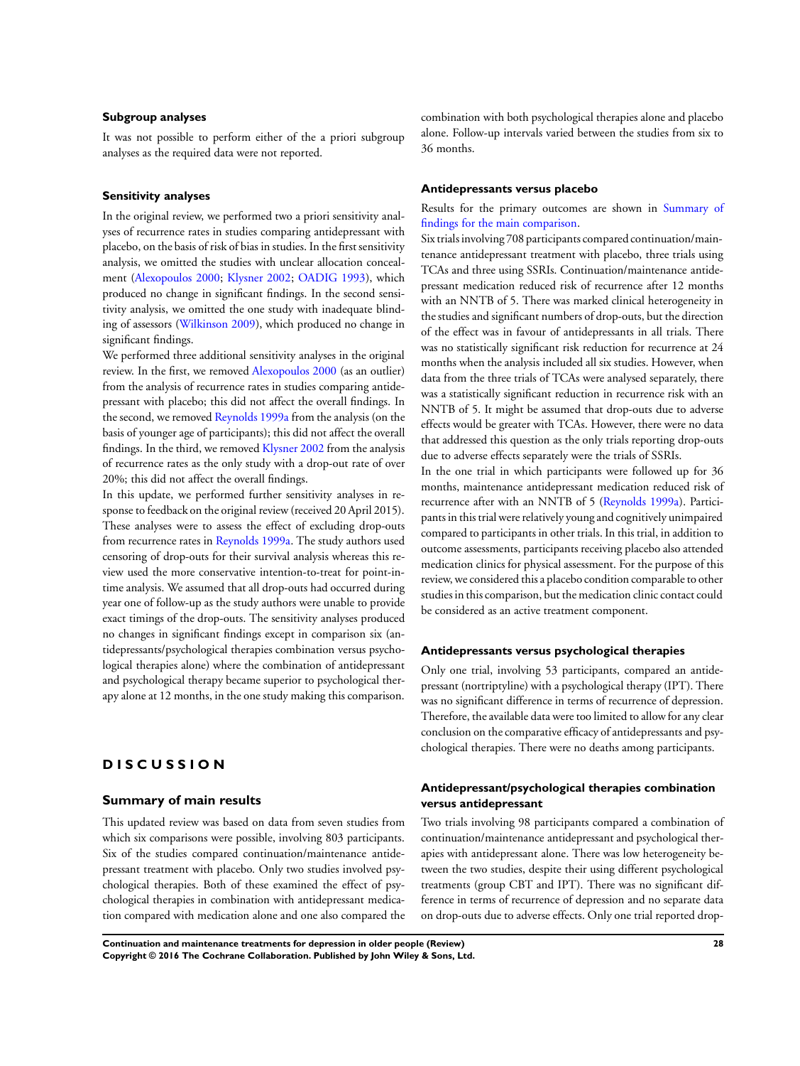### Subgroup analyses

It was not possible to perform either of the a priori subgroup analyses as the required data were not reported.

### Sensitivity analyses

In the original review, we performed two a priori sensitivity analyses of recurrence rates in studies comparing antidepressant with placebo, on the basis of risk of bias in studies. In the first sensitivity analysis, we omitted the studies with unclear allocation concealment (Alexopoulos 2000; Klysner 2002; OADIG 1993), which produced no change in significant findings. In the second sensitivity analysis, we omitted the one study with inadequate blinding of assessors (Wilkinson 2009), which produced no change in significant findings.

We performed three additional sensitivity analyses in the original review. In the first, we removed Alexopoulos 2000 (as an outlier) from the analysis of recurrence rates in studies comparing antidepressant with placebo; this did not affect the overall findings. In the second, we removed Reynolds 1999a from the analysis (on the basis of younger age of participants); this did not affect the overall findings. In the third, we removed Klysner 2002 from the analysis of recurrence rates as the only study with a drop-out rate of over 20%; this did not affect the overall findings.

In this update, we performed further sensitivity analyses in response to feedback on the original review (received 20 April 2015). These analyses were to assess the effect of excluding drop-outs from recurrence rates in Reynolds 1999a. The study authors used censoring of drop-outs for their survival analysis whereas this review used the more conservative intention-to-treat for point-in-time analysis. We assumed that all drop-outs had occurred during year one of follow-up as the study authors were unable to provide exact timings of the drop-outs. The sensitivity analyses produced no changes in significant findings except in comparison six (antidepressants/psychological therapies combination versus psychological therapies alone) where the combination of antidepressant and psychological therapy became superior to psychological therapy alone at 12 months, in the one study making this comparison.

# DISCUSSION

## Summary of main results

This updated review was based on data from seven studies from which six comparisons were possible, involving 803 participants. Six of the studies compared continuation/maintenance antidepressant treatment with placebo. Only two studies involved psychological therapies. Both of these examined the effect of psychological therapies in combination with antidepressant medication compared with medication alone and one also compared the combination with both psychological therapies alone and placebo alone. Follow-up intervals varied between the studies from six to 36 months.

### Antidepressants versus placebo

Results for the primary outcomes are shown in Summary of findings for the main comparison.

Six trials involving 708 participants compared continuation/maintenance antidepressant treatment with placebo, three trials using TCAs and three using SSRIs. Continuation/maintenance antidepressant medication reduced risk of recurrence after 12 months with an NNTB of 5. There was marked clinical heterogeneity in the studies and significant numbers of drop-outs, but the direction of the effect was in favour of antidepressants in all trials. There was no statistically significant risk reduction for recurrence at 24 months when the analysis included all six studies. However, when data from the three trials of TCAs were analysed separately, there was a statistically significant reduction in recurrence risk with an NNTB of 5. It might be assumed that drop-outs due to adverse effects would be greater with TCAs. However, there were no data that addressed this question as the only trials reporting drop-outs due to adverse effects separately were the trials of SSRIs.

In the one trial in which participants were followed up for 36 months, maintenance antidepressant medication reduced risk of recurrence after with an NNTB of 5 (Reynolds 1999a). Participants in this trial were relatively young and cognitively unimpaired compared to participants in other trials. In this trial, in addition to outcome assessments, participants receiving placebo also attended medication clinics for physical assessment. For the purpose of this review, we considered this a placebo condition comparable to other studies in this comparison, but the medication clinic contact could be considered as an active treatment component.

### Antidepressants versus psychological therapies

Only one trial, involving 53 participants, compared an antidepressant (nortriptyline) with a psychological therapy (IPT). There was no significant difference in terms of recurrence of depression. Therefore, the available data were too limited to allow for any clear conclusion on the comparative efficacy of antidepressants and psychological therapies. There were no deaths among participants.

### Antidepressant/psychological therapies combination versus antidepressant

Two trials involving 98 participants compared a combination of continuation/maintenance antidepressant and psychological therapies with antidepressant alone. There was low heterogeneity between the two studies, despite their using different psychological treatments (group CBT and IPT). There was no significant difference in terms of recurrence of depression and no separate data on drop-outs due to adverse effects. Only one trial reported drop-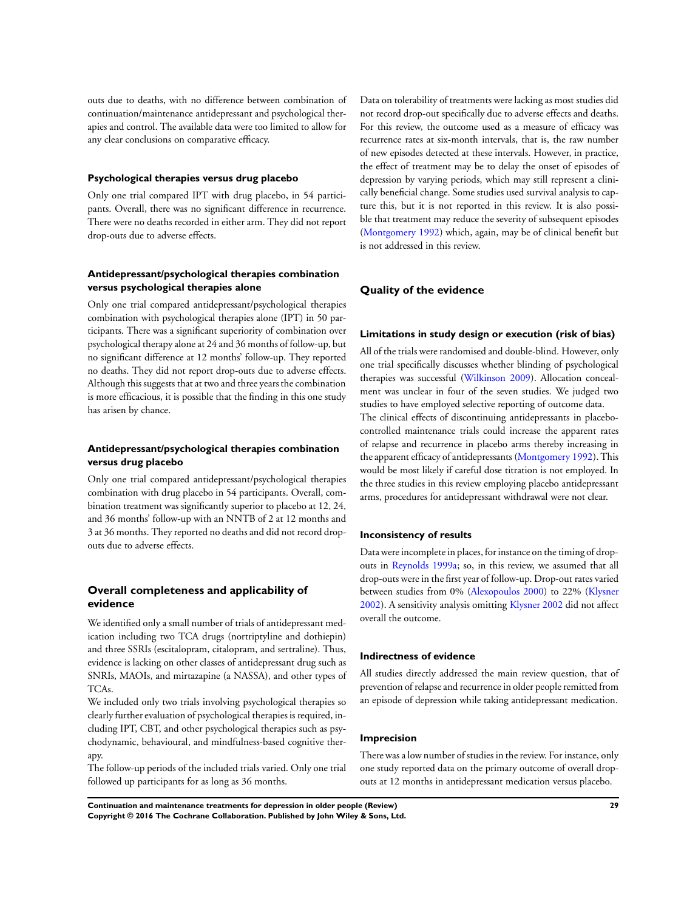outs due to deaths, with no difference between combination of continuation/maintenance antidepressant and psychological therapies and control. The available data were too limited to allow for any clear conclusions on comparative efficacy.

#### Psychological therapies versus drug placebo

Only one trial compared IPT with drug placebo, in 54 participants. Overall, there was no significant difference in recurrence. There were no deaths recorded in either arm. They did not report drop-outs due to adverse effects.

#### Antidepressant/psychological therapies combination versus psychological therapies alone

Only one trial compared antidepressant/psychological therapies combination with psychological therapies alone (IPT) in 50 participants. There was a significant superiority of combination over psychological therapy alone at 24 and 36 months of follow-up, but no significant difference at 12 months' follow-up. They reported no deaths. They did not report drop-outs due to adverse effects. Although this suggests that at two and three years the combination is more efficacious, it is possible that the finding in this one study has arisen by chance.

#### Antidepressant/psychological therapies combination versus drug placebo

Only one trial compared antidepressant/psychological therapies combination with drug placebo in 54 participants. Overall, combination treatment was significantly superior to placebo at 12, 24, and 36 months' follow-up with an NNTB of 2 at 12 months and 3 at 36 months. They reported no deaths and did not record drop-outs due to adverse effects.

### Overall completeness and applicability of evidence

We identified only a small number of trials of antidepressant medication including two TCA drugs (nortriptyline and dothiepin) and three SSRIs (escitalopram, citalopram, and sertraline). Thus, evidence is lacking on other classes of antidepressant drug such as SNRIs, MAOIs, and mirtazapine (a NASSA), and other types of TCAs.

We included only two trials involving psychological therapies so clearly further evaluation of psychological therapies is required, including IPT, CBT, and other psychological therapies such as psychodynamic, behavioural, and mindfulness-based cognitive therapy.

The follow-up periods of the included trials varied. Only one trial followed up participants for as long as 36 months.

Data on tolerability of treatments were lacking as most studies did not record drop-out specifically due to adverse effects and deaths. For this review, the outcome used as a measure of efficacy was recurrence rates at six-month intervals, that is, the raw number of new episodes detected at these intervals. However, in practice, the effect of treatment may be to delay the onset of episodes of depression by varying periods, which may still represent a clinically beneficial change. Some studies used survival analysis to capture this, but it is not reported in this review. It is also possible that treatment may reduce the severity of subsequent episodes (Montgomery 1992) which, again, may be of clinical benefit but is not addressed in this review.

### Quality of the evidence

#### Limitations in study design or execution (risk of bias)

All of the trials were randomised and double-blind. However, only one trial specifically discusses whether blinding of psychological therapies was successful (Wilkinson 2009). Allocation concealment was unclear in four of the seven studies. We judged two studies to have employed selective reporting of outcome data.

The clinical effects of discontinuing antidepressants in placebo-controlled maintenance trials could increase the apparent rates of relapse and recurrence in placebo arms thereby increasing in the apparent efficacy of antidepressants (Montgomery 1992). This would be most likely if careful dose titration is not employed. In the three studies in this review employing placebo antidepressant arms, procedures for antidepressant withdrawal were not clear.

#### Inconsistency of results

Data were incomplete in places, for instance on the timing of drop-outs in Reynolds 1999a; so, in this review, we assumed that all drop-outs were in the first year of follow-up. Drop-out rates varied between studies from 0% (Alexopoulos 2000) to 22% (Klysner 2002). A sensitivity analysis omitting Klysner 2002 did not affect overall the outcome.

#### Indirectness of evidence

All studies directly addressed the main review question, that of prevention of relapse and recurrence in older people remitted from an episode of depression while taking antidepressant medication.

#### Imprecision

There was a low number of studies in the review. For instance, only one study reported data on the primary outcome of overall drop-outs at 12 months in antidepressant medication versus placebo.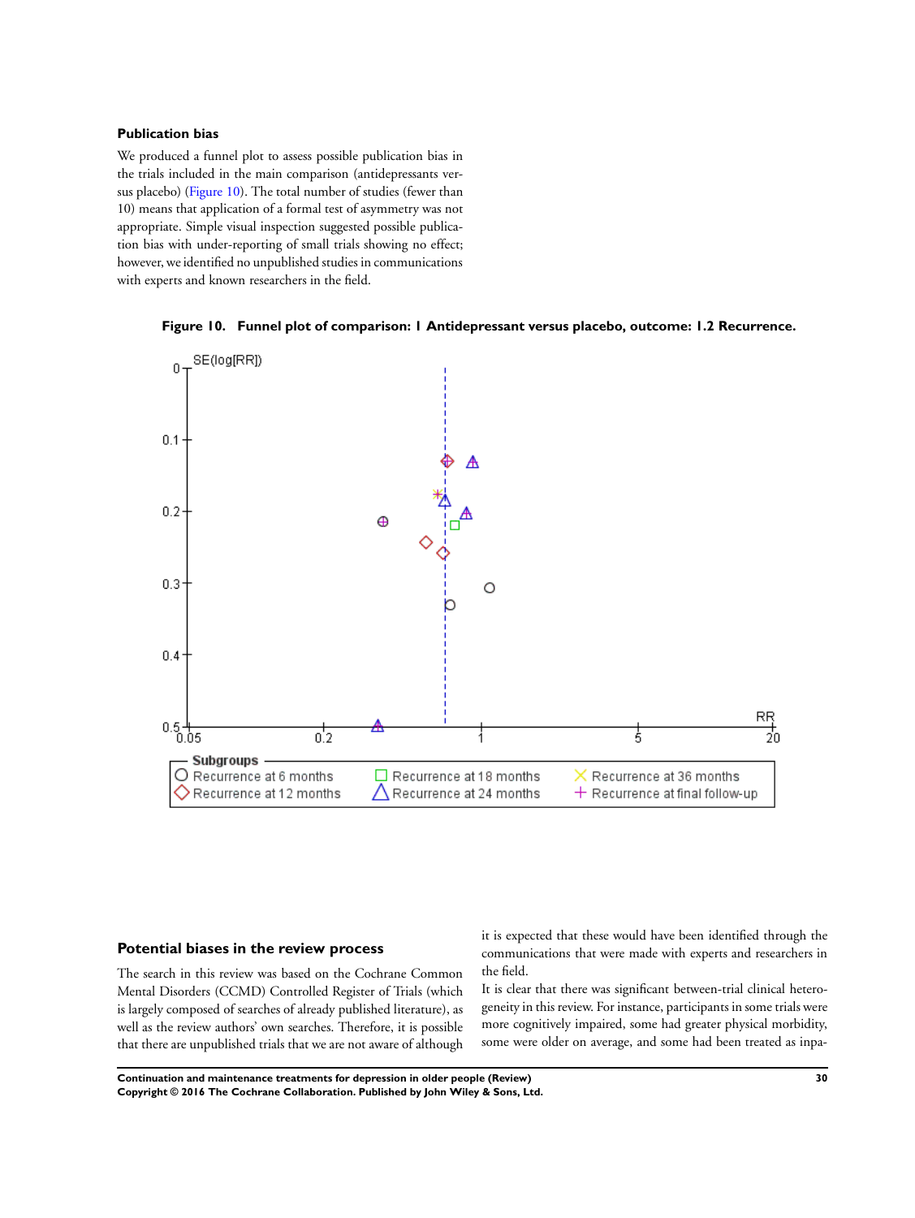### Publication bias

We produced a funnel plot to assess possible publication bias in the trials included in the main comparison (antidepressants versus placebo) (Figure 10). The total number of studies (fewer than 10) means that application of a formal test of asymmetry was not appropriate. Simple visual inspection suggested possible publication bias with under-reporting of small trials showing no effect; however, we identified no unpublished studies in communications with experts and known researchers in the field.

**Figure 10. Funnel plot of comparison: 1 Antidepressant versus placebo, outcome: 1.2 Recurrence.**

## Potential biases in the review process

The search in this review was based on the Cochrane Common Mental Disorders (CCMD) Controlled Register of Trials (which is largely composed of searches of already published literature), as well as the review authors' own searches. Therefore, it is possible that there are unpublished trials that we are not aware of although it is expected that these would have been identified through the communications that were made with experts and researchers in the field.

It is clear that there was significant between-trial clinical heterogeneity in this review. For instance, participants in some trials were more cognitively impaired, some had greater physical morbidity, some were older on average, and some had been treated as inpa-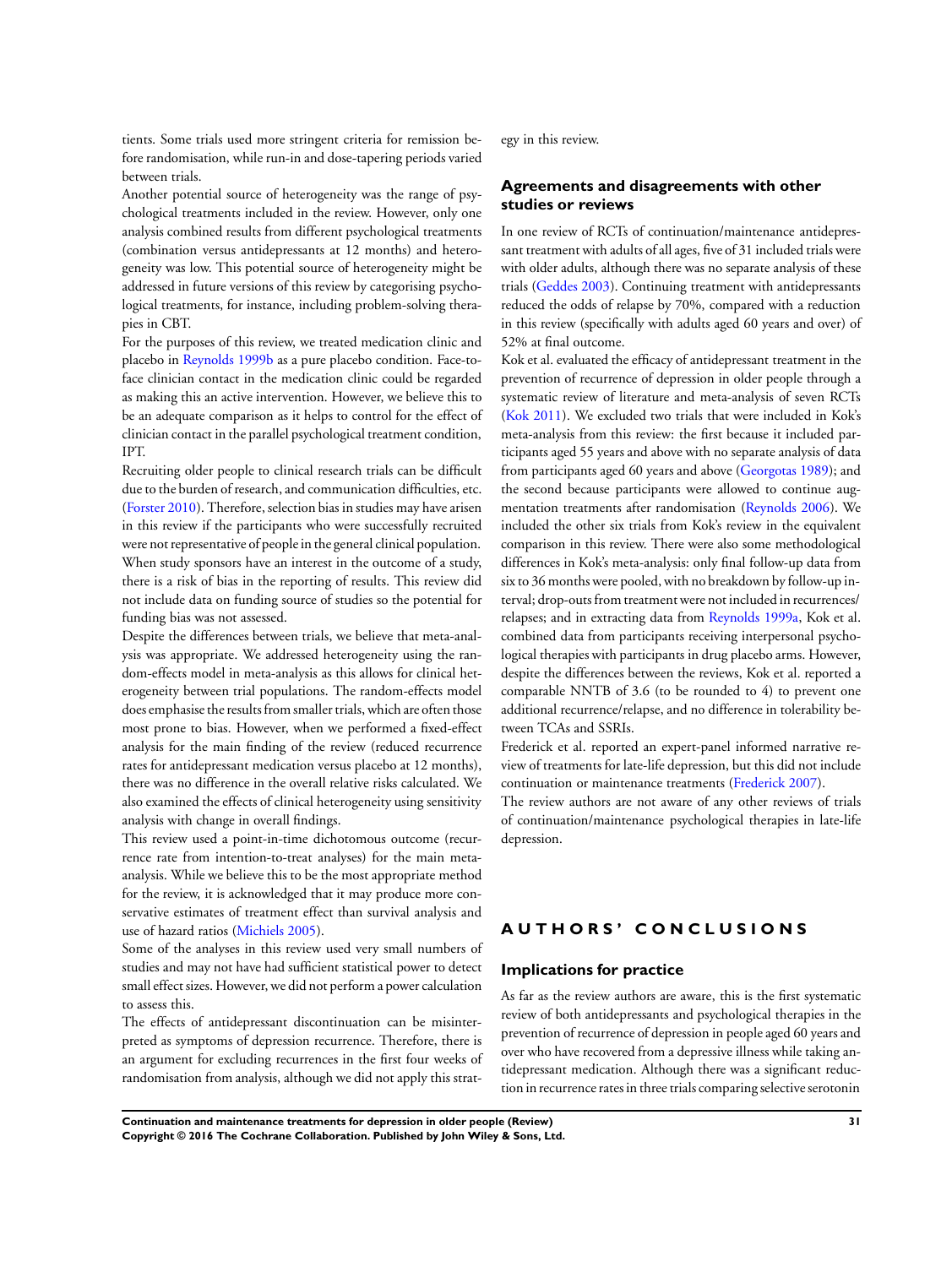tients. Some trials used more stringent criteria for remission before randomisation, while run-in and dose-tapering periods varied between trials.

Another potential source of heterogeneity was the range of psychological treatments included in the review. However, only one analysis combined results from different psychological treatments (combination versus antidepressants at 12 months) and heterogeneity was low. This potential source of heterogeneity might be addressed in future versions of this review by categorising psychological treatments, for instance, including problem-solving therapies in CBT.

For the purposes of this review, we treated medication clinic and placebo in Reynolds 1999b as a pure placebo condition. Face-to-face clinician contact in the medication clinic could be regarded as making this an active intervention. However, we believe this to be an adequate comparison as it helps to control for the effect of clinician contact in the parallel psychological treatment condition, IPT.

Recruiting older people to clinical research trials can be difficult due to the burden of research, and communication difficulties, etc. (Forster 2010). Therefore, selection bias in studies may have arisen in this review if the participants who were successfully recruited were not representative of people in the general clinical population.

When study sponsors have an interest in the outcome of a study, there is a risk of bias in the reporting of results. This review did not include data on funding source of studies so the potential for funding bias was not assessed.

Despite the differences between trials, we believe that meta-analysis was appropriate. We addressed heterogeneity using the random-effects model in meta-analysis as this allows for clinical heterogeneity between trial populations. The random-effects model does emphasise the results from smaller trials, which are often those most prone to bias. However, when we performed a fixed-effect analysis for the main finding of the review (reduced recurrence rates for antidepressant medication versus placebo at 12 months), there was no difference in the overall relative risks calculated. We also examined the effects of clinical heterogeneity using sensitivity analysis with change in overall findings.

This review used a point-in-time dichotomous outcome (recurrence rate from intention-to-treat analyses) for the main meta-analysis. While we believe this to be the most appropriate method for the review, it is acknowledged that it may produce more conservative estimates of treatment effect than survival analysis and use of hazard ratios (Michiels 2005).

Some of the analyses in this review used very small numbers of studies and may not have had sufficient statistical power to detect small effect sizes. However, we did not perform a power calculation to assess this.

The effects of antidepressant discontinuation can be misinterpreted as symptoms of depression recurrence. Therefore, there is an argument for excluding recurrences in the first four weeks of randomisation from analysis, although we did not apply this strategy in this review.

## Agreements and disagreements with other studies or reviews

In one review of RCTs of continuation/maintenance antidepressant treatment with adults of all ages, five of 31 included trials were with older adults, although there was no separate analysis of these trials (Geddes 2003). Continuing treatment with antidepressants reduced the odds of relapse by 70%, compared with a reduction in this review (specifically with adults aged 60 years and over) of 52% at final outcome.

Kok et al. evaluated the efficacy of antidepressant treatment in the prevention of recurrence of depression in older people through a systematic review of literature and meta-analysis of seven RCTs (Kok 2011). We excluded two trials that were included in Kok's meta-analysis from this review: the first because it included participants aged 55 years and above with no separate analysis of data from participants aged 60 years and above (Georgotas 1989); and the second because participants were allowed to continue augmentation treatments after randomisation (Reynolds 2006). We included the other six trials from Kok's review in the equivalent comparison in this review. There were also some methodological differences in Kok's meta-analysis: only final follow-up data from six to 36 months were pooled, with no breakdown by follow-up interval; drop-outs from treatment were not included in recurrences/relapses; and in extracting data from Reynolds 1999a, Kok et al. combined data from participants receiving interpersonal psychological therapies with participants in drug placebo arms. However, despite the differences between the reviews, Kok et al. reported a comparable NNTB of 3.6 (to be rounded to 4) to prevent one additional recurrence/relapse, and no difference in tolerability between TCAs and SSRIs.

Frederick et al. reported an expert-panel informed narrative review of treatments for late-life depression, but this did not include continuation or maintenance treatments (Frederick 2007).

The review authors are not aware of any other reviews of trials of continuation/maintenance psychological therapies in late-life depression.

# AUTHORS' CONCLUSIONS

## Implications for practice

As far as the review authors are aware, this is the first systematic review of both antidepressants and psychological therapies in the prevention of recurrence of depression in people aged 60 years and over who have recovered from a depressive illness while taking antidepressant medication. Although there was a significant reduction in recurrence rates in three trials comparing selective serotonin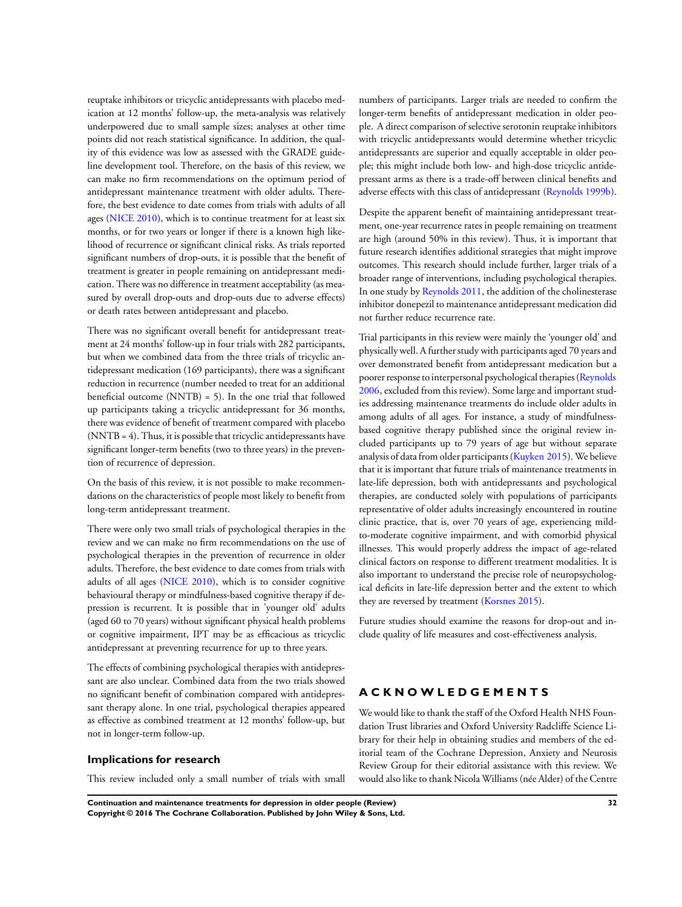reuptake inhibitors or tricyclic antidepressants with placebo medication at 12 months' follow-up, the meta-analysis was relatively underpowered due to small sample sizes; analyses at other time points did not reach statistical significance. In addition, the quality of this evidence was low as assessed with the GRADE guideline development tool. Therefore, on the basis of this review, we can make no firm recommendations on the optimum period of antidepressant maintenance treatment with older adults. Therefore, the best evidence to date comes from trials with adults of all ages (NICE 2010), which is to continue treatment for at least six months, or for two years or longer if there is a known high likelihood of recurrence or significant clinical risks. As trials reported significant numbers of drop-outs, it is possible that the benefit of treatment is greater in people remaining on antidepressant medication. There was no difference in treatment acceptability (as measured by overall drop-outs and drop-outs due to adverse effects) or death rates between antidepressant and placebo.

There was no significant overall benefit for antidepressant treatment at 24 months' follow-up in four trials with 282 participants, but when we combined data from the three trials of tricyclic antidepressant medication (169 participants), there was a significant reduction in recurrence (number needed to treat for an additional beneficial outcome (NNTB) = 5). In the one trial that followed up participants taking a tricyclic antidepressant for 36 months, there was evidence of benefit of treatment compared with placebo (NNTB = 4). Thus, it is possible that tricyclic antidepressants have significant longer-term benefits (two to three years) in the prevention of recurrence of depression.

On the basis of this review, it is not possible to make recommendations on the characteristics of people most likely to benefit from long-term antidepressant treatment.

There were only two small trials of psychological therapies in the review and we can make no firm recommendations on the use of psychological therapies in the prevention of recurrence in older adults. Therefore, the best evidence to date comes from trials with adults of all ages (NICE 2010), which is to consider cognitive behavioural therapy or mindfulness-based cognitive therapy if depression is recurrent. It is possible that in 'younger old' adults (aged 60 to 70 years) without significant physical health problems or cognitive impairment, IPT may be as efficacious as tricyclic antidepressant at preventing recurrence for up to three years.

The effects of combining psychological therapies with antidepressant are also unclear. Combined data from the two trials showed no significant benefit of combination compared with antidepressant therapy alone. In one trial, psychological therapies appeared as effective as combined treatment at 12 months' follow-up, but not in longer-term follow-up.

### Implications for research

This review included only a small number of trials with small numbers of participants. Larger trials are needed to confirm the longer-term benefits of antidepressant medication in older people. A direct comparison of selective serotonin reuptake inhibitors with tricyclic antidepressants would determine whether tricyclic antidepressants are superior and equally acceptable in older people; this might include both low- and high-dose tricyclic antidepressant arms as there is a trade-off between clinical benefits and adverse effects with this class of antidepressant (Reynolds 1999b).

Despite the apparent benefit of maintaining antidepressant treatment, one-year recurrence rates in people remaining on treatment are high (around 50% in this review). Thus, it is important that future research identifies additional strategies that might improve outcomes. This research should include further, larger trials of a broader range of interventions, including psychological therapies. In one study by Reynolds 2011, the addition of the cholinesterase inhibitor donepezil to maintenance antidepressant medication did not further reduce recurrence rate.

Trial participants in this review were mainly the 'younger old' and physically well. A further study with participants aged 70 years and over demonstrated benefit from antidepressant medication but a poorer response to interpersonal psychological therapies (Reynolds 2006, excluded from this review). Some large and important studies addressing maintenance treatments do include older adults in among adults of all ages. For instance, a study of mindfulness-based cognitive therapy published since the original review included participants up to 79 years of age but without separate analysis of data from older participants (Kuyken 2015). We believe that it is important that future trials of maintenance treatments in late-life depression, both with antidepressants and psychological therapies, are conducted solely with populations of participants representative of older adults increasingly encountered in routine clinic practice, that is, over 70 years of age, experiencing mild-to-moderate cognitive impairment, and with comorbid physical illnesses. This would properly address the impact of age-related clinical factors on response to different treatment modalities. It is also important to understand the precise role of neuropsychological deficits in late-life depression better and the extent to which they are reversed by treatment (Korsnes 2015).

Future studies should examine the reasons for drop-out and include quality of life measures and cost-effectiveness analysis.

# ACKNOWLEDGEMENTS

We would like to thank the staff of the Oxford Health NHS Foundation Trust libraries and Oxford University Radcliffe Science Library for their help in obtaining studies and members of the editorial team of the Cochrane Depression, Anxiety and Neurosis Review Group for their editorial assistance with this review. We would also like to thank Nicola Williams (née Alder) of the Centre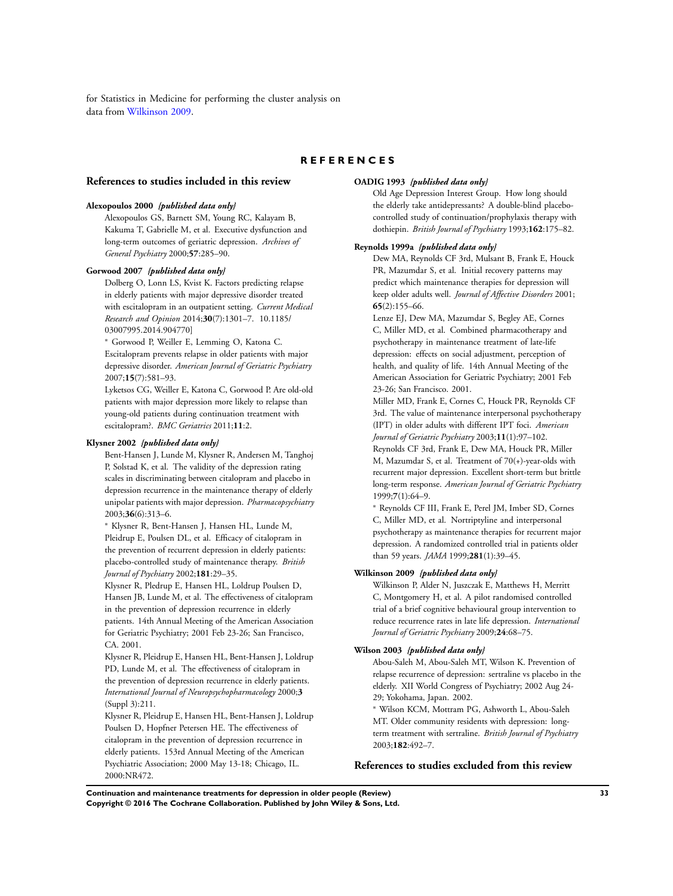for Statistics in Medicine for performing the cluster analysis on data from Wilkinson 2009.

# REFERENCES

## References to studies included in this review

**Alexopoulos 2000** *{published data only}*

Alexopoulos GS, Barnett SM, Young RC, Kalayam B, Kakuma T, Gabrielle M, et al. Executive dysfunction and long-term outcomes of geriatric depression. *Archives of General Psychiatry* 2000;**57**:285–90.

**Gorwood 2007** *{published data only}*

Dolberg O, Lonn LS, Kvist K. Factors predicting relapse in elderly patients with major depressive disorder treated with escitalopram in an outpatient setting. *Current Medical Research and Opinion* 2014;**30**(7):1301–7. 10.1185/03007995.2014.904770]

* Gorwood P, Weiller E, Lemming O, Katona C. Escitalopram prevents relapse in older patients with major depressive disorder. *American Journal of Geriatric Psychiatry* 2007;**15**(7):581–93.

Lyketsos CG, Weiller E, Katona C, Gorwood P. Are old-old patients with major depression more likely to relapse than young-old patients during continuation treatment with escitalopram?. *BMC Geriatrics* 2011;**11**:2.

**Klysner 2002** *{published data only}*

Bent-Hansen J, Lunde M, Klysner R, Andersen M, Tanghoj P, Solstad K, et al. The validity of the depression rating scales in discriminating between citalopram and placebo in depression recurrence in the maintenance therapy of elderly unipolar patients with major depression. *Pharmacopsychiatry* 2003;**36**(6):313–6.

* Klysner R, Bent-Hansen J, Hansen HL, Lunde M, Pleidrup E, Poulsen DL, et al. Efficacy of citalopram in the prevention of recurrent depression in elderly patients: placebo-controlled study of maintenance therapy. *British Journal of Psychiatry* 2002;**181**:29–35.

Klysner R, Pledrup E, Hansen HL, Loldrup Poulsen D, Hansen JB, Lunde M, et al. The effectiveness of citalopram in the prevention of depression recurrence in elderly patients. 14th Annual Meeting of the American Association for Geriatric Psychiatry; 2001 Feb 23-26; San Francisco, CA. 2001.

Klysner R, Pleidrup E, Hansen HL, Bent-Hansen J, Loldrup PD, Lunde M, et al. The effectiveness of citalopram in the prevention of depression recurrence in elderly patients. *International Journal of Neuropsychopharmacology* 2000;**3** (Suppl 3):211.

Klysner R, Pleidrup E, Hansen HL, Bent-Hansen J, Loldrup Poulsen D, Hopfner Petersen HE. The effectiveness of citalopram in the prevention of depression recurrence in elderly patients. 153rd Annual Meeting of the American Psychiatric Association; 2000 May 13-18; Chicago, IL. 2000:NR472.

**OADIG 1993** *{published data only}*

Old Age Depression Interest Group. How long should the elderly take antidepressants? A double-blind placebo-controlled study of continuation/prophylaxis therapy with dothiepin. *British Journal of Psychiatry* 1993;**162**:175–82.

**Reynolds 1999a** *{published data only}*

Dew MA, Reynolds CF 3rd, Mulsant B, Frank E, Houck PR, Mazumdar S, et al. Initial recovery patterns may predict which maintenance therapies for depression will keep older adults well. *Journal of Affective Disorders* 2001; **65**(2):155–66.

Lenze EJ, Dew MA, Mazumdar S, Begley AE, Cornes C, Miller MD, et al. Combined pharmacotherapy and psychotherapy in maintenance treatment of late-life depression: effects on social adjustment, perception of health, and quality of life. 14th Annual Meeting of the American Association for Geriatric Psychiatry; 2001 Feb 23-26; San Francisco. 2001.

Miller MD, Frank E, Cornes C, Houck PR, Reynolds CF 3rd. The value of maintenance interpersonal psychotherapy (IPT) in older adults with different IPT foci. *American Journal of Geriatric Psychiatry* 2003;**11**(1):97–102.

Reynolds CF 3rd, Frank E, Dew MA, Houck PR, Miller M, Mazumdar S, et al. Treatment of 70(+)-year-olds with recurrent major depression. Excellent short-term but brittle long-term response. *American Journal of Geriatric Psychiatry* 1999;**7**(1):64–9.

* Reynolds CF III, Frank E, Perel JM, Imber SD, Cornes C, Miller MD, et al. Nortriptyline and interpersonal psychotherapy as maintenance therapies for recurrent major depression. A randomized controlled trial in patients older than 59 years. *JAMA* 1999;**281**(1):39–45.

**Wilkinson 2009** *{published data only}*

Wilkinson P, Alder N, Juszczak E, Matthews H, Merritt C, Montgomery H, et al. A pilot randomised controlled trial of a brief cognitive behavioural group intervention to reduce recurrence rates in late life depression. *International Journal of Geriatric Psychiatry* 2009;**24**:68–75.

**Wilson 2003** *{published data only}*

Abou-Saleh M, Abou-Saleh MT, Wilson K. Prevention of relapse recurrence of depression: sertraline vs placebo in the elderly. XII World Congress of Psychiatry; 2002 Aug 24-29; Yokohama, Japan. 2002.

* Wilson KCM, Mottram PG, Ashworth L, Abou-Saleh MT. Older community residents with depression: long-term treatment with sertraline. *British Journal of Psychiatry* 2003;**182**:492–7.

## References to studies excluded from this review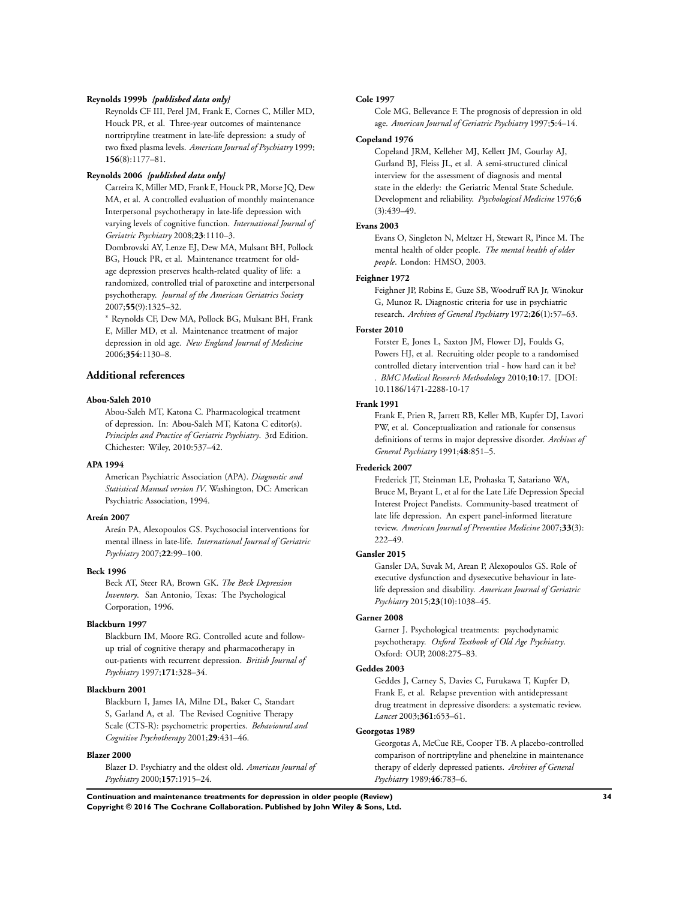**Reynolds 1999b** *{published data only}*

Reynolds CF III, Perel JM, Frank E, Cornes C, Miller MD, Houck PR, et al. Three-year outcomes of maintenance nortriptyline treatment in late-life depression: a study of two fixed plasma levels. *American Journal of Psychiatry* 1999; **156**(8):1177–81.

**Reynolds 2006** *{published data only}*

Carreira K, Miller MD, Frank E, Houck PR, Morse JQ, Dew MA, et al. A controlled evaluation of monthly maintenance Interpersonal psychotherapy in late-life depression with varying levels of cognitive function. *International Journal of Geriatric Psychiatry* 2008;**23**:1110–3.

Dombrovski AY, Lenze EJ, Dew MA, Mulsant BH, Pollock BG, Houck PR, et al. Maintenance treatment for old-age depression preserves health-related quality of life: a randomized, controlled trial of paroxetine and interpersonal psychotherapy. *Journal of the American Geriatrics Society* 2007;**55**(9):1325–32.

* Reynolds CF, Dew MA, Pollock BG, Mulsant BH, Frank E, Miller MD, et al. Maintenance treatment of major depression in old age. *New England Journal of Medicine* 2006;**354**:1130–8.

## Additional references

**Abou-Saleh 2010**

Abou-Saleh MT, Katona C. Pharmacological treatment of depression. In: Abou-Saleh MT, Katona C editor(s). *Principles and Practice of Geriatric Psychiatry*. 3rd Edition. Chichester: Wiley, 2010:537–42.

**APA 1994**

American Psychiatric Association (APA). *Diagnostic and Statistical Manual version IV*. Washington, DC: American Psychiatric Association, 1994.

**Areán 2007**

Areán PA, Alexopoulos GS. Psychosocial interventions for mental illness in late-life. *International Journal of Geriatric Psychiatry* 2007;**22**:99–100.

**Beck 1996**

Beck AT, Steer RA, Brown GK. *The Beck Depression Inventory*. San Antonio, Texas: The Psychological Corporation, 1996.

**Blackburn 1997**

Blackburn IM, Moore RG. Controlled acute and follow-up trial of cognitive therapy and pharmacotherapy in out-patients with recurrent depression. *British Journal of Psychiatry* 1997;**171**:328–34.

**Blackburn 2001**

Blackburn I, James IA, Milne DL, Baker C, Standart S, Garland A, et al. The Revised Cognitive Therapy Scale (CTS-R): psychometric properties. *Behavioural and Cognitive Psychotherapy* 2001;**29**:431–46.

**Blazer 2000**

Blazer D. Psychiatry and the oldest old. *American Journal of Psychiatry* 2000;**157**:1915–24.

**Cole 1997**

Cole MG, Bellevance F. The prognosis of depression in old age. *American Journal of Geriatric Psychiatry* 1997;**5**:4–14.

**Copeland 1976**

Copeland JRM, Kelleher MJ, Kellett JM, Gourlay AJ, Gurland BJ, Fleiss JL, et al. A semi-structured clinical interview for the assessment of diagnosis and mental state in the elderly: the Geriatric Mental State Schedule. Development and reliability. *Psychological Medicine* 1976;**6** (3):439–49.

**Evans 2003**

Evans O, Singleton N, Meltzer H, Stewart R, Pince M. The mental health of older people. *The mental health of older people*. London: HMSO, 2003.

**Feighner 1972**

Feighner JP, Robins E, Guze SB, Woodruff RA Jr, Winokur G, Munoz R. Diagnostic criteria for use in psychiatric research. *Archives of General Psychiatry* 1972;**26**(1):57–63.

**Forster 2010**

Forster E, Jones L, Saxton JM, Flower DJ, Foulds G, Powers HJ, et al. Recruiting older people to a randomised controlled dietary intervention trial - how hard can it be? . *BMC Medical Research Methodology* 2010;**10**:17. [DOI: 10.1186/1471-2288-10-17

**Frank 1991**

Frank E, Prien R, Jarrett RB, Keller MB, Kupfer DJ, Lavori PW, et al. Conceptualization and rationale for consensus definitions of terms in major depressive disorder. *Archives of General Psychiatry* 1991;**48**:851–5.

**Frederick 2007**

Frederick JT, Steinman LE, Prohaska T, Satariano WA, Bruce M, Bryant L, et al for the Late Life Depression Special Interest Project Panelists. Community-based treatment of late life depression. An expert panel-informed literature review. *American Journal of Preventive Medicine* 2007;**33**(3): 222–49.

**Gansler 2015**

Gansler DA, Suvak M, Arean P, Alexopoulos GS. Role of executive dysfunction and dysexecutive behaviour in late-life depression and disability. *American Journal of Geriatric Psychiatry* 2015;**23**(10):1038–45.

**Garner 2008**

Garner J. Psychological treatments: psychodynamic psychotherapy. *Oxford Textbook of Old Age Psychiatry*. Oxford: OUP, 2008:275–83.

**Geddes 2003**

Geddes J, Carney S, Davies C, Furukawa T, Kupfer D, Frank E, et al. Relapse prevention with antidepressant drug treatment in depressive disorders: a systematic review. *Lancet* 2003;**361**:653–61.

**Georgotas 1989**

Georgotas A, McCue RE, Cooper TB. A placebo-controlled comparison of nortriptyline and phenelzine in maintenance therapy of elderly depressed patients. *Archives of General Psychiatry* 1989;**46**:783–6.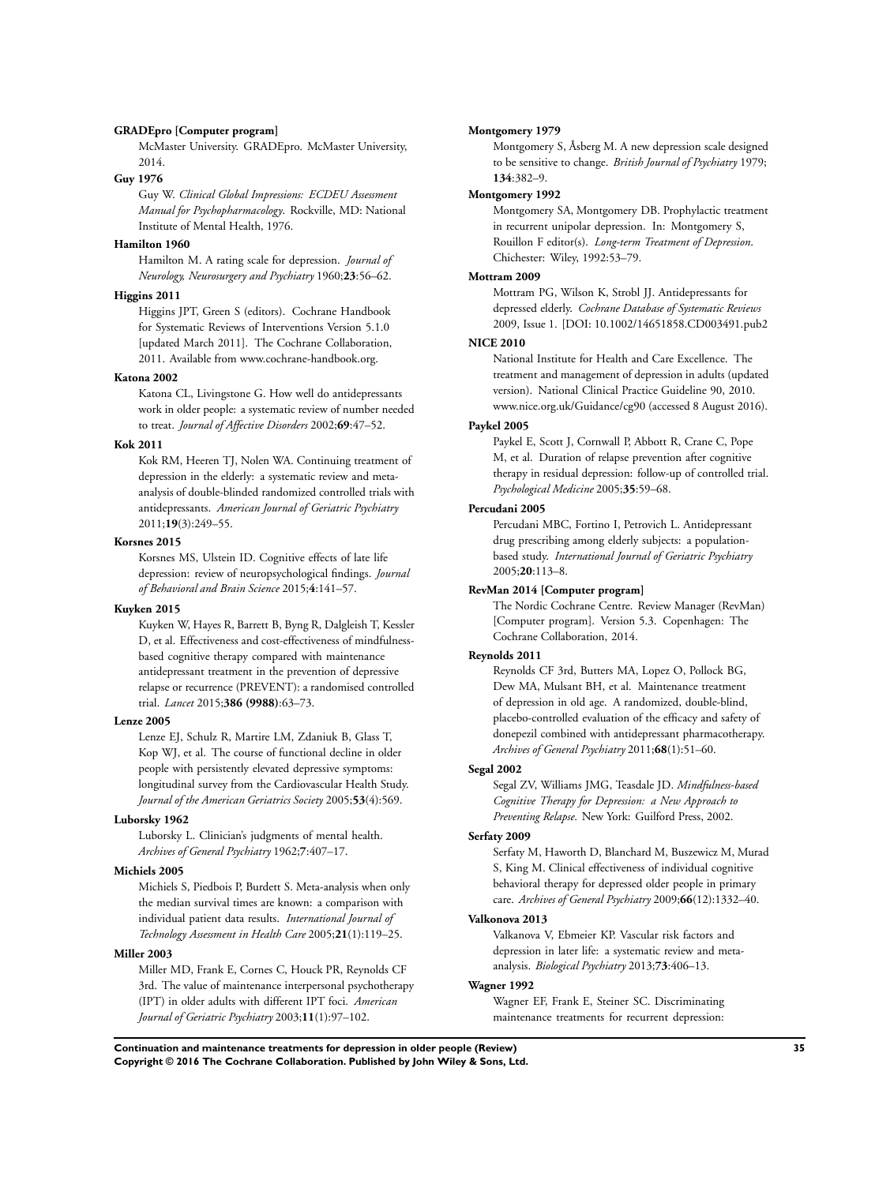**GRADEpro [Computer program]**

McMaster University. GRADEpro. McMaster University, 2014.

**Guy 1976**

Guy W. *Clinical Global Impressions: ECDEU Assessment Manual for Psychopharmacology*. Rockville, MD: National Institute of Mental Health, 1976.

**Hamilton 1960**

Hamilton M. A rating scale for depression. *Journal of Neurology, Neurosurgery and Psychiatry* 1960;**23**:56–62.

**Higgins 2011**

Higgins JPT, Green S (editors). Cochrane Handbook for Systematic Reviews of Interventions Version 5.1.0 [updated March 2011]. The Cochrane Collaboration, 2011. Available from www.cochrane-handbook.org.

**Katona 2002**

Katona CL, Livingstone G. How well do antidepressants work in older people: a systematic review of number needed to treat. *Journal of Affective Disorders* 2002;**69**:47–52.

**Kok 2011**

Kok RM, Heeren TJ, Nolen WA. Continuing treatment of depression in the elderly: a systematic review and meta-analysis of double-blinded randomized controlled trials with antidepressants. *American Journal of Geriatric Psychiatry* 2011;**19**(3):249–55.

**Korsnes 2015**

Korsnes MS, Ulstein ID. Cognitive effects of late life depression: review of neuropsychological findings. *Journal of Behavioral and Brain Science* 2015;**4**:141–57.

**Kuyken 2015**

Kuyken W, Hayes R, Barrett B, Byng R, Dalgleish T, Kessler D, et al. Effectiveness and cost-effectiveness of mindfulness-based cognitive therapy compared with maintenance antidepressant treatment in the prevention of depressive relapse or recurrence (PREVENT): a randomised controlled trial. *Lancet* 2015;**386 (9988)**:63–73.

**Lenze 2005**

Lenze EJ, Schulz R, Martire LM, Zdaniuk B, Glass T, Kop WJ, et al. The course of functional decline in older people with persistently elevated depressive symptoms: longitudinal survey from the Cardiovascular Health Study. *Journal of the American Geriatrics Society* 2005;**53**(4):569.

**Luborsky 1962**

Luborsky L. Clinician's judgments of mental health. *Archives of General Psychiatry* 1962;**7**:407–17.

**Michiels 2005**

Michiels S, Piedbois P, Burdett S. Meta-analysis when only the median survival times are known: a comparison with individual patient data results. *International Journal of Technology Assessment in Health Care* 2005;**21**(1):119–25.

**Miller 2003**

Miller MD, Frank E, Cornes C, Houck PR, Reynolds CF 3rd. The value of maintenance interpersonal psychotherapy (IPT) in older adults with different IPT foci. *American Journal of Geriatric Psychiatry* 2003;**11**(1):97–102.

**Montgomery 1979**

Montgomery S, Åsberg M. A new depression scale designed to be sensitive to change. *British Journal of Psychiatry* 1979; **134**:382–9.

**Montgomery 1992**

Montgomery SA, Montgomery DB. Prophylactic treatment in recurrent unipolar depression. In: Montgomery S, Rouillon F editor(s). *Long-term Treatment of Depression*. Chichester: Wiley, 1992:53–79.

**Mottram 2009**

Mottram PG, Wilson K, Strobl JJ. Antidepressants for depressed elderly. *Cochrane Database of Systematic Reviews* 2009, Issue 1. [DOI: 10.1002/14651858.CD003491.pub2

**NICE 2010**

National Institute for Health and Care Excellence. The treatment and management of depression in adults (updated version). National Clinical Practice Guideline 90, 2010. www.nice.org.uk/Guidance/cg90 (accessed 8 August 2016).

**Paykel 2005**

Paykel E, Scott J, Cornwall P, Abbott R, Crane C, Pope M, et al. Duration of relapse prevention after cognitive therapy in residual depression: follow-up of controlled trial. *Psychological Medicine* 2005;**35**:59–68.

**Percudani 2005**

Percudani MBC, Fortino I, Petrovich L. Antidepressant drug prescribing among elderly subjects: a population-based study. *International Journal of Geriatric Psychiatry* 2005;**20**:113–8.

**RevMan 2014 [Computer program]**

The Nordic Cochrane Centre. Review Manager (RevMan) [Computer program]. Version 5.3. Copenhagen: The Cochrane Collaboration, 2014.

**Reynolds 2011**

Reynolds CF 3rd, Butters MA, Lopez O, Pollock BG, Dew MA, Mulsant BH, et al. Maintenance treatment of depression in old age. A randomized, double-blind, placebo-controlled evaluation of the efficacy and safety of donepezil combined with antidepressant pharmacotherapy. *Archives of General Psychiatry* 2011;**68**(1):51–60.

**Segal 2002**

Segal ZV, Williams JMG, Teasdale JD. *Mindfulness-based Cognitive Therapy for Depression: a New Approach to Preventing Relapse*. New York: Guilford Press, 2002.

**Serfaty 2009**

Serfaty M, Haworth D, Blanchard M, Buszewicz M, Murad S, King M. Clinical effectiveness of individual cognitive behavioral therapy for depressed older people in primary care. *Archives of General Psychiatry* 2009;**66**(12):1332–40.

**Valkonova 2013**

Valkanova V, Ebmeier KP. Vascular risk factors and depression in later life: a systematic review and meta-analysis. *Biological Psychiatry* 2013;**73**:406–13.

**Wagner 1992**

Wagner EF, Frank E, Steiner SC. Discriminating maintenance treatments for recurrent depression: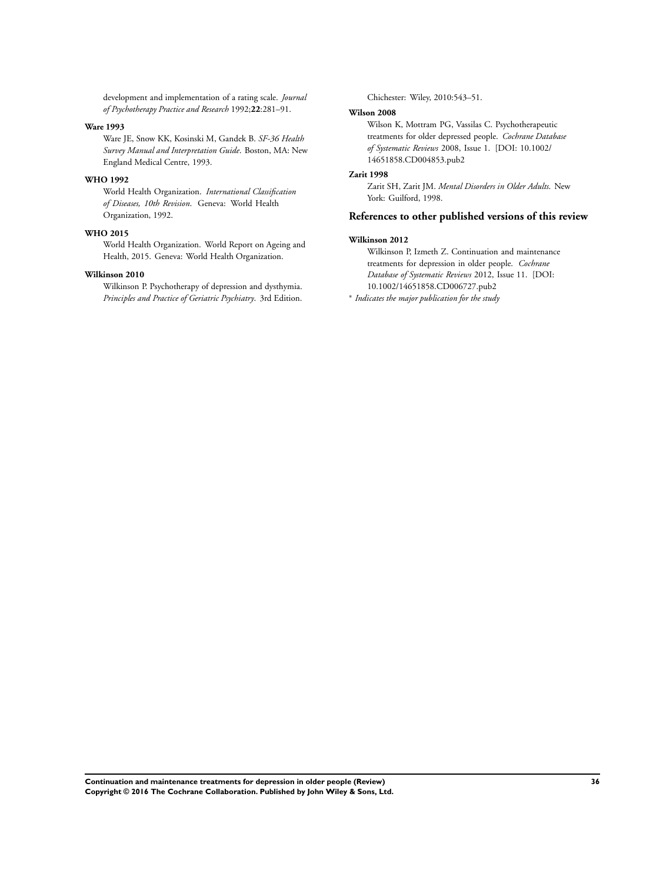development and implementation of a rating scale. *Journal of Psychotherapy Practice and Research* 1992;**22**:281–91.

**Ware 1993**

Ware JE, Snow KK, Kosinski M, Gandek B. *SF-36 Health Survey Manual and Interpretation Guide*. Boston, MA: New England Medical Centre, 1993.

**WHO 1992**

World Health Organization. *International Classification of Diseases, 10th Revision*. Geneva: World Health Organization, 1992.

**WHO 2015**

World Health Organization. World Report on Ageing and Health, 2015. Geneva: World Health Organization.

**Wilkinson 2010**

Wilkinson P. Psychotherapy of depression and dysthymia. *Principles and Practice of Geriatric Psychiatry*. 3rd Edition. Chichester: Wiley, 2010:543–51.

**Wilson 2008**

Wilson K, Mottram PG, Vassilas C. Psychotherapeutic treatments for older depressed people. *Cochrane Database of Systematic Reviews* 2008, Issue 1. [DOI: 10.1002/14651858.CD004853.pub2

**Zarit 1998**

Zarit SH, Zarit JM. *Mental Disorders in Older Adults*. New York: Guilford, 1998.

## References to other published versions of this review

**Wilkinson 2012**

Wilkinson P, Izmeth Z. Continuation and maintenance treatments for depression in older people. *Cochrane Database of Systematic Reviews* 2012, Issue 11. [DOI: 10.1002/14651858.CD006727.pub2

∗ *Indicates the major publication for the study*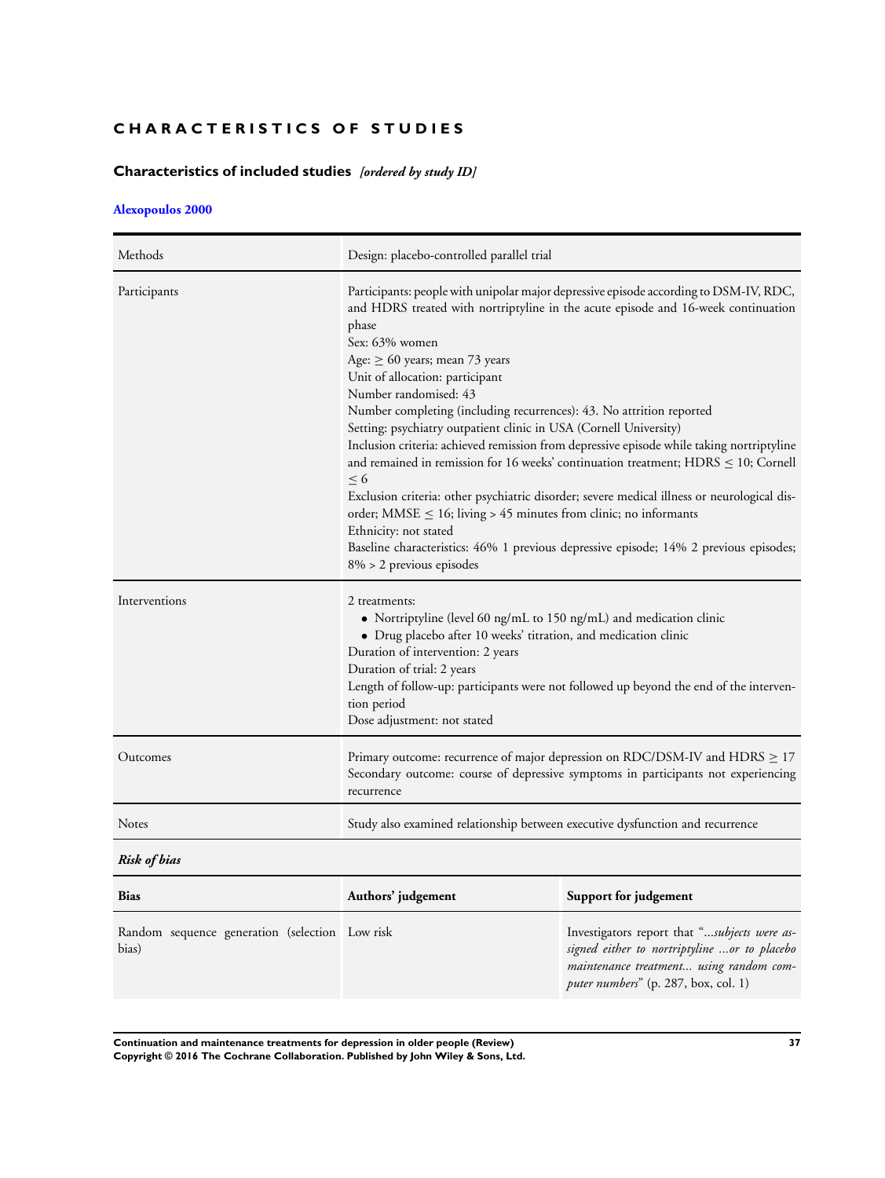# CHARACTERISTICS OF STUDIES

## Characteristics of included studies *[ordered by study ID]*

### Alexopoulos 2000

| | |
|---|---|
| Methods | Design: placebo-controlled parallel trial |
| Participants | Participants: people with unipolar major depressive episode according to DSM-IV, RDC, and HDRS treated with nortriptyline in the acute episode and 16-week continuation phase<br>Sex: 63% women<br>Age: $\geq$ 60 years; mean 73 years<br>Unit of allocation: participant<br>Number randomised: 43<br>Number completing (including recurrences): 43. No attrition reported<br>Setting: psychiatry outpatient clinic in USA (Cornell University)<br>Inclusion criteria: achieved remission from depressive episode while taking nortriptyline and remained in remission for 16 weeks' continuation treatment; HDRS $\leq$ 10; Cornell $\leq$ 6<br>Exclusion criteria: other psychiatric disorder; severe medical illness or neurological disorder; MMSE $\leq$ 16; living > 45 minutes from clinic; no informants<br>Ethnicity: not stated<br>Baseline characteristics: 46% 1 previous depressive episode; 14% 2 previous episodes; 8% > 2 previous episodes |
| Interventions | 2 treatments:<br>• Nortriptyline (level 60 ng/mL to 150 ng/mL) and medication clinic<br>• Drug placebo after 10 weeks' titration, and medication clinic<br>Duration of intervention: 2 years<br>Duration of trial: 2 years<br>Length of follow-up: participants were not followed up beyond the end of the intervention period<br>Dose adjustment: not stated |
| Outcomes | Primary outcome: recurrence of major depression on RDC/DSM-IV and HDRS $\geq$ 17<br>Secondary outcome: course of depressive symptoms in participants not experiencing recurrence |
| Notes | Study also examined relationship between executive dysfunction and recurrence |

***Risk of bias***

| Bias | Authors' judgement | Support for judgement |
|---|---|---|
| Random sequence generation (selection bias) | Low risk | Investigators report that "*...subjects were assigned either to nortriptyline ...or to placebo maintenance treatment... using random computer numbers*" (p. 287, box, col. 1) |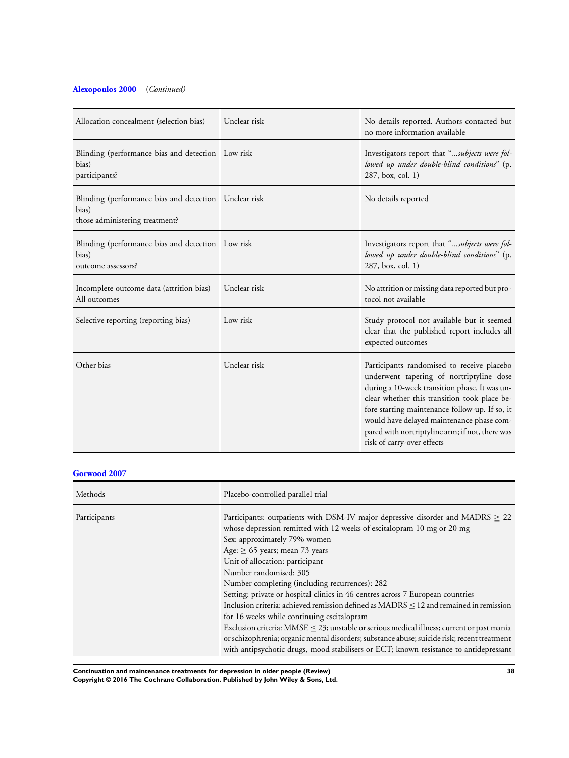**Alexopoulos 2000** *(Continued)*

| | | |
|---|---|---|
| Allocation concealment (selection bias) | Unclear risk | No details reported. Authors contacted but no more information available |
| Blinding (performance bias and detection bias)<br>participants? | Low risk | Investigators report that "*...subjects were followed up under double-blind conditions*" (p. 287, box, col. 1) |
| Blinding (performance bias and detection bias)<br>those administering treatment? | Unclear risk | No details reported |
| Blinding (performance bias and detection bias)<br>outcome assessors? | Low risk | Investigators report that "*...subjects were followed up under double-blind conditions*" (p. 287, box, col. 1) |
| Incomplete outcome data (attrition bias)<br>All outcomes | Unclear risk | No attrition or missing data reported but protocol not available |
| Selective reporting (reporting bias) | Low risk | Study protocol not available but it seemed clear that the published report includes all expected outcomes |
| Other bias | Unclear risk | Participants randomised to receive placebo underwent tapering of nortriptyline dose during a 10-week transition phase. It was unclear whether this transition took place before starting maintenance follow-up. If so, it would have delayed maintenance phase compared with nortriptyline arm; if not, there was risk of carry-over effects |

**Gorwood 2007**

| | |
|---|---|
| Methods | Placebo-controlled parallel trial |
| Participants | Participants: outpatients with DSM-IV major depressive disorder and MADRS ≥ 22 whose depression remitted with 12 weeks of escitalopram 10 mg or 20 mg<br>Sex: approximately 79% women<br>Age: ≥ 65 years; mean 73 years<br>Unit of allocation: participant<br>Number randomised: 305<br>Number completing (including recurrences): 282<br>Setting: private or hospital clinics in 46 centres across 7 European countries<br>Inclusion criteria: achieved remission defined as MADRS ≤ 12 and remained in remission for 16 weeks while continuing escitalopram<br>Exclusion criteria: MMSE ≤ 23; unstable or serious medical illness; current or past mania or schizophrenia; organic mental disorders; substance abuse; suicide risk; recent treatment with antipsychotic drugs, mood stabilisers or ECT; known resistance to antidepressant |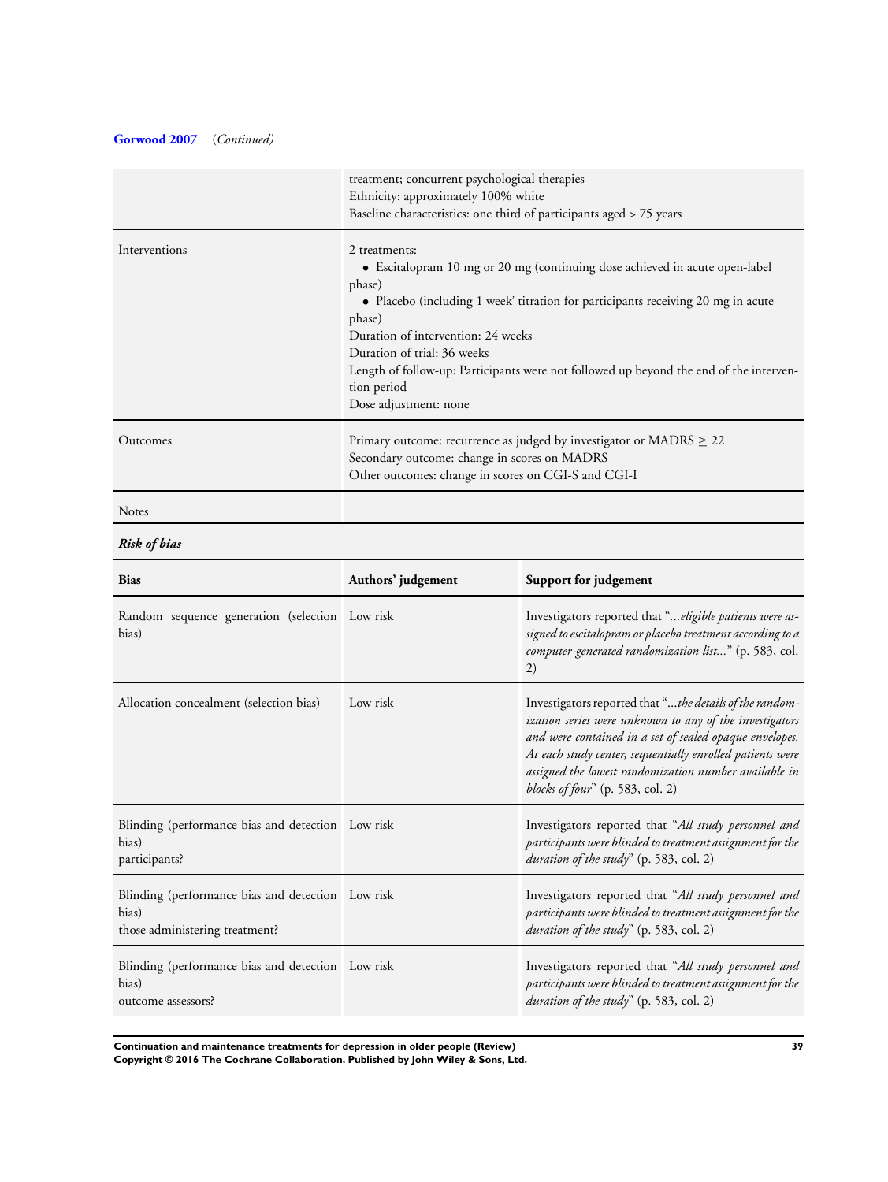**Gorwood 2007** (*Continued*)

| | |
|---|---|
| | treatment; concurrent psychological therapies<br>Ethnicity: approximately 100% white<br>Baseline characteristics: one third of participants aged > 75 years |
| Interventions | 2 treatments:<br>• Escitalopram 10 mg or 20 mg (continuing dose achieved in acute open-label phase)<br>• Placebo (including 1 week' titration for participants receiving 20 mg in acute phase)<br>Duration of intervention: 24 weeks<br>Duration of trial: 36 weeks<br>Length of follow-up: Participants were not followed up beyond the end of the intervention period<br>Dose adjustment: none |
| Outcomes | Primary outcome: recurrence as judged by investigator or MADRS ≥ 22<br>Secondary outcome: change in scores on MADRS<br>Other outcomes: change in scores on CGI-S and CGI-I |
| Notes | |

***Risk of bias***

| Bias | Authors' judgement | Support for judgement |
|---|---|---|
| Random sequence generation (selection bias) | Low risk | Investigators reported that "*...eligible patients were assigned to escitalopram or placebo treatment according to a computer-generated randomization list...*" (p. 583, col. 2) |
| Allocation concealment (selection bias) | Low risk | Investigators reported that "*...the details of the randomization series were unknown to any of the investigators and were contained in a set of sealed opaque envelopes. At each study center, sequentially enrolled patients were assigned the lowest randomization number available in blocks of four*" (p. 583, col. 2) |
| Blinding (performance bias and detection bias)<br>participants? | Low risk | Investigators reported that "*All study personnel and participants were blinded to treatment assignment for the duration of the study*" (p. 583, col. 2) |
| Blinding (performance bias and detection bias)<br>those administering treatment? | Low risk | Investigators reported that "*All study personnel and participants were blinded to treatment assignment for the duration of the study*" (p. 583, col. 2) |
| Blinding (performance bias and detection bias)<br>outcome assessors? | Low risk | Investigators reported that "*All study personnel and participants were blinded to treatment assignment for the duration of the study*" (p. 583, col. 2) |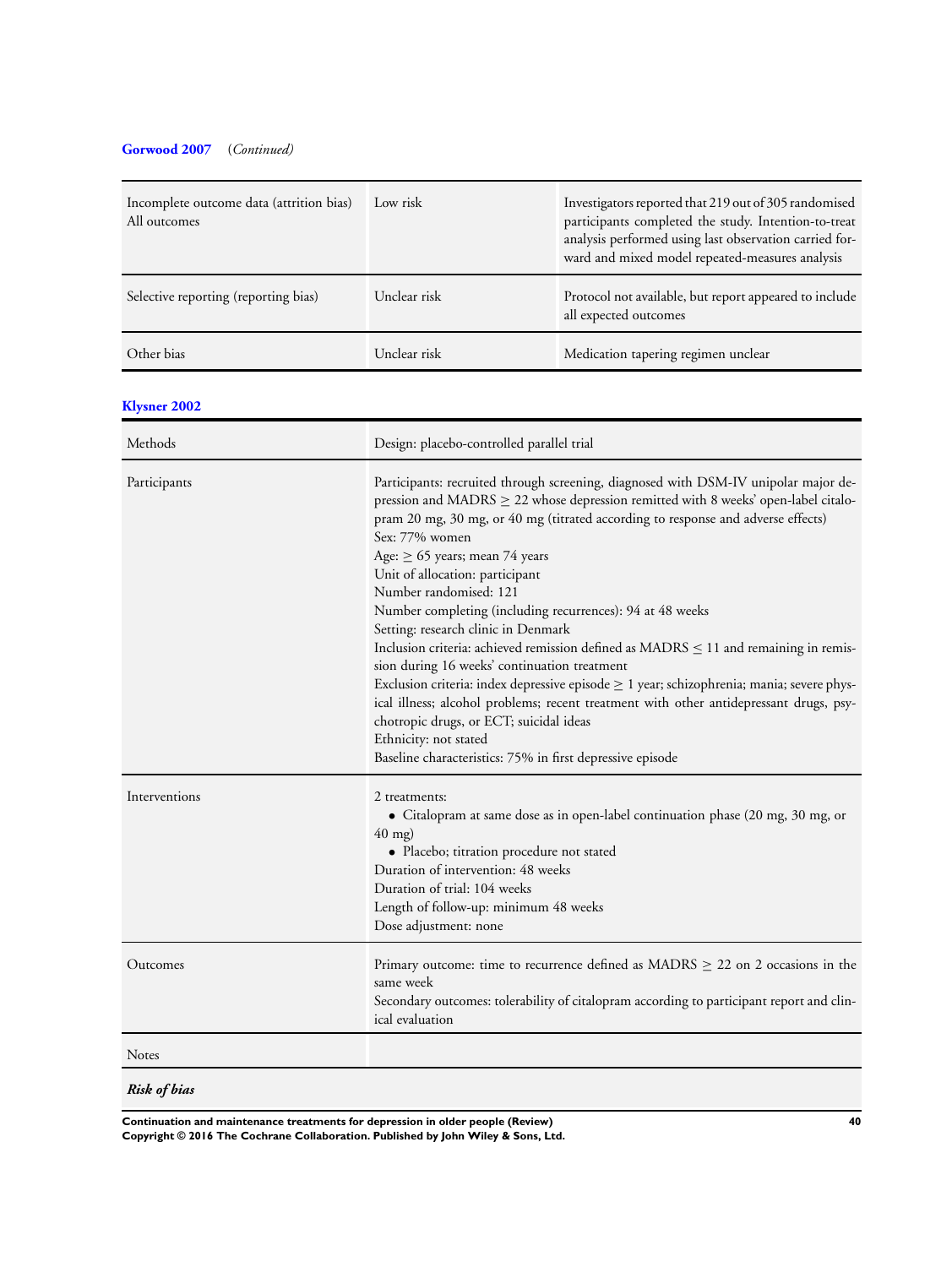**Gorwood 2007** *(Continued)*

| | | |
|---|---|---|
| Incomplete outcome data (attrition bias) All outcomes | Low risk | Investigators reported that 219 out of 305 randomised participants completed the study. Intention-to-treat analysis performed using last observation carried forward and mixed model repeated-measures analysis |
| Selective reporting (reporting bias) | Unclear risk | Protocol not available, but report appeared to include all expected outcomes |
| Other bias | Unclear risk | Medication tapering regimen unclear |

**Klysner 2002**

| | |
|---|---|
| Methods | Design: placebo-controlled parallel trial |
| Participants | Participants: recruited through screening, diagnosed with DSM-IV unipolar major depression and MADRS ≥ 22 whose depression remitted with 8 weeks' open-label citalopram 20 mg, 30 mg, or 40 mg (titrated according to response and adverse effects)<br>Sex: 77% women<br>Age: ≥ 65 years; mean 74 years<br>Unit of allocation: participant<br>Number randomised: 121<br>Number completing (including recurrences): 94 at 48 weeks<br>Setting: research clinic in Denmark<br>Inclusion criteria: achieved remission defined as MADRS ≤ 11 and remaining in remission during 16 weeks' continuation treatment<br>Exclusion criteria: index depressive episode ≥ 1 year; schizophrenia; mania; severe physical illness; alcohol problems; recent treatment with other antidepressant drugs, psychotropic drugs, or ECT; suicidal ideas<br>Ethnicity: not stated<br>Baseline characteristics: 75% in first depressive episode |
| Interventions | 2 treatments:<br>• Citalopram at same dose as in open-label continuation phase (20 mg, 30 mg, or 40 mg)<br>• Placebo; titration procedure not stated<br>Duration of intervention: 48 weeks<br>Duration of trial: 104 weeks<br>Length of follow-up: minimum 48 weeks<br>Dose adjustment: none |
| Outcomes | Primary outcome: time to recurrence defined as MADRS ≥ 22 on 2 occasions in the same week<br>Secondary outcomes: tolerability of citalopram according to participant report and clinical evaluation |
| Notes | |

***Risk of bias***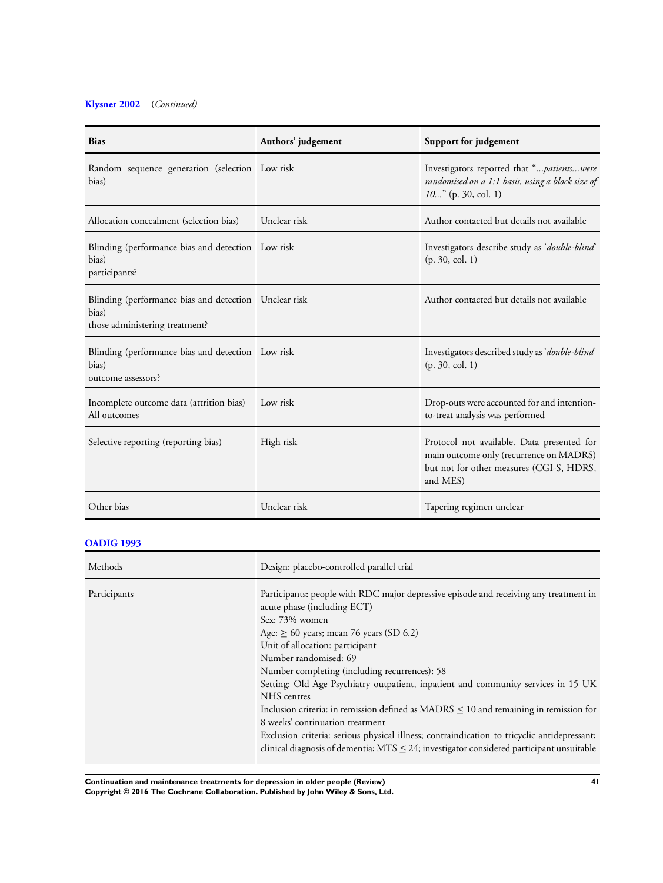**Klysner 2002** (*Continued*)

| Bias | Authors' judgement | Support for judgement |
|---|---|---|
| Random sequence generation (selection bias) | Low risk | Investigators reported that "*...patients...were randomised on a 1:1 basis, using a block size of 10...*" (p. 30, col. 1) |
| Allocation concealment (selection bias) | Unclear risk | Author contacted but details not available |
| Blinding (performance bias and detection bias) participants? | Low risk | Investigators describe study as '*double-blind*' (p. 30, col. 1) |
| Blinding (performance bias and detection bias) those administering treatment? | Unclear risk | Author contacted but details not available |
| Blinding (performance bias and detection bias) outcome assessors? | Low risk | Investigators described study as '*double-blind*' (p. 30, col. 1) |
| Incomplete outcome data (attrition bias) All outcomes | Low risk | Drop-outs were accounted for and intention-to-treat analysis was performed |
| Selective reporting (reporting bias) | High risk | Protocol not available. Data presented for main outcome only (recurrence on MADRS) but not for other measures (CGI-S, HDRS, and MES) |
| Other bias | Unclear risk | Tapering regimen unclear |

**OADIG 1993**

| | |
|---|---|
| Methods | Design: placebo-controlled parallel trial |
| Participants | Participants: people with RDC major depressive episode and receiving any treatment in acute phase (including ECT)<br>Sex: 73% women<br>Age: ≥ 60 years; mean 76 years (SD 6.2)<br>Unit of allocation: participant<br>Number randomised: 69<br>Number completing (including recurrences): 58<br>Setting: Old Age Psychiatry outpatient, inpatient and community services in 15 UK NHS centres<br>Inclusion criteria: in remission defined as MADRS ≤ 10 and remaining in remission for 8 weeks' continuation treatment<br>Exclusion criteria: serious physical illness; contraindication to tricyclic antidepressant; clinical diagnosis of dementia; MTS ≤ 24; investigator considered participant unsuitable |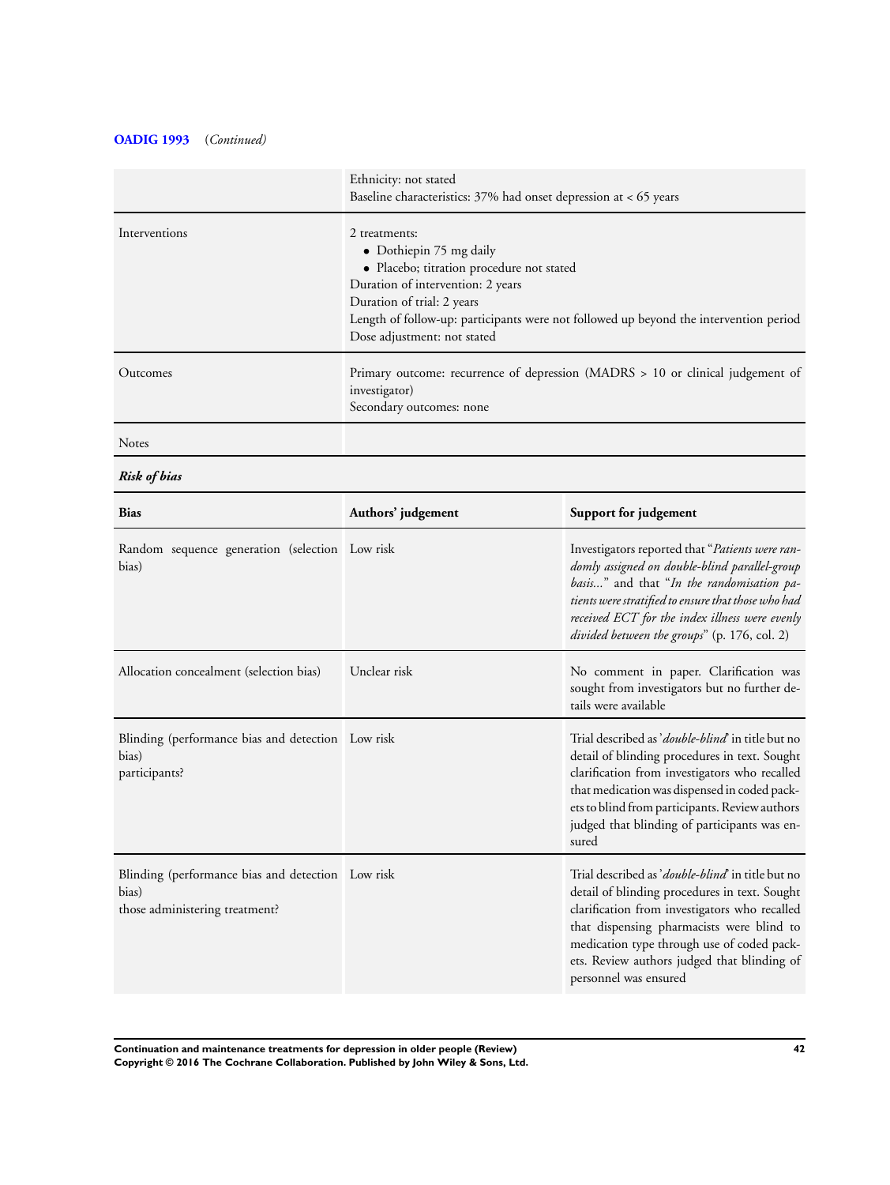**OADIG 1993** (*Continued*)

| | |
|---|---|
| | Ethnicity: not stated<br>Baseline characteristics: 37% had onset depression at < 65 years |
| Interventions | 2 treatments:<br>• Dothiepin 75 mg daily<br>• Placebo; titration procedure not stated<br>Duration of intervention: 2 years<br>Duration of trial: 2 years<br>Length of follow-up: participants were not followed up beyond the intervention period<br>Dose adjustment: not stated |
| Outcomes | Primary outcome: recurrence of depression (MADRS > 10 or clinical judgement of investigator)<br>Secondary outcomes: none |
| Notes | |

***Risk of bias***

| Bias | Authors' judgement | Support for judgement |
|---|---|---|
| Random sequence generation (selection bias) | Low risk | Investigators reported that "*Patients were randomly assigned on double-blind parallel-group basis...*" and that "*In the randomisation patients were stratified to ensure that those who had received ECT for the index illness were evenly divided between the groups*" (p. 176, col. 2) |
| Allocation concealment (selection bias) | Unclear risk | No comment in paper. Clarification was sought from investigators but no further details were available |
| Blinding (performance bias and detection bias)<br>participants? | Low risk | Trial described as '*double-blind*' in title but no detail of blinding procedures in text. Sought clarification from investigators who recalled that medication was dispensed in coded packets to blind from participants. Review authors judged that blinding of participants was ensured |
| Blinding (performance bias and detection bias)<br>those administering treatment? | Low risk | Trial described as '*double-blind*' in title but no detail of blinding procedures in text. Sought clarification from investigators who recalled that dispensing pharmacists were blind to medication type through use of coded packets. Review authors judged that blinding of personnel was ensured |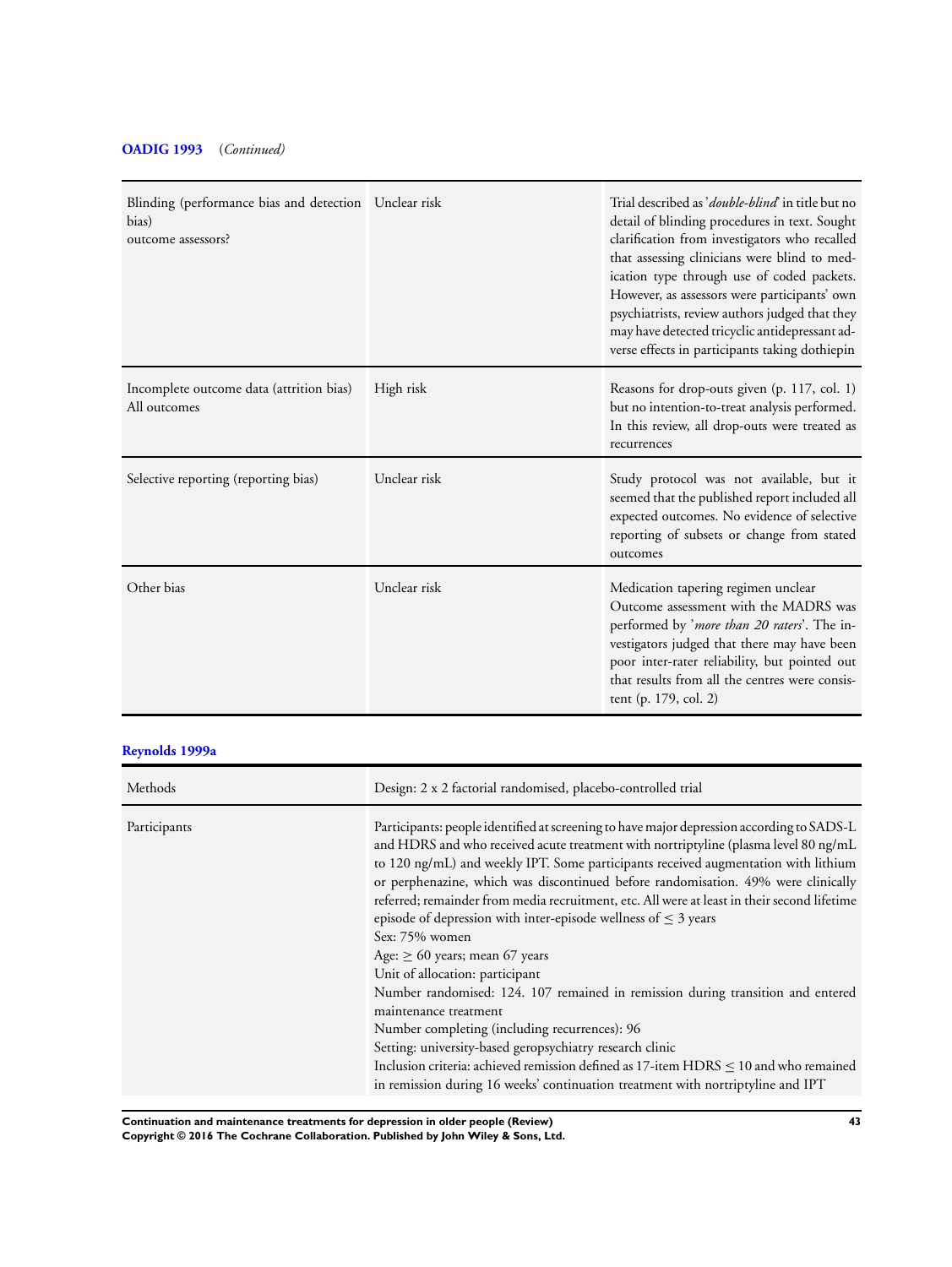**OADIG 1993** (*Continued*)

| | | |
|---|---|---|
| Blinding (performance bias and detection bias)<br>outcome assessors? | Unclear risk | Trial described as '*double-blind*' in title but no detail of blinding procedures in text. Sought clarification from investigators who recalled that assessing clinicians were blind to medication type through use of coded packets. However, as assessors were participants' own psychiatrists, review authors judged that they may have detected tricyclic antidepressant adverse effects in participants taking dothiepin |
| Incomplete outcome data (attrition bias)<br>All outcomes | High risk | Reasons for drop-outs given (p. 117, col. 1) but no intention-to-treat analysis performed. In this review, all drop-outs were treated as recurrences |
| Selective reporting (reporting bias) | Unclear risk | Study protocol was not available, but it seemed that the published report included all expected outcomes. No evidence of selective reporting of subsets or change from stated outcomes |
| Other bias | Unclear risk | Medication tapering regimen unclear<br>Outcome assessment with the MADRS was performed by '*more than 20 raters*'. The investigators judged that there may have been poor inter-rater reliability, but pointed out that results from all the centres were consistent (p. 179, col. 2) |

**Reynolds 1999a**

| | |
|---|---|
| Methods | Design: 2 x 2 factorial randomised, placebo-controlled trial |
| Participants | Participants: people identified at screening to have major depression according to SADS-L and HDRS and who received acute treatment with nortriptyline (plasma level 80 ng/mL to 120 ng/mL) and weekly IPT. Some participants received augmentation with lithium or perphenazine, which was discontinued before randomisation. 49% were clinically referred; remainder from media recruitment, etc. All were at least in their second lifetime episode of depression with inter-episode wellness of ≤ 3 years<br>Sex: 75% women<br>Age: ≥ 60 years; mean 67 years<br>Unit of allocation: participant<br>Number randomised: 124. 107 remained in remission during transition and entered maintenance treatment<br>Number completing (including recurrences): 96<br>Setting: university-based geropsychiatry research clinic<br>Inclusion criteria: achieved remission defined as 17-item HDRS ≤ 10 and who remained in remission during 16 weeks' continuation treatment with nortriptyline and IPT |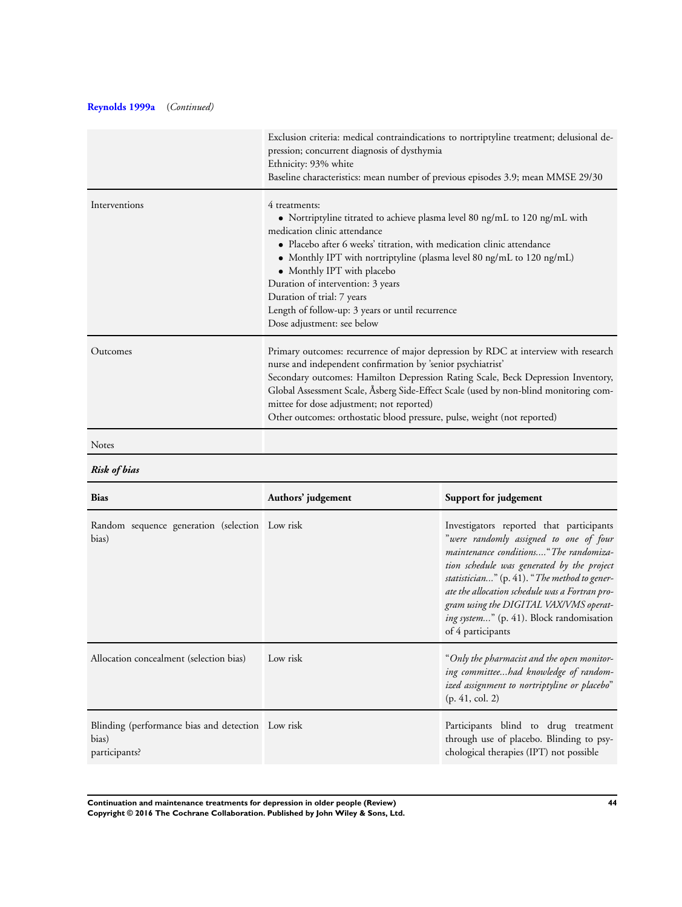**Reynolds 1999a** (*Continued*)

| | |
|---|---|
| | Exclusion criteria: medical contraindications to nortriptyline treatment; delusional depression; concurrent diagnosis of dysthymia<br>Ethnicity: 93% white<br>Baseline characteristics: mean number of previous episodes 3.9; mean MMSE 29/30 |
| Interventions | 4 treatments:<br>• Nortriptyline titrated to achieve plasma level 80 ng/mL to 120 ng/mL with medication clinic attendance<br>• Placebo after 6 weeks' titration, with medication clinic attendance<br>• Monthly IPT with nortriptyline (plasma level 80 ng/mL to 120 ng/mL)<br>• Monthly IPT with placebo<br>Duration of intervention: 3 years<br>Duration of trial: 7 years<br>Length of follow-up: 3 years or until recurrence<br>Dose adjustment: see below |
| Outcomes | Primary outcomes: recurrence of major depression by RDC at interview with research nurse and independent confirmation by 'senior psychiatrist'<br>Secondary outcomes: Hamilton Depression Rating Scale, Beck Depression Inventory, Global Assessment Scale, Åsberg Side-Effect Scale (used by non-blind monitoring committee for dose adjustment; not reported)<br>Other outcomes: orthostatic blood pressure, pulse, weight (not reported) |
| Notes | |

***Risk of bias***

| Bias | Authors' judgement | Support for judgement |
|---|---|---|
| Random sequence generation (selection bias) | Low risk | Investigators reported that participants "*were randomly assigned to one of four maintenance conditions....*" *The randomization schedule was generated by the project statistician...*" (p. 41). "*The method to generate the allocation schedule was a Fortran program using the DIGITAL VAX/VMS operating system...*" (p. 41). Block randomisation of 4 participants |
| Allocation concealment (selection bias) | Low risk | "*Only the pharmacist and the open monitoring committee...had knowledge of randomized assignment to nortriptyline or placebo*" (p. 41, col. 2) |
| Blinding (performance bias and detection bias)<br>participants? | Low risk | Participants blind to drug treatment through use of placebo. Blinding to psychological therapies (IPT) not possible |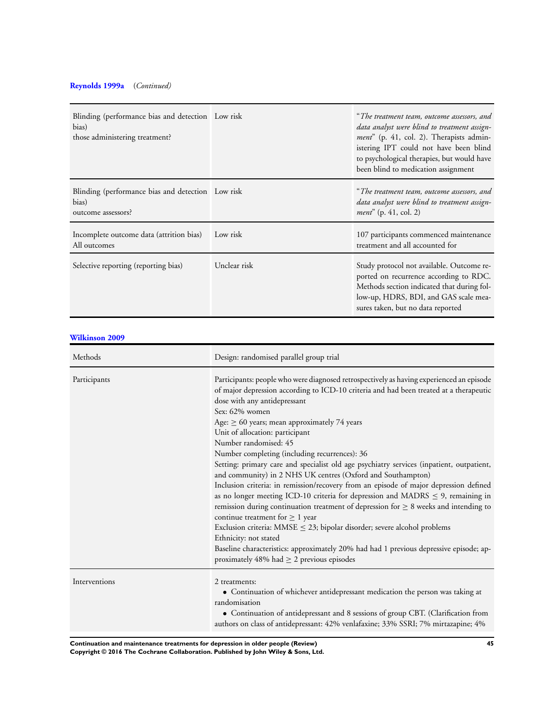**Reynolds 1999a** (*Continued*)

| | | |
|---|---|---|
| Blinding (performance bias and detection bias)<br>those administering treatment? | Low risk | "*The treatment team, outcome assessors, and data analyst were blind to treatment assignment*" (p. 41, col. 2). Therapists administering IPT could not have been blind to psychological therapies, but would have been blind to medication assignment |
| Blinding (performance bias and detection bias)<br>outcome assessors? | Low risk | "*The treatment team, outcome assessors, and data analyst were blind to treatment assignment*" (p. 41, col. 2) |
| Incomplete outcome data (attrition bias)<br>All outcomes | Low risk | 107 participants commenced maintenance treatment and all accounted for |
| Selective reporting (reporting bias) | Unclear risk | Study protocol not available. Outcome reported on recurrence according to RDC. Methods section indicated that during follow-up, HDRS, BDI, and GAS scale measures taken, but no data reported |

**Wilkinson 2009**

| | |
|---|---|
| Methods | Design: randomised parallel group trial |
| Participants | Participants: people who were diagnosed retrospectively as having experienced an episode of major depression according to ICD-10 criteria and had been treated at a therapeutic dose with any antidepressant<br>Sex: 62% women<br>Age: ≥ 60 years; mean approximately 74 years<br>Unit of allocation: participant<br>Number randomised: 45<br>Number completing (including recurrences): 36<br>Setting: primary care and specialist old age psychiatry services (inpatient, outpatient, and community) in 2 NHS UK centres (Oxford and Southampton)<br>Inclusion criteria: in remission/recovery from an episode of major depression defined as no longer meeting ICD-10 criteria for depression and MADRS ≤ 9, remaining in remission during continuation treatment of depression for ≥ 8 weeks and intending to continue treatment for ≥ 1 year<br>Exclusion criteria: MMSE ≤ 23; bipolar disorder; severe alcohol problems<br>Ethnicity: not stated<br>Baseline characteristics: approximately 20% had had 1 previous depressive episode; approximately 48% had ≥ 2 previous episodes |
| Interventions | 2 treatments:<br>• Continuation of whichever antidepressant medication the person was taking at randomisation<br>• Continuation of antidepressant and 8 sessions of group CBT. (Clarification from authors on class of antidepressant: 42% venlafaxine; 33% SSRI; 7% mirtazapine; 4% |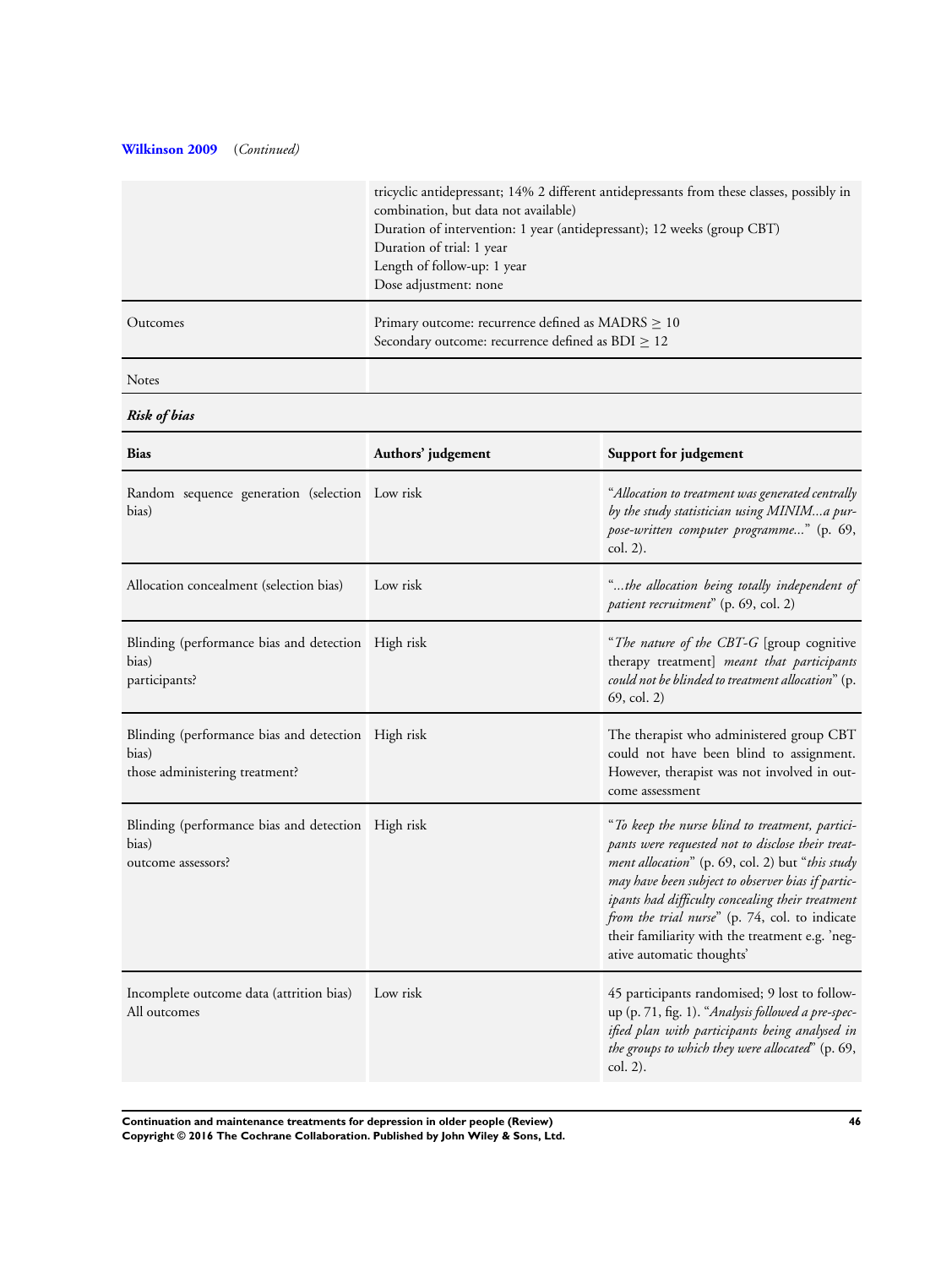**Wilkinson 2009** (*Continued*)

| | |
|---|---|
| | tricyclic antidepressant; 14% 2 different antidepressants from these classes, possibly in combination, but data not available)<br>Duration of intervention: 1 year (antidepressant); 12 weeks (group CBT)<br>Duration of trial: 1 year<br>Length of follow-up: 1 year<br>Dose adjustment: none |
| Outcomes | Primary outcome: recurrence defined as MADRS $\geq$ 10<br>Secondary outcome: recurrence defined as BDI $\geq$ 12 |
| Notes | |

***Risk of bias***

| Bias | Authors' judgement | Support for judgement |
|---|---|---|
| Random sequence generation (selection bias) | Low risk | "*Allocation to treatment was generated centrally by the study statistician using MINIM...a purpose-written computer programme...*" (p. 69, col. 2). |
| Allocation concealment (selection bias) | Low risk | "*...the allocation being totally independent of patient recruitment*" (p. 69, col. 2) |
| Blinding (performance bias and detection bias)<br>participants? | High risk | "*The nature of the CBT-G* [group cognitive therapy treatment] *meant that participants could not be blinded to treatment allocation*" (p. 69, col. 2) |
| Blinding (performance bias and detection bias)<br>those administering treatment? | High risk | The therapist who administered group CBT could not have been blind to assignment. However, therapist was not involved in outcome assessment |
| Blinding (performance bias and detection bias)<br>outcome assessors? | High risk | "*To keep the nurse blind to treatment, participants were requested not to disclose their treatment allocation*" (p. 69, col. 2) but "*this study may have been subject to observer bias if participants had difficulty concealing their treatment from the trial nurse*" (p. 74, col. to indicate their familiarity with the treatment e.g. 'negative automatic thoughts' |
| Incomplete outcome data (attrition bias)<br>All outcomes | Low risk | 45 participants randomised; 9 lost to follow-up (p. 71, fig. 1). "*Analysis followed a pre-specified plan with participants being analysed in the groups to which they were allocated*" (p. 69, col. 2). |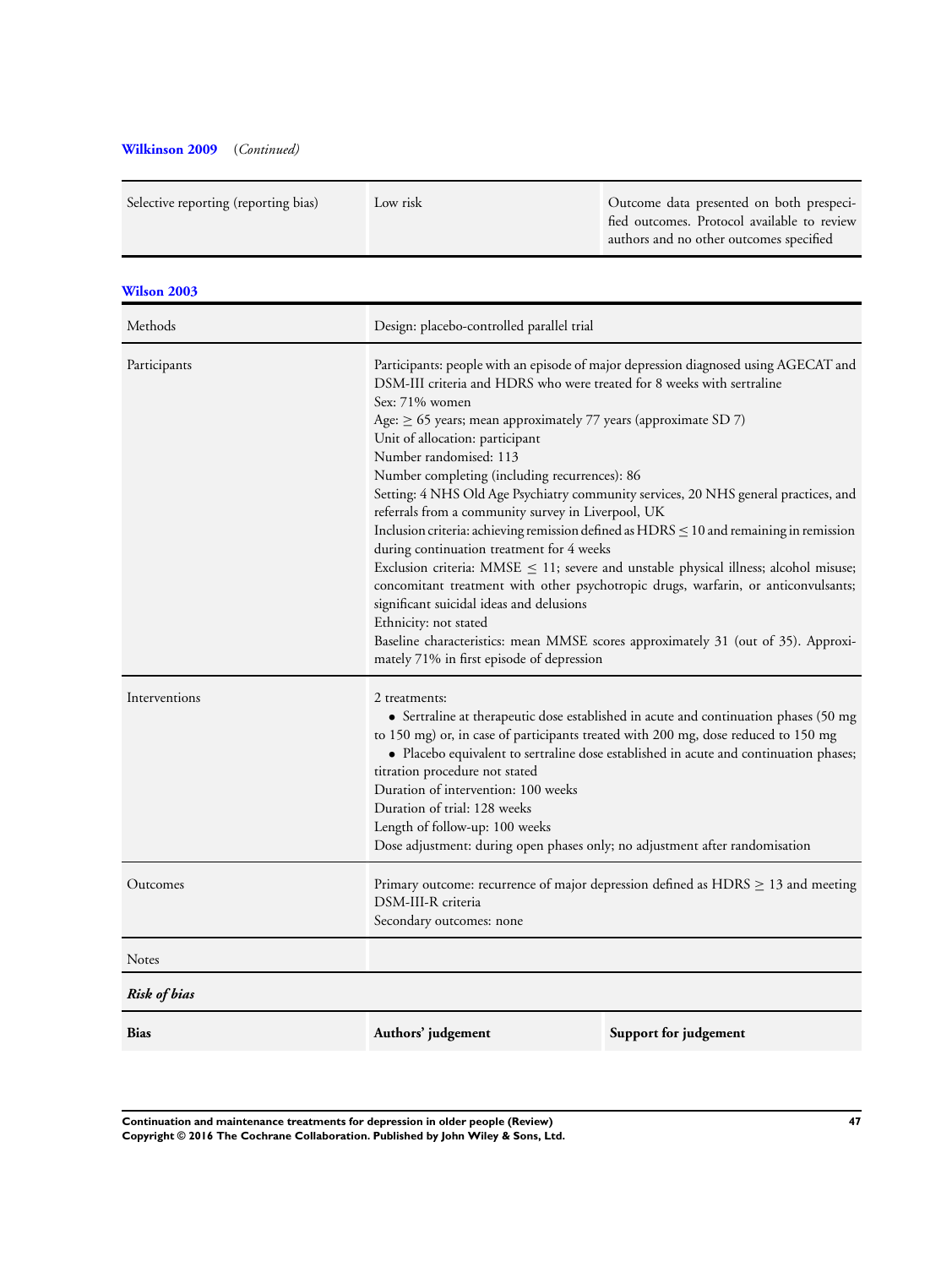**Wilkinson 2009** (*Continued*)

| | | |
|---|---|---|
| Selective reporting (reporting bias) | Low risk | Outcome data presented on both prespecified outcomes. Protocol available to review authors and no other outcomes specified |

**Wilson 2003**

| | |
|---|---|
| Methods | Design: placebo-controlled parallel trial |
| Participants | Participants: people with an episode of major depression diagnosed using AGECAT and DSM-III criteria and HDRS who were treated for 8 weeks with sertraline<br>Sex: 71% women<br>Age: $\geq$ 65 years; mean approximately 77 years (approximate SD 7)<br>Unit of allocation: participant<br>Number randomised: 113<br>Number completing (including recurrences): 86<br>Setting: 4 NHS Old Age Psychiatry community services, 20 NHS general practices, and referrals from a community survey in Liverpool, UK<br>Inclusion criteria: achieving remission defined as HDRS $\leq$ 10 and remaining in remission during continuation treatment for 4 weeks<br>Exclusion criteria: MMSE $\leq$ 11; severe and unstable physical illness; alcohol misuse; concomitant treatment with other psychotropic drugs, warfarin, or anticonvulsants; significant suicidal ideas and delusions<br>Ethnicity: not stated<br>Baseline characteristics: mean MMSE scores approximately 31 (out of 35). Approximately 71% in first episode of depression |
| Interventions | 2 treatments:<br>• Sertraline at therapeutic dose established in acute and continuation phases (50 mg to 150 mg) or, in case of participants treated with 200 mg, dose reduced to 150 mg<br>• Placebo equivalent to sertraline dose established in acute and continuation phases; titration procedure not stated<br>Duration of intervention: 100 weeks<br>Duration of trial: 128 weeks<br>Length of follow-up: 100 weeks<br>Dose adjustment: during open phases only; no adjustment after randomisation |
| Outcomes | Primary outcome: recurrence of major depression defined as HDRS $\geq$ 13 and meeting DSM-III-R criteria<br>Secondary outcomes: none |
| Notes | |

***Risk of bias***

| Bias | Authors' judgement | Support for judgement |
|---|---|---|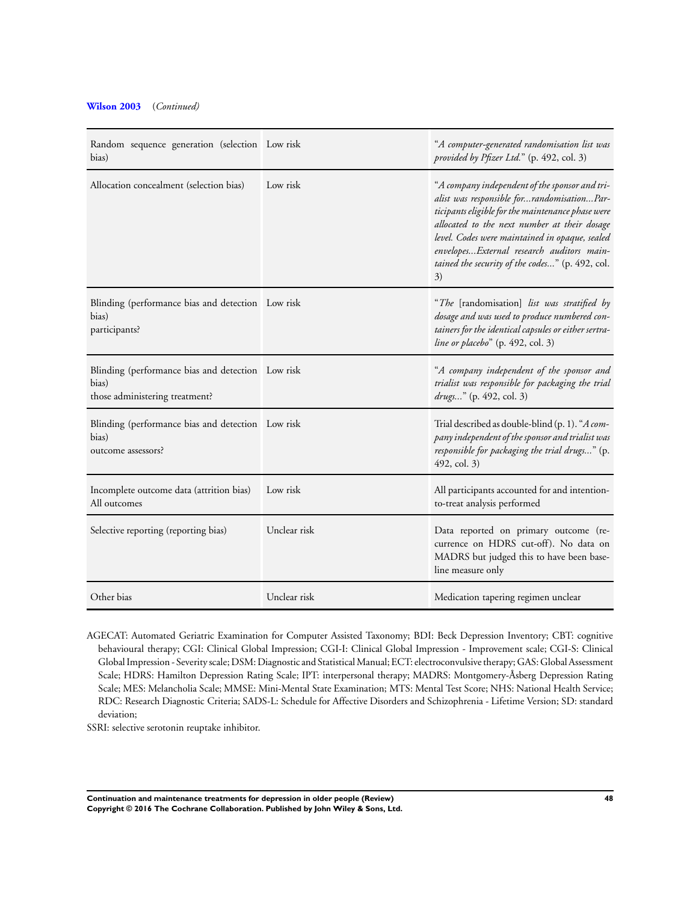**Wilson 2003** (*Continued*)

| | | |
|---|---|---|
| Random sequence generation (selection bias) | Low risk | "*A computer-generated randomisation list was provided by Pfizer Ltd.*" (p. 492, col. 3) |
| Allocation concealment (selection bias) | Low risk | "*A company independent of the sponsor and trialist was responsible for...randomisation...Participants eligible for the maintenance phase were allocated to the next number at their dosage level. Codes were maintained in opaque, sealed envelopes...External research auditors maintained the security of the codes...*" (p. 492, col. 3) |
| Blinding (performance bias and detection bias) participants? | Low risk | "*The* [randomisation] *list was stratified by dosage and was used to produce numbered containers for the identical capsules or either sertraline or placebo*" (p. 492, col. 3) |
| Blinding (performance bias and detection bias) those administering treatment? | Low risk | "*A company independent of the sponsor and trialist was responsible for packaging the trial drugs...*" (p. 492, col. 3) |
| Blinding (performance bias and detection bias) outcome assessors? | Low risk | Trial described as double-blind (p. 1). "*A company independent of the sponsor and trialist was responsible for packaging the trial drugs...*" (p. 492, col. 3) |
| Incomplete outcome data (attrition bias) All outcomes | Low risk | All participants accounted for and intention-to-treat analysis performed |
| Selective reporting (reporting bias) | Unclear risk | Data reported on primary outcome (recurrence on HDRS cut-off). No data on MADRS but judged this to have been baseline measure only |
| Other bias | Unclear risk | Medication tapering regimen unclear |

AGECAT: Automated Geriatric Examination for Computer Assisted Taxonomy; BDI: Beck Depression Inventory; CBT: cognitive behavioural therapy; CGI: Clinical Global Impression; CGI-I: Clinical Global Impression - Improvement scale; CGI-S: Clinical Global Impression - Severity scale; DSM: Diagnostic and Statistical Manual; ECT: electroconvulsive therapy; GAS: Global Assessment Scale; HDRS: Hamilton Depression Rating Scale; IPT: interpersonal therapy; MADRS: Montgomery-Åsberg Depression Rating Scale; MES: Melancholia Scale; MMSE: Mini-Mental State Examination; MTS: Mental Test Score; NHS: National Health Service; RDC: Research Diagnostic Criteria; SADS-L: Schedule for Affective Disorders and Schizophrenia - Lifetime Version; SD: standard deviation;

SSRI: selective serotonin reuptake inhibitor.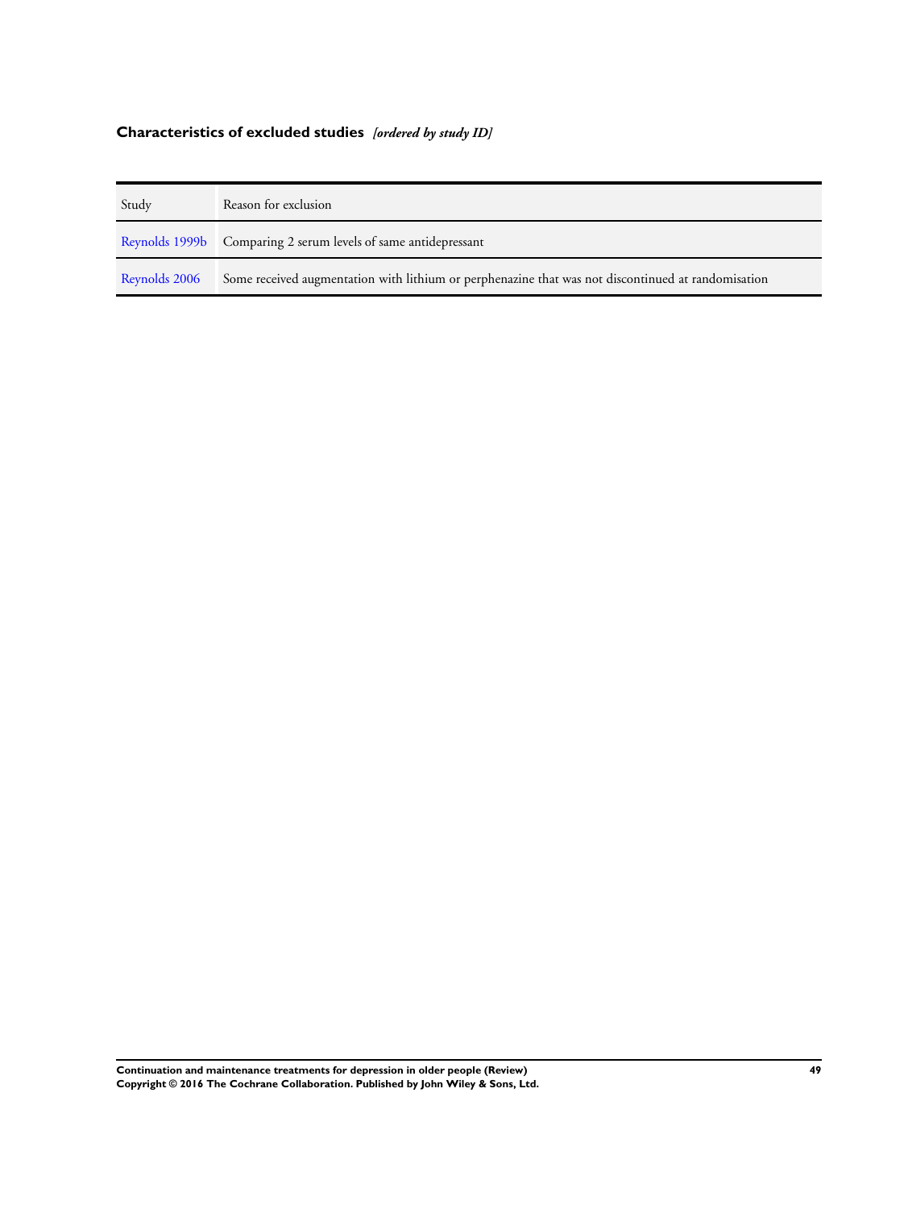## Characteristics of excluded studies *[ordered by study ID]*

| Study | Reason for exclusion |
|---|---|
| Reynolds 1999b | Comparing 2 serum levels of same antidepressant |
| Reynolds 2006 | Some received augmentation with lithium or perphenazine that was not discontinued at randomisation |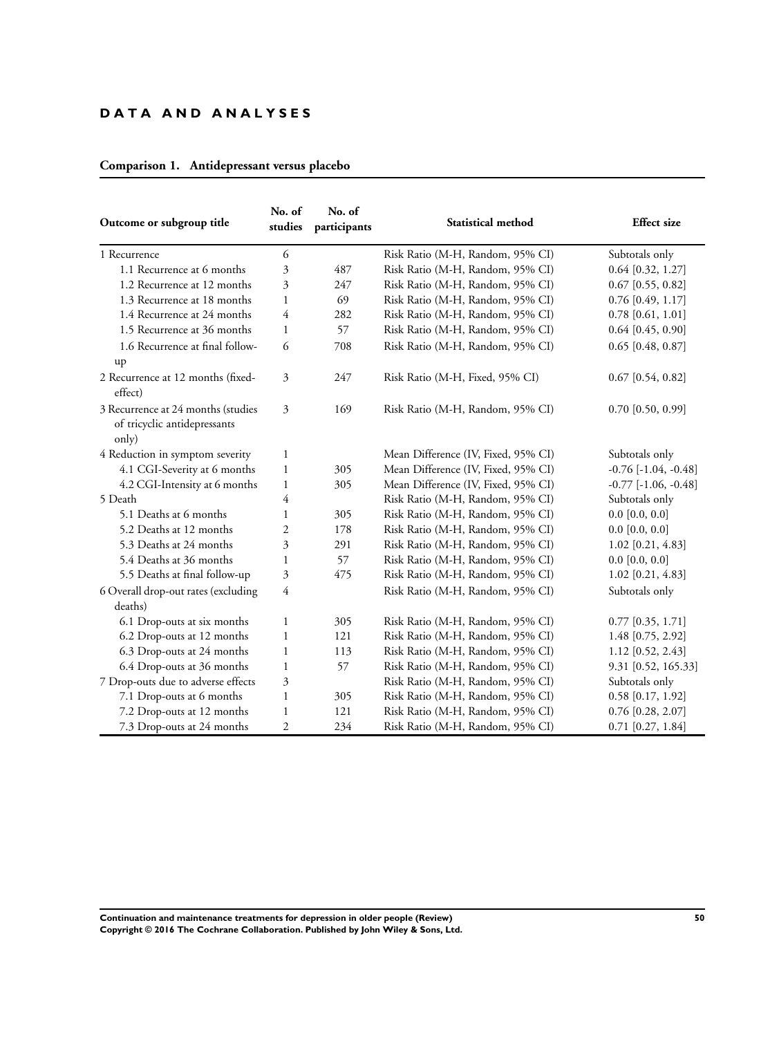# DATA AND ANALYSES

## Comparison 1. Antidepressant versus placebo

| Outcome or subgroup title | No. of studies | No. of participants | Statistical method | Effect size |
|---|---|---|---|---|
| 1 Recurrence | 6 | | Risk Ratio (M-H, Random, 95% CI) | Subtotals only |
| 1.1 Recurrence at 6 months | 3 | 487 | Risk Ratio (M-H, Random, 95% CI) | 0.64 [0.32, 1.27] |
| 1.2 Recurrence at 12 months | 3 | 247 | Risk Ratio (M-H, Random, 95% CI) | 0.67 [0.55, 0.82] |
| 1.3 Recurrence at 18 months | 1 | 69 | Risk Ratio (M-H, Random, 95% CI) | 0.76 [0.49, 1.17] |
| 1.4 Recurrence at 24 months | 4 | 282 | Risk Ratio (M-H, Random, 95% CI) | 0.78 [0.61, 1.01] |
| 1.5 Recurrence at 36 months | 1 | 57 | Risk Ratio (M-H, Random, 95% CI) | 0.64 [0.45, 0.90] |
| 1.6 Recurrence at final follow-up | 6 | 708 | Risk Ratio (M-H, Random, 95% CI) | 0.65 [0.48, 0.87] |
| 2 Recurrence at 12 months (fixed-effect) | 3 | 247 | Risk Ratio (M-H, Fixed, 95% CI) | 0.67 [0.54, 0.82] |
| 3 Recurrence at 24 months (studies of tricyclic antidepressants only) | 3 | 169 | Risk Ratio (M-H, Random, 95% CI) | 0.70 [0.50, 0.99] |
| 4 Reduction in symptom severity | 1 | | Mean Difference (IV, Fixed, 95% CI) | Subtotals only |
| 4.1 CGI-Severity at 6 months | 1 | 305 | Mean Difference (IV, Fixed, 95% CI) | -0.76 [-1.04, -0.48] |
| 4.2 CGI-Intensity at 6 months | 1 | 305 | Mean Difference (IV, Fixed, 95% CI) | -0.77 [-1.06, -0.48] |
| 5 Death | 4 | | Risk Ratio (M-H, Random, 95% CI) | Subtotals only |
| 5.1 Deaths at 6 months | 1 | 305 | Risk Ratio (M-H, Random, 95% CI) | 0.0 [0.0, 0.0] |
| 5.2 Deaths at 12 months | 2 | 178 | Risk Ratio (M-H, Random, 95% CI) | 0.0 [0.0, 0.0] |
| 5.3 Deaths at 24 months | 3 | 291 | Risk Ratio (M-H, Random, 95% CI) | 1.02 [0.21, 4.83] |
| 5.4 Deaths at 36 months | 1 | 57 | Risk Ratio (M-H, Random, 95% CI) | 0.0 [0.0, 0.0] |
| 5.5 Deaths at final follow-up | 3 | 475 | Risk Ratio (M-H, Random, 95% CI) | 1.02 [0.21, 4.83] |
| 6 Overall drop-out rates (excluding deaths) | 4 | | Risk Ratio (M-H, Random, 95% CI) | Subtotals only |
| 6.1 Drop-outs at six months | 1 | 305 | Risk Ratio (M-H, Random, 95% CI) | 0.77 [0.35, 1.71] |
| 6.2 Drop-outs at 12 months | 1 | 121 | Risk Ratio (M-H, Random, 95% CI) | 1.48 [0.75, 2.92] |
| 6.3 Drop-outs at 24 months | 1 | 113 | Risk Ratio (M-H, Random, 95% CI) | 1.12 [0.52, 2.43] |
| 6.4 Drop-outs at 36 months | 1 | 57 | Risk Ratio (M-H, Random, 95% CI) | 9.31 [0.52, 165.33] |
| 7 Drop-outs due to adverse effects | 3 | | Risk Ratio (M-H, Random, 95% CI) | Subtotals only |
| 7.1 Drop-outs at 6 months | 1 | 305 | Risk Ratio (M-H, Random, 95% CI) | 0.58 [0.17, 1.92] |
| 7.2 Drop-outs at 12 months | 1 | 121 | Risk Ratio (M-H, Random, 95% CI) | 0.76 [0.28, 2.07] |
| 7.3 Drop-outs at 24 months | 2 | 234 | Risk Ratio (M-H, Random, 95% CI) | 0.71 [0.27, 1.84] |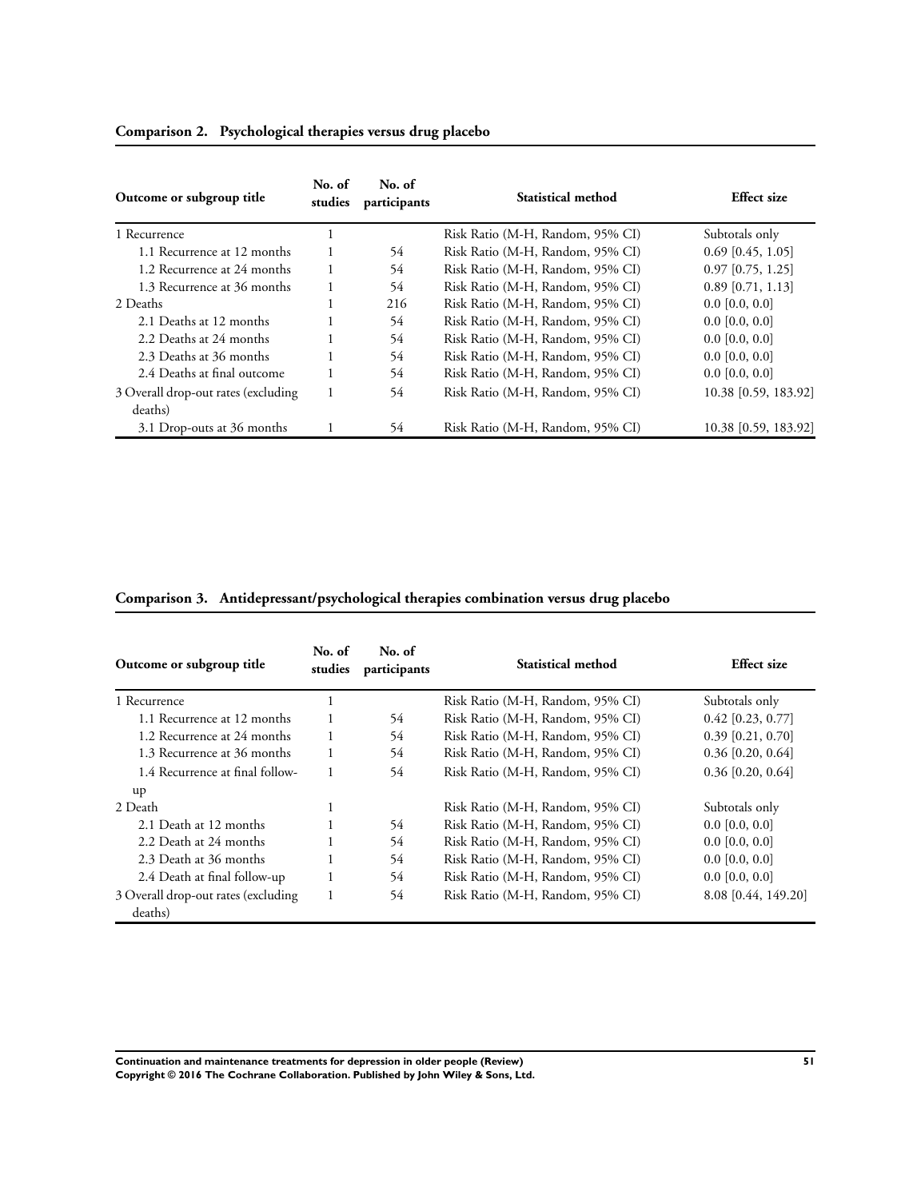### Comparison 2. Psychological therapies versus drug placebo

| Outcome or subgroup title | No. of studies | No. of participants | Statistical method | Effect size |
|---|---|---|---|---|
| 1 Recurrence | 1 | | Risk Ratio (M-H, Random, 95% CI) | Subtotals only |
| 1.1 Recurrence at 12 months | 1 | 54 | Risk Ratio (M-H, Random, 95% CI) | 0.69 [0.45, 1.05] |
| 1.2 Recurrence at 24 months | 1 | 54 | Risk Ratio (M-H, Random, 95% CI) | 0.97 [0.75, 1.25] |
| 1.3 Recurrence at 36 months | 1 | 54 | Risk Ratio (M-H, Random, 95% CI) | 0.89 [0.71, 1.13] |
| 2 Deaths | 1 | 216 | Risk Ratio (M-H, Random, 95% CI) | 0.0 [0.0, 0.0] |
| 2.1 Deaths at 12 months | 1 | 54 | Risk Ratio (M-H, Random, 95% CI) | 0.0 [0.0, 0.0] |
| 2.2 Deaths at 24 months | 1 | 54 | Risk Ratio (M-H, Random, 95% CI) | 0.0 [0.0, 0.0] |
| 2.3 Deaths at 36 months | 1 | 54 | Risk Ratio (M-H, Random, 95% CI) | 0.0 [0.0, 0.0] |
| 2.4 Deaths at final outcome | 1 | 54 | Risk Ratio (M-H, Random, 95% CI) | 0.0 [0.0, 0.0] |
| 3 Overall drop-out rates (excluding deaths) | 1 | 54 | Risk Ratio (M-H, Random, 95% CI) | 10.38 [0.59, 183.92] |
| 3.1 Drop-outs at 36 months | 1 | 54 | Risk Ratio (M-H, Random, 95% CI) | 10.38 [0.59, 183.92] |

### Comparison 3. Antidepressant/psychological therapies combination versus drug placebo

| Outcome or subgroup title | No. of studies | No. of participants | Statistical method | Effect size |
|---|---|---|---|---|
| 1 Recurrence | 1 | | Risk Ratio (M-H, Random, 95% CI) | Subtotals only |
| 1.1 Recurrence at 12 months | 1 | 54 | Risk Ratio (M-H, Random, 95% CI) | 0.42 [0.23, 0.77] |
| 1.2 Recurrence at 24 months | 1 | 54 | Risk Ratio (M-H, Random, 95% CI) | 0.39 [0.21, 0.70] |
| 1.3 Recurrence at 36 months | 1 | 54 | Risk Ratio (M-H, Random, 95% CI) | 0.36 [0.20, 0.64] |
| 1.4 Recurrence at final follow-up | 1 | 54 | Risk Ratio (M-H, Random, 95% CI) | 0.36 [0.20, 0.64] |
| 2 Death | 1 | | Risk Ratio (M-H, Random, 95% CI) | Subtotals only |
| 2.1 Death at 12 months | 1 | 54 | Risk Ratio (M-H, Random, 95% CI) | 0.0 [0.0, 0.0] |
| 2.2 Death at 24 months | 1 | 54 | Risk Ratio (M-H, Random, 95% CI) | 0.0 [0.0, 0.0] |
| 2.3 Death at 36 months | 1 | 54 | Risk Ratio (M-H, Random, 95% CI) | 0.0 [0.0, 0.0] |
| 2.4 Death at final follow-up | 1 | 54 | Risk Ratio (M-H, Random, 95% CI) | 0.0 [0.0, 0.0] |
| 3 Overall drop-out rates (excluding deaths) | 1 | 54 | Risk Ratio (M-H, Random, 95% CI) | 8.08 [0.44, 149.20] |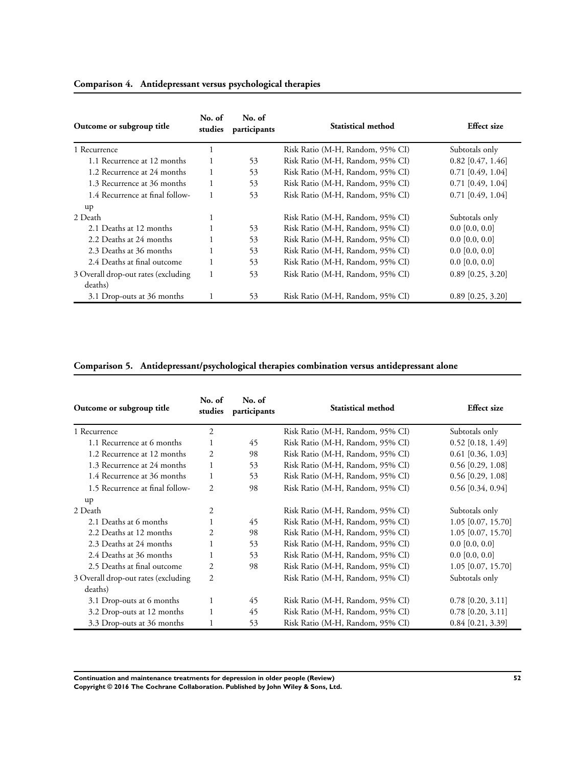### Comparison 4. Antidepressant versus psychological therapies

| Outcome or subgroup title | No. of studies | No. of participants | Statistical method | Effect size |
| --- | --- | --- | --- | --- |
| 1 Recurrence | 1 | | Risk Ratio (M-H, Random, 95% CI) | Subtotals only |
| 1.1 Recurrence at 12 months | 1 | 53 | Risk Ratio (M-H, Random, 95% CI) | 0.82 [0.47, 1.46] |
| 1.2 Recurrence at 24 months | 1 | 53 | Risk Ratio (M-H, Random, 95% CI) | 0.71 [0.49, 1.04] |
| 1.3 Recurrence at 36 months | 1 | 53 | Risk Ratio (M-H, Random, 95% CI) | 0.71 [0.49, 1.04] |
| 1.4 Recurrence at final follow-up | 1 | 53 | Risk Ratio (M-H, Random, 95% CI) | 0.71 [0.49, 1.04] |
| 2 Death | 1 | | Risk Ratio (M-H, Random, 95% CI) | Subtotals only |
| 2.1 Deaths at 12 months | 1 | 53 | Risk Ratio (M-H, Random, 95% CI) | 0.0 [0.0, 0.0] |
| 2.2 Deaths at 24 months | 1 | 53 | Risk Ratio (M-H, Random, 95% CI) | 0.0 [0.0, 0.0] |
| 2.3 Deaths at 36 months | 1 | 53 | Risk Ratio (M-H, Random, 95% CI) | 0.0 [0.0, 0.0] |
| 2.4 Deaths at final outcome | 1 | 53 | Risk Ratio (M-H, Random, 95% CI) | 0.0 [0.0, 0.0] |
| 3 Overall drop-out rates (excluding deaths) | 1 | 53 | Risk Ratio (M-H, Random, 95% CI) | 0.89 [0.25, 3.20] |
| 3.1 Drop-outs at 36 months | 1 | 53 | Risk Ratio (M-H, Random, 95% CI) | 0.89 [0.25, 3.20] |

### Comparison 5. Antidepressant/psychological therapies combination versus antidepressant alone

| Outcome or subgroup title | No. of studies | No. of participants | Statistical method | Effect size |
| --- | --- | --- | --- | --- |
| 1 Recurrence | 2 | | Risk Ratio (M-H, Random, 95% CI) | Subtotals only |
| 1.1 Recurrence at 6 months | 1 | 45 | Risk Ratio (M-H, Random, 95% CI) | 0.52 [0.18, 1.49] |
| 1.2 Recurrence at 12 months | 2 | 98 | Risk Ratio (M-H, Random, 95% CI) | 0.61 [0.36, 1.03] |
| 1.3 Recurrence at 24 months | 1 | 53 | Risk Ratio (M-H, Random, 95% CI) | 0.56 [0.29, 1.08] |
| 1.4 Recurrence at 36 months | 1 | 53 | Risk Ratio (M-H, Random, 95% CI) | 0.56 [0.29, 1.08] |
| 1.5 Recurrence at final follow-up | 2 | 98 | Risk Ratio (M-H, Random, 95% CI) | 0.56 [0.34, 0.94] |
| 2 Death | 2 | | Risk Ratio (M-H, Random, 95% CI) | Subtotals only |
| 2.1 Deaths at 6 months | 1 | 45 | Risk Ratio (M-H, Random, 95% CI) | 1.05 [0.07, 15.70] |
| 2.2 Deaths at 12 months | 2 | 98 | Risk Ratio (M-H, Random, 95% CI) | 1.05 [0.07, 15.70] |
| 2.3 Deaths at 24 months | 1 | 53 | Risk Ratio (M-H, Random, 95% CI) | 0.0 [0.0, 0.0] |
| 2.4 Deaths at 36 months | 1 | 53 | Risk Ratio (M-H, Random, 95% CI) | 0.0 [0.0, 0.0] |
| 2.5 Deaths at final outcome | 2 | 98 | Risk Ratio (M-H, Random, 95% CI) | 1.05 [0.07, 15.70] |
| 3 Overall drop-out rates (excluding deaths) | 2 | | Risk Ratio (M-H, Random, 95% CI) | Subtotals only |
| 3.1 Drop-outs at 6 months | 1 | 45 | Risk Ratio (M-H, Random, 95% CI) | 0.78 [0.20, 3.11] |
| 3.2 Drop-outs at 12 months | 1 | 45 | Risk Ratio (M-H, Random, 95% CI) | 0.78 [0.20, 3.11] |
| 3.3 Drop-outs at 36 months | 1 | 53 | Risk Ratio (M-H, Random, 95% CI) | 0.84 [0.21, 3.39] |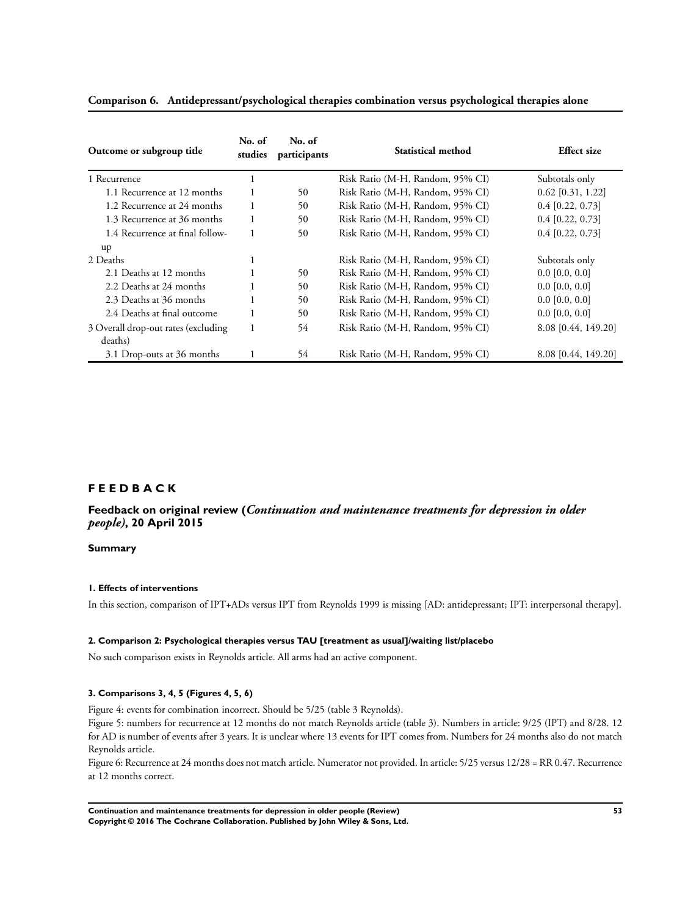**Comparison 6. Antidepressant/psychological therapies combination versus psychological therapies alone**

| Outcome or subgroup title | No. of studies | No. of participants | Statistical method | Effect size |
|---|---|---|---|---|
| 1 Recurrence | 1 | | Risk Ratio (M-H, Random, 95% CI) | Subtotals only |
| 1.1 Recurrence at 12 months | 1 | 50 | Risk Ratio (M-H, Random, 95% CI) | 0.62 [0.31, 1.22] |
| 1.2 Recurrence at 24 months | 1 | 50 | Risk Ratio (M-H, Random, 95% CI) | 0.4 [0.22, 0.73] |
| 1.3 Recurrence at 36 months | 1 | 50 | Risk Ratio (M-H, Random, 95% CI) | 0.4 [0.22, 0.73] |
| 1.4 Recurrence at final follow-up | 1 | 50 | Risk Ratio (M-H, Random, 95% CI) | 0.4 [0.22, 0.73] |
| 2 Deaths | 1 | | Risk Ratio (M-H, Random, 95% CI) | Subtotals only |
| 2.1 Deaths at 12 months | 1 | 50 | Risk Ratio (M-H, Random, 95% CI) | 0.0 [0.0, 0.0] |
| 2.2 Deaths at 24 months | 1 | 50 | Risk Ratio (M-H, Random, 95% CI) | 0.0 [0.0, 0.0] |
| 2.3 Deaths at 36 months | 1 | 50 | Risk Ratio (M-H, Random, 95% CI) | 0.0 [0.0, 0.0] |
| 2.4 Deaths at final outcome | 1 | 50 | Risk Ratio (M-H, Random, 95% CI) | 0.0 [0.0, 0.0] |
| 3 Overall drop-out rates (excluding deaths) | 1 | 54 | Risk Ratio (M-H, Random, 95% CI) | 8.08 [0.44, 149.20] |
| 3.1 Drop-outs at 36 months | 1 | 54 | Risk Ratio (M-H, Random, 95% CI) | 8.08 [0.44, 149.20] |

# FEEDBACK

## Feedback on original review (*Continuation and maintenance treatments for depression in older people)*, 20 April 2015

### Summary

#### 1. Effects of interventions

In this section, comparison of IPT+ADs versus IPT from Reynolds 1999 is missing [AD: antidepressant; IPT: interpersonal therapy].

#### 2. Comparison 2: Psychological therapies versus TAU [treatment as usual]/waiting list/placebo

No such comparison exists in Reynolds article. All arms had an active component.

#### 3. Comparisons 3, 4, 5 (Figures 4, 5, 6)

Figure 4: events for combination incorrect. Should be 5/25 (table 3 Reynolds).

Figure 5: numbers for recurrence at 12 months do not match Reynolds article (table 3). Numbers in article: 9/25 (IPT) and 8/28. 12 for AD is number of events after 3 years. It is unclear where 13 events for IPT comes from. Numbers for 24 months also do not match Reynolds article.

Figure 6: Recurrence at 24 months does not match article. Numerator not provided. In article: 5/25 versus 12/28 = RR 0.47. Recurrence at 12 months correct.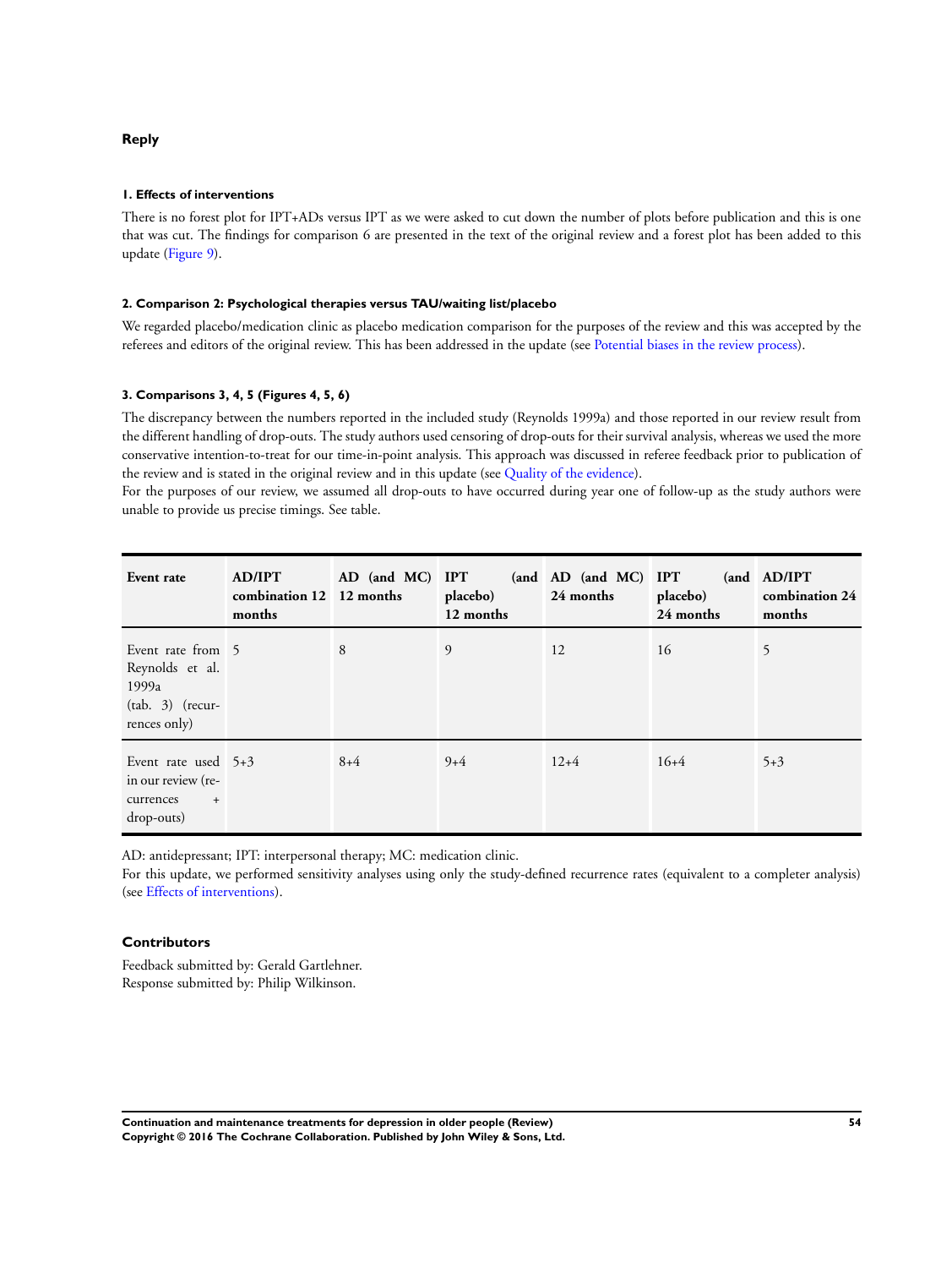### Reply

#### 1. Effects of interventions

There is no forest plot for IPT+ADs versus IPT as we were asked to cut down the number of plots before publication and this is one that was cut. The findings for comparison 6 are presented in the text of the original review and a forest plot has been added to this update (Figure 9).

#### 2. Comparison 2: Psychological therapies versus TAU/waiting list/placebo

We regarded placebo/medication clinic as placebo medication comparison for the purposes of the review and this was accepted by the referees and editors of the original review. This has been addressed in the update (see Potential biases in the review process).

#### 3. Comparisons 3, 4, 5 (Figures 4, 5, 6)

The discrepancy between the numbers reported in the included study (Reynolds 1999a) and those reported in our review result from the different handling of drop-outs. The study authors used censoring of drop-outs for their survival analysis, whereas we used the more conservative intention-to-treat for our time-in-point analysis. This approach was discussed in referee feedback prior to publication of the review and is stated in the original review and in this update (see Quality of the evidence).

For the purposes of our review, we assumed all drop-outs to have occurred during year one of follow-up as the study authors were unable to provide us precise timings. See table.

| Event rate | AD/IPT combination 12 months | AD (and MC) 12 months | IPT (and placebo) 12 months | AD (and MC) 24 months | IPT (and placebo) 24 months | AD/IPT combination 24 months |
|---|---|---|---|---|---|---|
| Event rate from Reynolds et al. 1999a (tab. 3) (recurrences only) | 5 | 8 | 9 | 12 | 16 | 5 |
| Event rate used in our review (recurrences + drop-outs) | 5+3 | 8+4 | 9+4 | 12+4 | 16+4 | 5+3 |

AD: antidepressant; IPT: interpersonal therapy; MC: medication clinic.

For this update, we performed sensitivity analyses using only the study-defined recurrence rates (equivalent to a completer analysis) (see Effects of interventions).

### Contributors

Feedback submitted by: Gerald Gartlehner.

Response submitted by: Philip Wilkinson.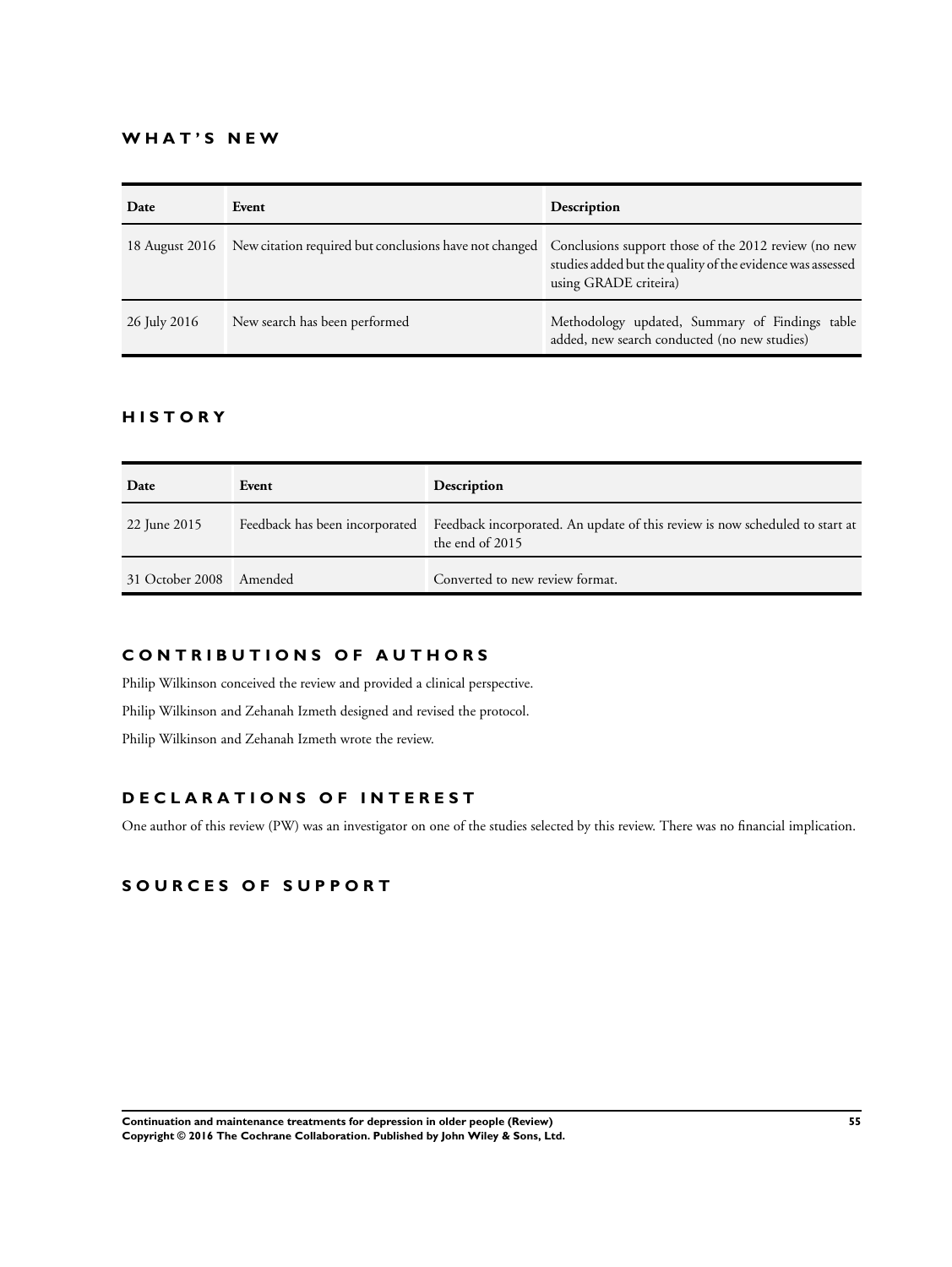## WHAT'S NEW

| Date | Event | Description |
| --- | --- | --- |
| 18 August 2016 | New citation required but conclusions have not changed | Conclusions support those of the 2012 review (no new studies added but the quality of the evidence was assessed using GRADE criteira) |
| 26 July 2016 | New search has been performed | Methodology updated, Summary of Findings table added, new search conducted (no new studies) |

## HISTORY

| Date | Event | Description |
| --- | --- | --- |
| 22 June 2015 | Feedback has been incorporated | Feedback incorporated. An update of this review is now scheduled to start at the end of 2015 |
| 31 October 2008 | Amended | Converted to new review format. |

## CONTRIBUTIONS OF AUTHORS

Philip Wilkinson conceived the review and provided a clinical perspective.

Philip Wilkinson and Zehanah Izmeth designed and revised the protocol.

Philip Wilkinson and Zehanah Izmeth wrote the review.

## DECLARATIONS OF INTEREST

One author of this review (PW) was an investigator on one of the studies selected by this review. There was no financial implication.

## SOURCES OF SUPPORT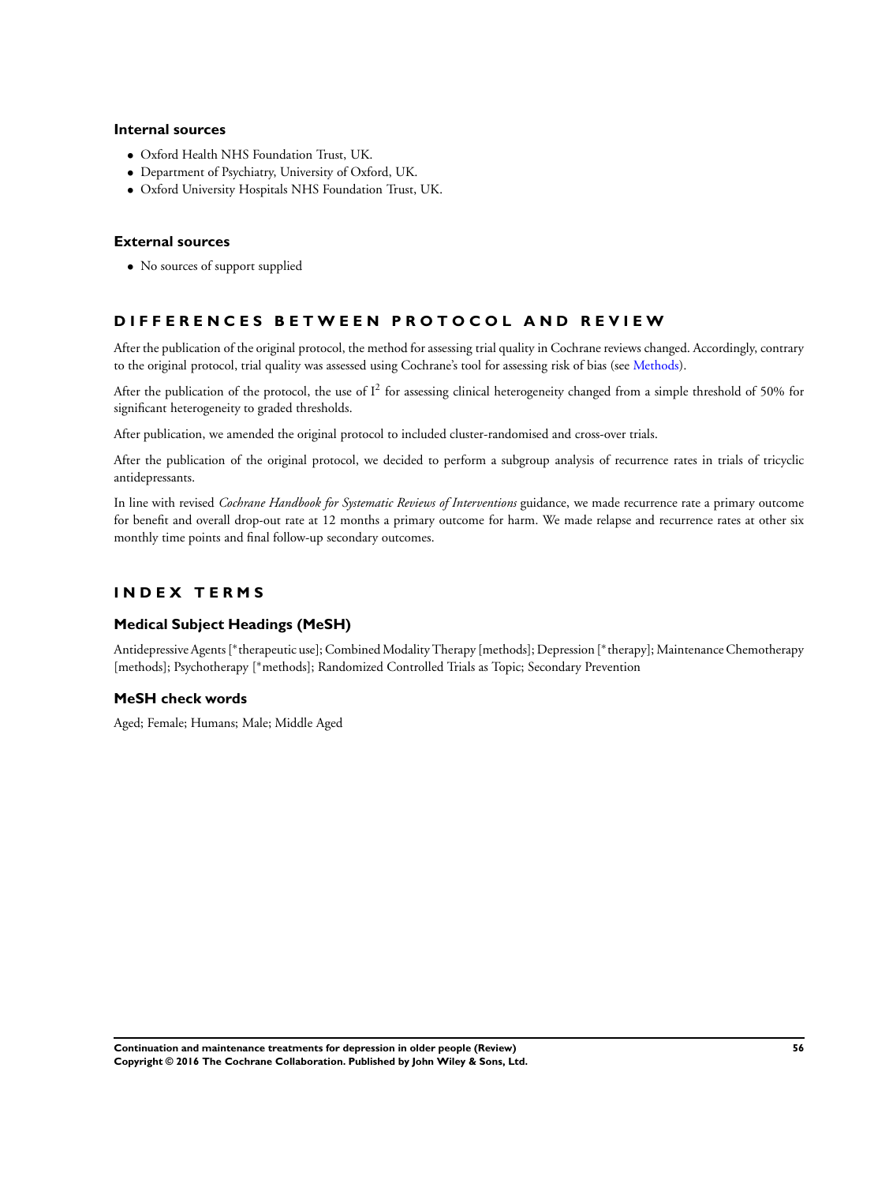### Internal sources

- Oxford Health NHS Foundation Trust, UK.
- Department of Psychiatry, University of Oxford, UK.
- Oxford University Hospitals NHS Foundation Trust, UK.

### External sources

- No sources of support supplied

## DIFFERENCES BETWEEN PROTOCOL AND REVIEW

After the publication of the original protocol, the method for assessing trial quality in Cochrane reviews changed. Accordingly, contrary to the original protocol, trial quality was assessed using Cochrane's tool for assessing risk of bias (see Methods).

After the publication of the protocol, the use of $I^2$ for assessing clinical heterogeneity changed from a simple threshold of 50% for significant heterogeneity to graded thresholds.

After publication, we amended the original protocol to included cluster-randomised and cross-over trials.

After the publication of the original protocol, we decided to perform a subgroup analysis of recurrence rates in trials of tricyclic antidepressants.

In line with revised *Cochrane Handbook for Systematic Reviews of Interventions* guidance, we made recurrence rate a primary outcome for benefit and overall drop-out rate at 12 months a primary outcome for harm. We made relapse and recurrence rates at other six monthly time points and final follow-up secondary outcomes.

## INDEX TERMS

### Medical Subject Headings (MeSH)

Antidepressive Agents [*therapeutic use]; Combined Modality Therapy [methods]; Depression [*therapy]; Maintenance Chemotherapy [methods]; Psychotherapy [*methods]; Randomized Controlled Trials as Topic; Secondary Prevention

### MeSH check words

Aged; Female; Humans; Male; Middle Aged